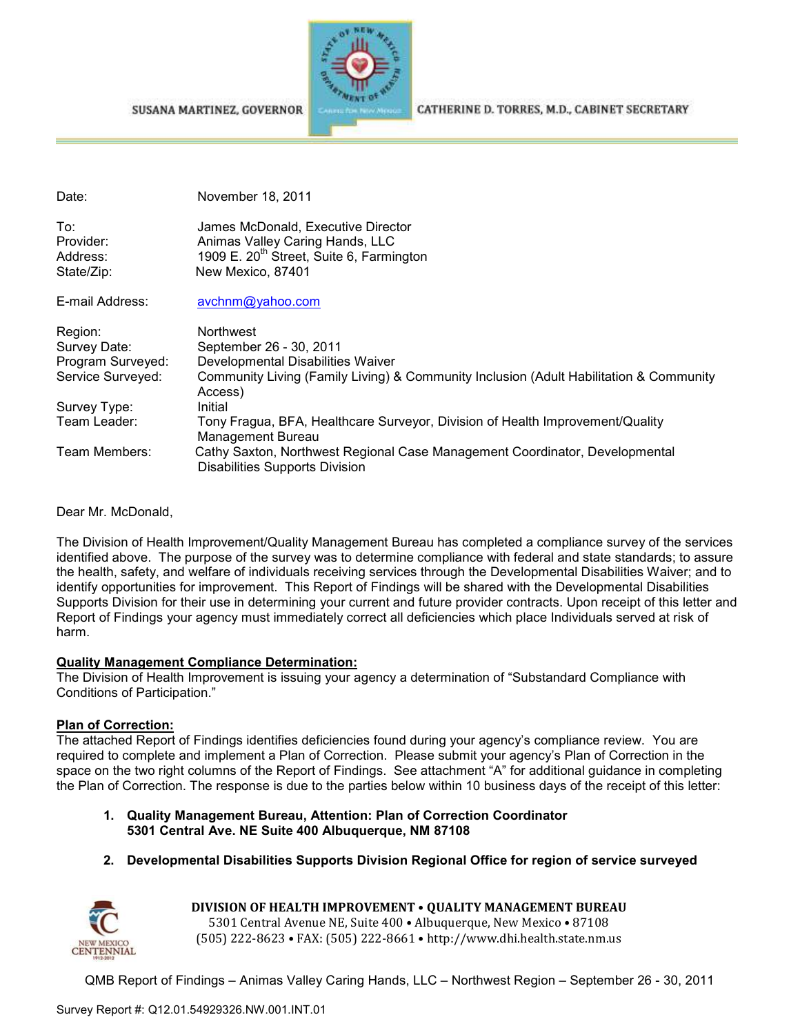SUSANA MARTINEZ, GOVERNOR CATHERINE D. TORRES, M.D., CABINET SECRETARY

| | |
|---|---|
| Date: | November 18, 2011 |
| To: | James McDonald, Executive Director |
| Provider: | Animas Valley Caring Hands, LLC |
| Address: | 1909 E. 20th Street, Suite 6, Farmington |
| State/Zip: | New Mexico, 87401 |
| E-mail Address: | avchnm@yahoo.com |
| Region: | Northwest |
| Survey Date: | September 26 - 30, 2011 |
| Program Surveyed: | Developmental Disabilities Waiver |
| Service Surveyed: | Community Living (Family Living) & Community Inclusion (Adult Habilitation & Community Access) |
| Survey Type: | Initial |
| Team Leader: | Tony Fragua, BFA, Healthcare Surveyor, Division of Health Improvement/Quality Management Bureau |
| Team Members: | Cathy Saxton, Northwest Regional Case Management Coordinator, Developmental Disabilities Supports Division |

Dear Mr. McDonald,

The Division of Health Improvement/Quality Management Bureau has completed a compliance survey of the services identified above. The purpose of the survey was to determine compliance with federal and state standards; to assure the health, safety, and welfare of individuals receiving services through the Developmental Disabilities Waiver; and to identify opportunities for improvement. This Report of Findings will be shared with the Developmental Disabilities Supports Division for their use in determining your current and future provider contracts. Upon receipt of this letter and Report of Findings your agency must immediately correct all deficiencies which place Individuals served at risk of harm.

**Quality Management Compliance Determination:**

The Division of Health Improvement is issuing your agency a determination of "Substandard Compliance with Conditions of Participation."

**Plan of Correction:**

The attached Report of Findings identifies deficiencies found during your agency's compliance review. You are required to complete and implement a Plan of Correction. Please submit your agency's Plan of Correction in the space on the two right columns of the Report of Findings. See attachment "A" for additional guidance in completing the Plan of Correction. The response is due to the parties below within 10 business days of the receipt of this letter:

1. **Quality Management Bureau, Attention: Plan of Correction Coordinator 5301 Central Ave. NE Suite 400 Albuquerque, NM 87108**
2. **Developmental Disabilities Supports Division Regional Office for region of service surveyed**

**DIVISION OF HEALTH IMPROVEMENT • QUALITY MANAGEMENT BUREAU**
5301 Central Avenue NE, Suite 400 • Albuquerque, New Mexico • 87108
(505) 222-8623 • FAX: (505) 222-8661 • http://www.dhi.health.state.nm.us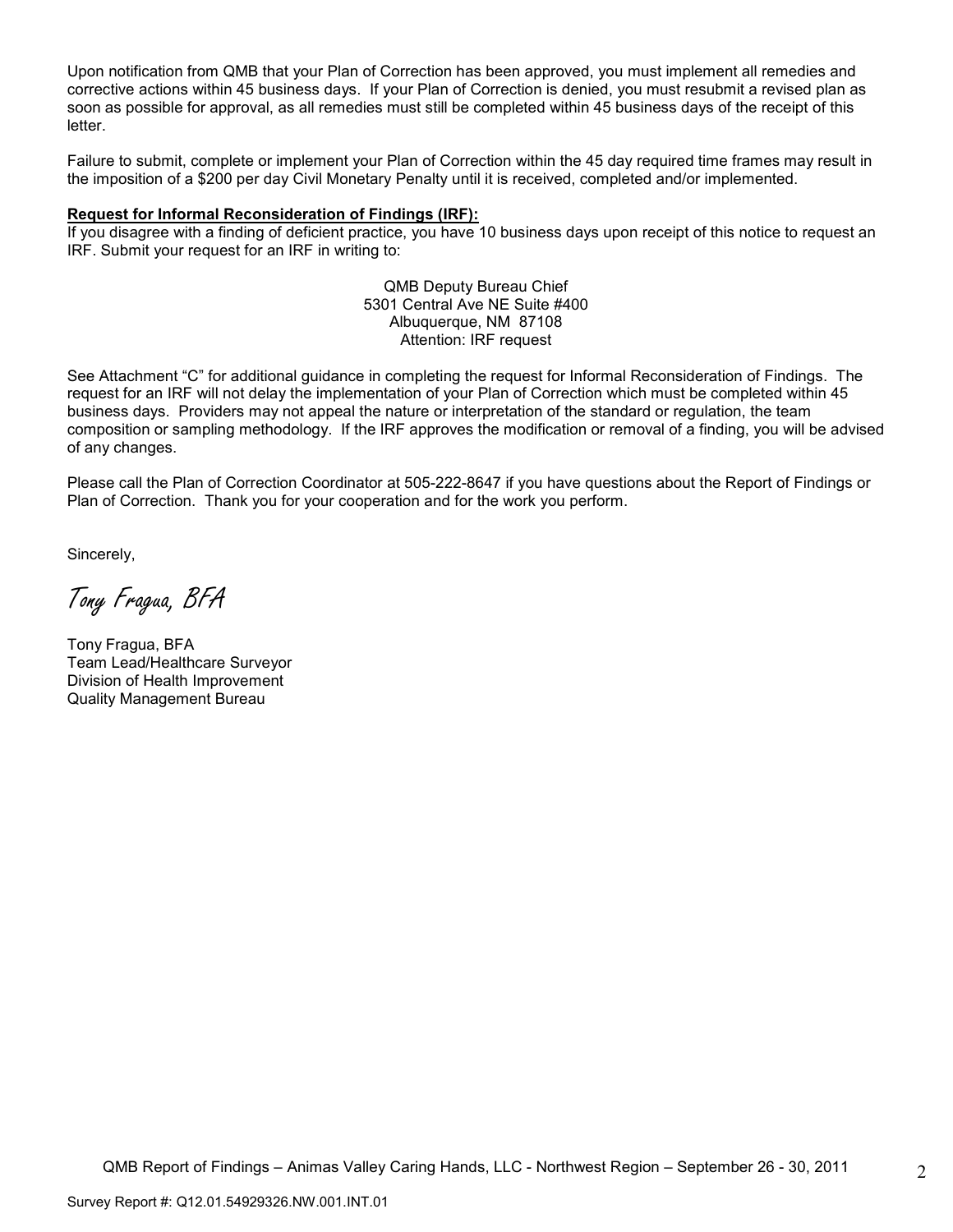Upon notification from QMB that your Plan of Correction has been approved, you must implement all remedies and corrective actions within 45 business days. If your Plan of Correction is denied, you must resubmit a revised plan as soon as possible for approval, as all remedies must still be completed within 45 business days of the receipt of this letter.

Failure to submit, complete or implement your Plan of Correction within the 45 day required time frames may result in the imposition of a $200 per day Civil Monetary Penalty until it is received, completed and/or implemented.

**Request for Informal Reconsideration of Findings (IRF):**
If you disagree with a finding of deficient practice, you have 10 business days upon receipt of this notice to request an IRF. Submit your request for an IRF in writing to:

QMB Deputy Bureau Chief
5301 Central Ave NE Suite #400
Albuquerque, NM 87108
Attention: IRF request

See Attachment "C" for additional guidance in completing the request for Informal Reconsideration of Findings. The request for an IRF will not delay the implementation of your Plan of Correction which must be completed within 45 business days. Providers may not appeal the nature or interpretation of the standard or regulation, the team composition or sampling methodology. If the IRF approves the modification or removal of a finding, you will be advised of any changes.

Please call the Plan of Correction Coordinator at 505-222-8647 if you have questions about the Report of Findings or Plan of Correction. Thank you for your cooperation and for the work you perform.

Sincerely,

*Tony Fragua, BFA*

Tony Fragua, BFA
Team Lead/Healthcare Surveyor
Division of Health Improvement
Quality Management Bureau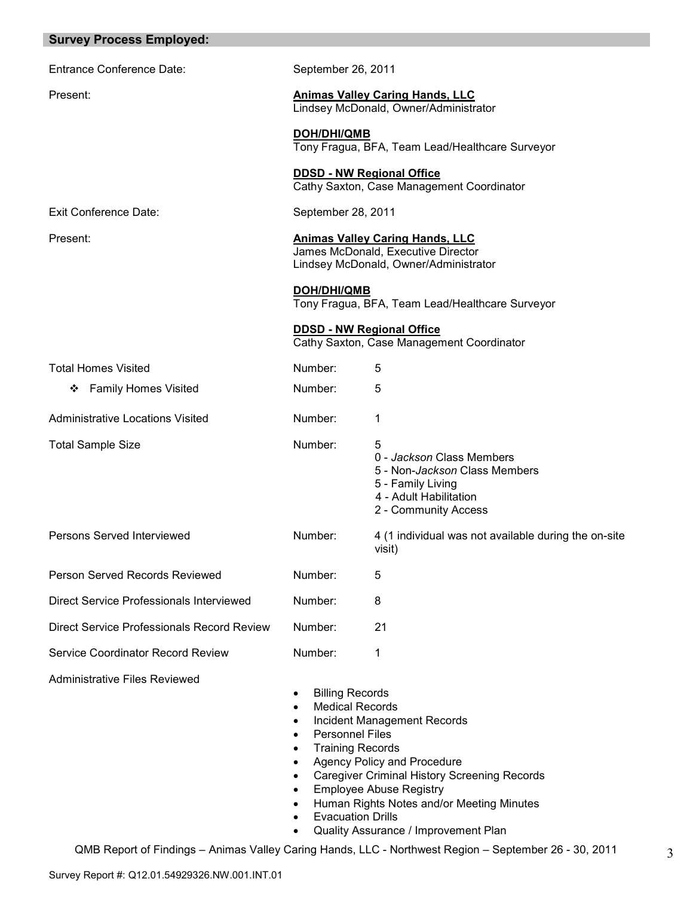## Survey Process Employed:

| | | |
|---|---|---|
| Entrance Conference Date: | September 26, 2011 | |
| Present: | **Animas Valley Caring Hands, LLC**<br>Lindsey McDonald, Owner/Administrator<br><br>**DOH/DHI/QMB**<br>Tony Fragua, BFA, Team Lead/Healthcare Surveyor<br><br>**DDSD - NW Regional Office**<br>Cathy Saxton, Case Management Coordinator | |
| Exit Conference Date: | September 28, 2011 | |
| Present: | **Animas Valley Caring Hands, LLC**<br>James McDonald, Executive Director<br>Lindsey McDonald, Owner/Administrator<br><br>**DOH/DHI/QMB**<br>Tony Fragua, BFA, Team Lead/Healthcare Surveyor<br><br>**DDSD - NW Regional Office**<br>Cathy Saxton, Case Management Coordinator | |
| Total Homes Visited | Number: | 5 |
| ❖ Family Homes Visited | Number: | 5 |
| Administrative Locations Visited | Number: | 1 |
| Total Sample Size | Number: | 5<br>0 - *Jackson* Class Members<br>5 - Non-*Jackson* Class Members<br>5 - Family Living<br>4 - Adult Habilitation<br>2 - Community Access |
| Persons Served Interviewed | Number: | 4 (1 individual was not available during the on-site visit) |
| Person Served Records Reviewed | Number: | 5 |
| Direct Service Professionals Interviewed | Number: | 8 |
| Direct Service Professionals Record Review | Number: | 21 |
| Service Coordinator Record Review | Number: | 1 |

Administrative Files Reviewed

- Billing Records
- Medical Records
- Incident Management Records
- Personnel Files
- Training Records
- Agency Policy and Procedure
- Caregiver Criminal History Screening Records
- Employee Abuse Registry
- Human Rights Notes and/or Meeting Minutes
- Evacuation Drills
- Quality Assurance / Improvement Plan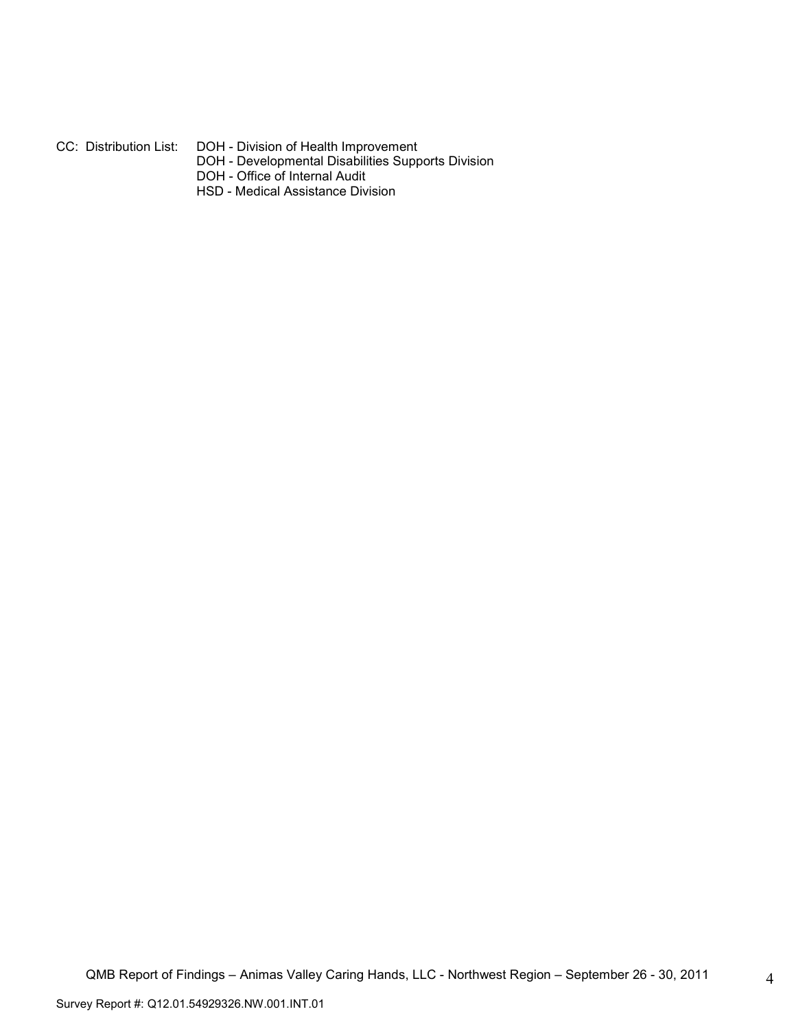CC: Distribution List: DOH - Division of Health Improvement
DOH - Developmental Disabilities Supports Division
DOH - Office of Internal Audit
HSD - Medical Assistance Division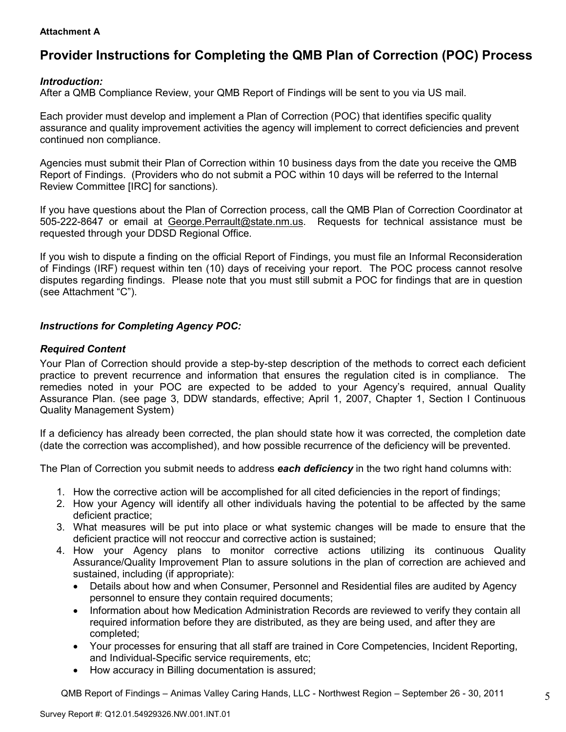**Attachment A**

# Provider Instructions for Completing the QMB Plan of Correction (POC) Process

***Introduction:***
After a QMB Compliance Review, your QMB Report of Findings will be sent to you via US mail.

Each provider must develop and implement a Plan of Correction (POC) that identifies specific quality assurance and quality improvement activities the agency will implement to correct deficiencies and prevent continued non compliance.

Agencies must submit their Plan of Correction within 10 business days from the date you receive the QMB Report of Findings. (Providers who do not submit a POC within 10 days will be referred to the Internal Review Committee [IRC] for sanctions).

If you have questions about the Plan of Correction process, call the QMB Plan of Correction Coordinator at 505-222-8647 or email at George.Perrault@state.nm.us. Requests for technical assistance must be requested through your DDSD Regional Office.

If you wish to dispute a finding on the official Report of Findings, you must file an Informal Reconsideration of Findings (IRF) request within ten (10) days of receiving your report. The POC process cannot resolve disputes regarding findings. Please note that you must still submit a POC for findings that are in question (see Attachment "C").

***Instructions for Completing Agency POC:***

***Required Content***
Your Plan of Correction should provide a step-by-step description of the methods to correct each deficient practice to prevent recurrence and information that ensures the regulation cited is in compliance. The remedies noted in your POC are expected to be added to your Agency's required, annual Quality Assurance Plan. (see page 3, DDW standards, effective; April 1, 2007, Chapter 1, Section I Continuous Quality Management System)

If a deficiency has already been corrected, the plan should state how it was corrected, the completion date (date the correction was accomplished), and how possible recurrence of the deficiency will be prevented.

The Plan of Correction you submit needs to address ***each deficiency*** in the two right hand columns with:

1. How the corrective action will be accomplished for all cited deficiencies in the report of findings;
2. How your Agency will identify all other individuals having the potential to be affected by the same deficient practice;
3. What measures will be put into place or what systemic changes will be made to ensure that the deficient practice will not reoccur and corrective action is sustained;
4. How your Agency plans to monitor corrective actions utilizing its continuous Quality Assurance/Quality Improvement Plan to assure solutions in the plan of correction are achieved and sustained, including (if appropriate):
   - Details about how and when Consumer, Personnel and Residential files are audited by Agency personnel to ensure they contain required documents;
   - Information about how Medication Administration Records are reviewed to verify they contain all required information before they are distributed, as they are being used, and after they are completed;
   - Your processes for ensuring that all staff are trained in Core Competencies, Incident Reporting, and Individual-Specific service requirements, etc;
   - How accuracy in Billing documentation is assured;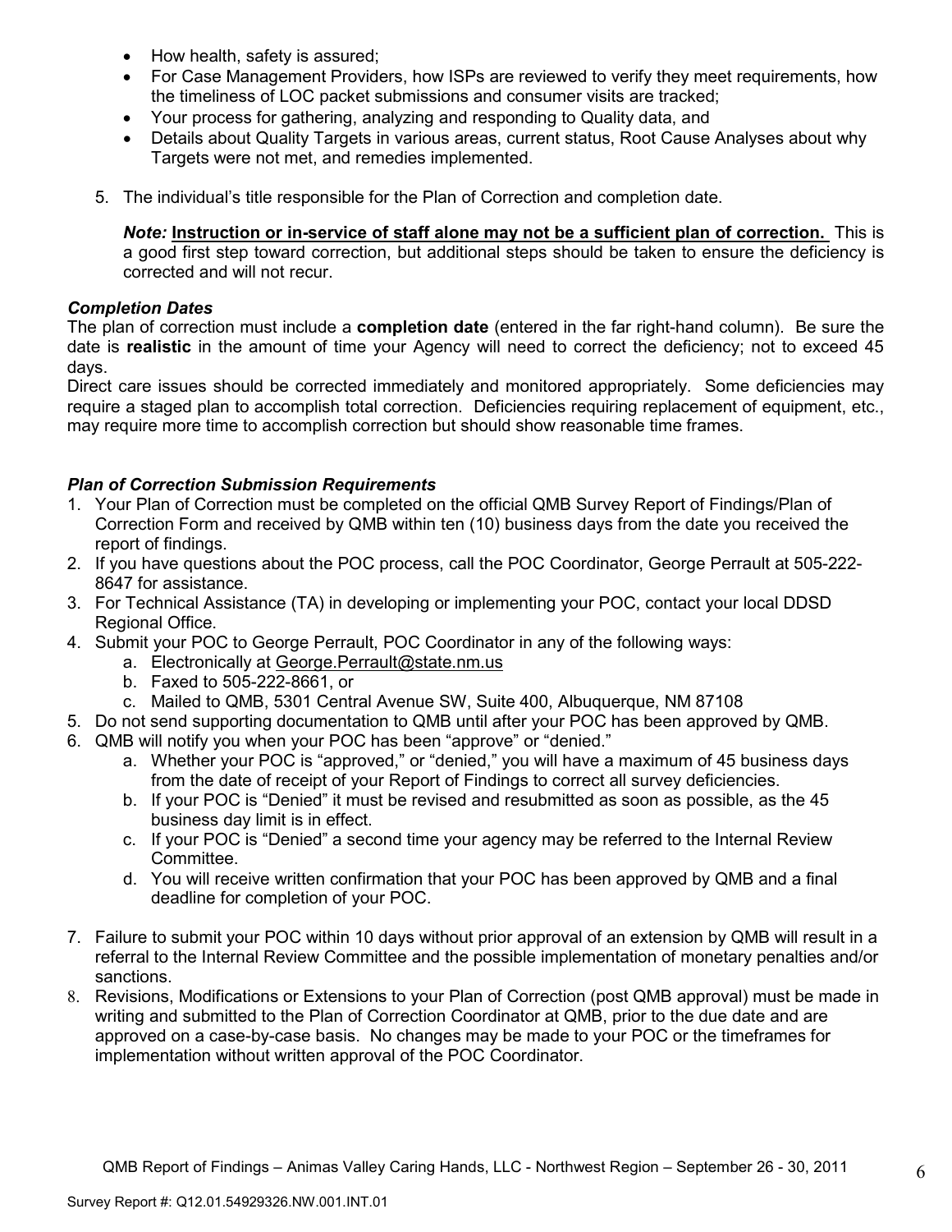- How health, safety is assured;
- For Case Management Providers, how ISPs are reviewed to verify they meet requirements, how the timeliness of LOC packet submissions and consumer visits are tracked;
- Your process for gathering, analyzing and responding to Quality data, and
- Details about Quality Targets in various areas, current status, Root Cause Analyses about why Targets were not met, and remedies implemented.

5. The individual's title responsible for the Plan of Correction and completion date.

   ***Note:*** **Instruction or in-service of staff alone may not be a sufficient plan of correction.** This is a good first step toward correction, but additional steps should be taken to ensure the deficiency is corrected and will not recur.

***Completion Dates***
The plan of correction must include a **completion date** (entered in the far right-hand column). Be sure the date is **realistic** in the amount of time your Agency will need to correct the deficiency; not to exceed 45 days.
Direct care issues should be corrected immediately and monitored appropriately. Some deficiencies may require a staged plan to accomplish total correction. Deficiencies requiring replacement of equipment, etc., may require more time to accomplish correction but should show reasonable time frames.

***Plan of Correction Submission Requirements***
1. Your Plan of Correction must be completed on the official QMB Survey Report of Findings/Plan of Correction Form and received by QMB within ten (10) business days from the date you received the report of findings.
2. If you have questions about the POC process, call the POC Coordinator, George Perrault at 505-222-8647 for assistance.
3. For Technical Assistance (TA) in developing or implementing your POC, contact your local DDSD Regional Office.
4. Submit your POC to George Perrault, POC Coordinator in any of the following ways:
   a. Electronically at George.Perrault@state.nm.us
   b. Faxed to 505-222-8661, or
   c. Mailed to QMB, 5301 Central Avenue SW, Suite 400, Albuquerque, NM 87108
5. Do not send supporting documentation to QMB until after your POC has been approved by QMB.
6. QMB will notify you when your POC has been "approve" or "denied."
   a. Whether your POC is "approved," or "denied," you will have a maximum of 45 business days from the date of receipt of your Report of Findings to correct all survey deficiencies.
   b. If your POC is "Denied" it must be revised and resubmitted as soon as possible, as the 45 business day limit is in effect.
   c. If your POC is "Denied" a second time your agency may be referred to the Internal Review Committee.
   d. You will receive written confirmation that your POC has been approved by QMB and a final deadline for completion of your POC.
7. Failure to submit your POC within 10 days without prior approval of an extension by QMB will result in a referral to the Internal Review Committee and the possible implementation of monetary penalties and/or sanctions.
8. Revisions, Modifications or Extensions to your Plan of Correction (post QMB approval) must be made in writing and submitted to the Plan of Correction Coordinator at QMB, prior to the due date and are approved on a case-by-case basis. No changes may be made to your POC or the timeframes for implementation without written approval of the POC Coordinator.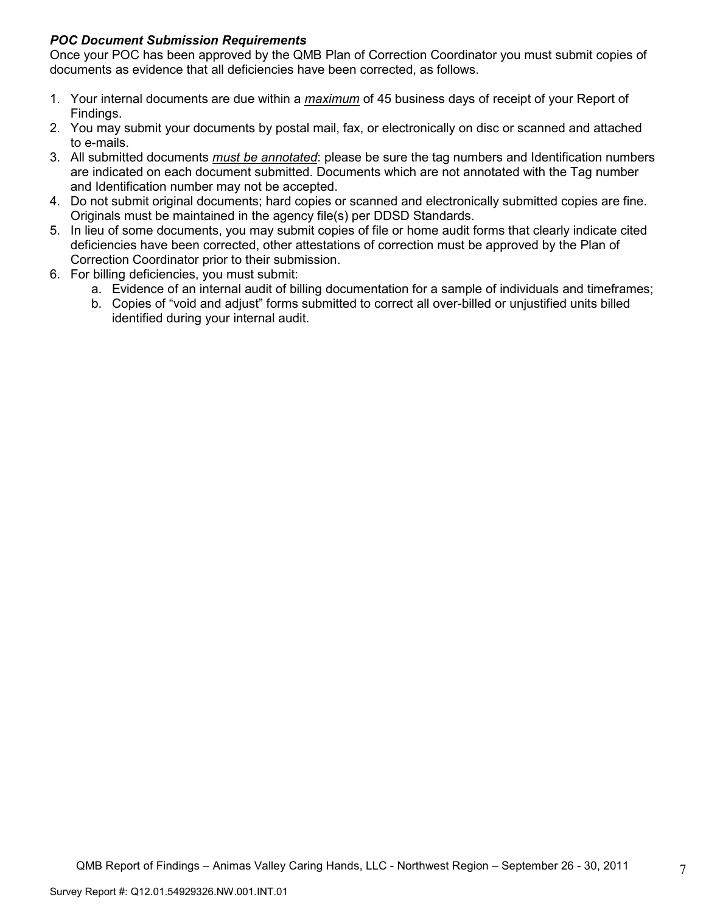***POC Document Submission Requirements***

Once your POC has been approved by the QMB Plan of Correction Coordinator you must submit copies of documents as evidence that all deficiencies have been corrected, as follows.

1. Your internal documents are due within a ***maximum*** of 45 business days of receipt of your Report of Findings.
2. You may submit your documents by postal mail, fax, or electronically on disc or scanned and attached to e-mails.
3. All submitted documents ***must be annotated***: please be sure the tag numbers and Identification numbers are indicated on each document submitted. Documents which are not annotated with the Tag number and Identification number may not be accepted.
4. Do not submit original documents; hard copies or scanned and electronically submitted copies are fine. Originals must be maintained in the agency file(s) per DDSD Standards.
5. In lieu of some documents, you may submit copies of file or home audit forms that clearly indicate cited deficiencies have been corrected, other attestations of correction must be approved by the Plan of Correction Coordinator prior to their submission.
6. For billing deficiencies, you must submit:
   a. Evidence of an internal audit of billing documentation for a sample of individuals and timeframes;
   b. Copies of "void and adjust" forms submitted to correct all over-billed or unjustified units billed identified during your internal audit.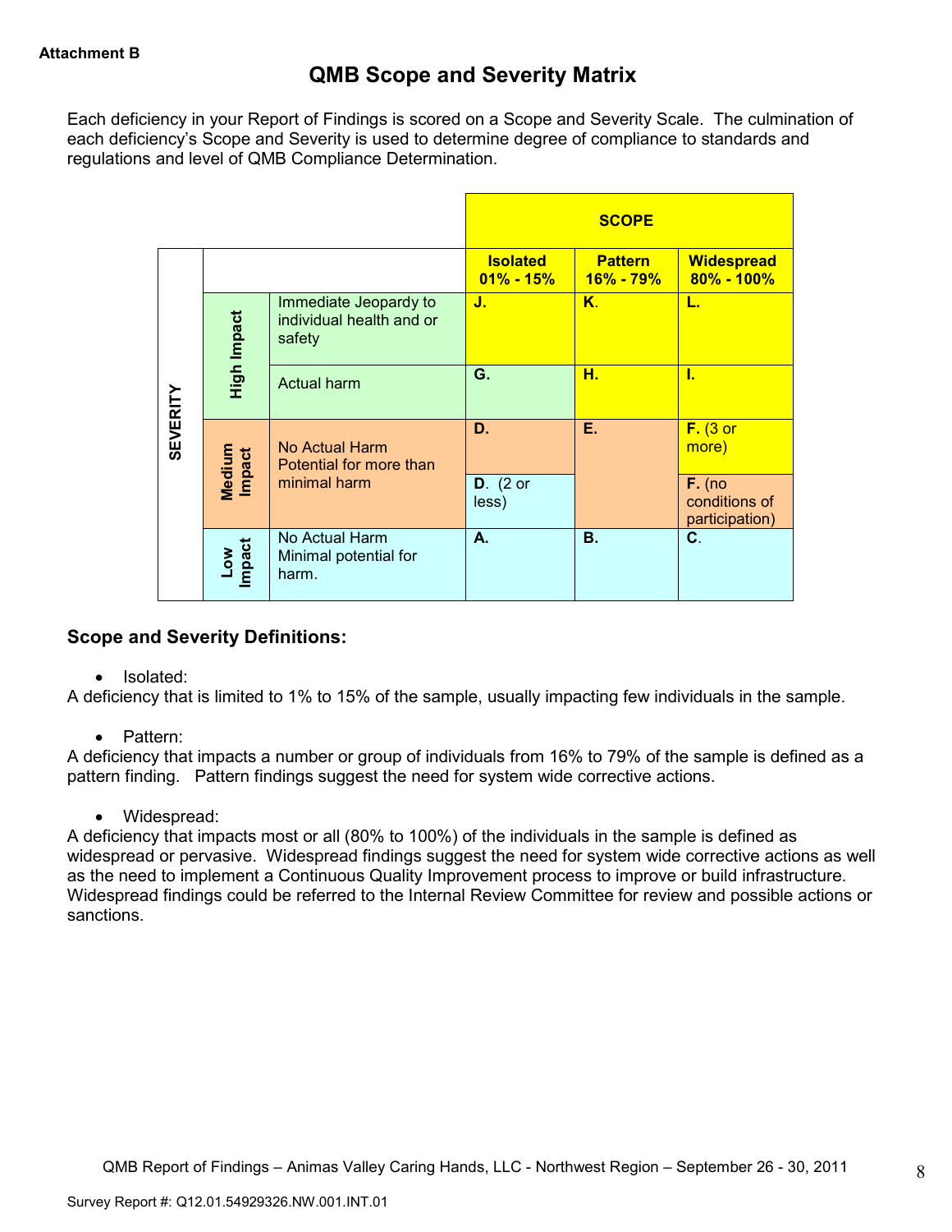**Attachment B**

# QMB Scope and Severity Matrix

Each deficiency in your Report of Findings is scored on a Scope and Severity Scale. The culmination of each deficiency's Scope and Severity is used to determine degree of compliance to standards and regulations and level of QMB Compliance Determination.

| SEVERITY | | | SCOPE | | |
|---|---|---|---|---|---|
| | | | **Isolated 01% - 15%** | **Pattern 16% - 79%** | **Widespread 80% - 100%** |
| | **High Impact** | Immediate Jeopardy to individual health and or safety | **J.** | **K.** | **L.** |
| | | Actual harm | **G.** | **H.** | **I.** |
| | **Medium Impact** | No Actual Harm Potential for more than minimal harm | **D.** | **E.** | **F.** (3 or more) |
| | | | **D.** (2 or less) | | **F.** (no conditions of participation) |
| | **Low Impact** | No Actual Harm Minimal potential for harm. | **A.** | **B.** | **C.** |

## Scope and Severity Definitions:

- Isolated:

A deficiency that is limited to 1% to 15% of the sample, usually impacting few individuals in the sample.

- Pattern:

A deficiency that impacts a number or group of individuals from 16% to 79% of the sample is defined as a pattern finding. Pattern findings suggest the need for system wide corrective actions.

- Widespread:

A deficiency that impacts most or all (80% to 100%) of the individuals in the sample is defined as widespread or pervasive. Widespread findings suggest the need for system wide corrective actions as well as the need to implement a Continuous Quality Improvement process to improve or build infrastructure. Widespread findings could be referred to the Internal Review Committee for review and possible actions or sanctions.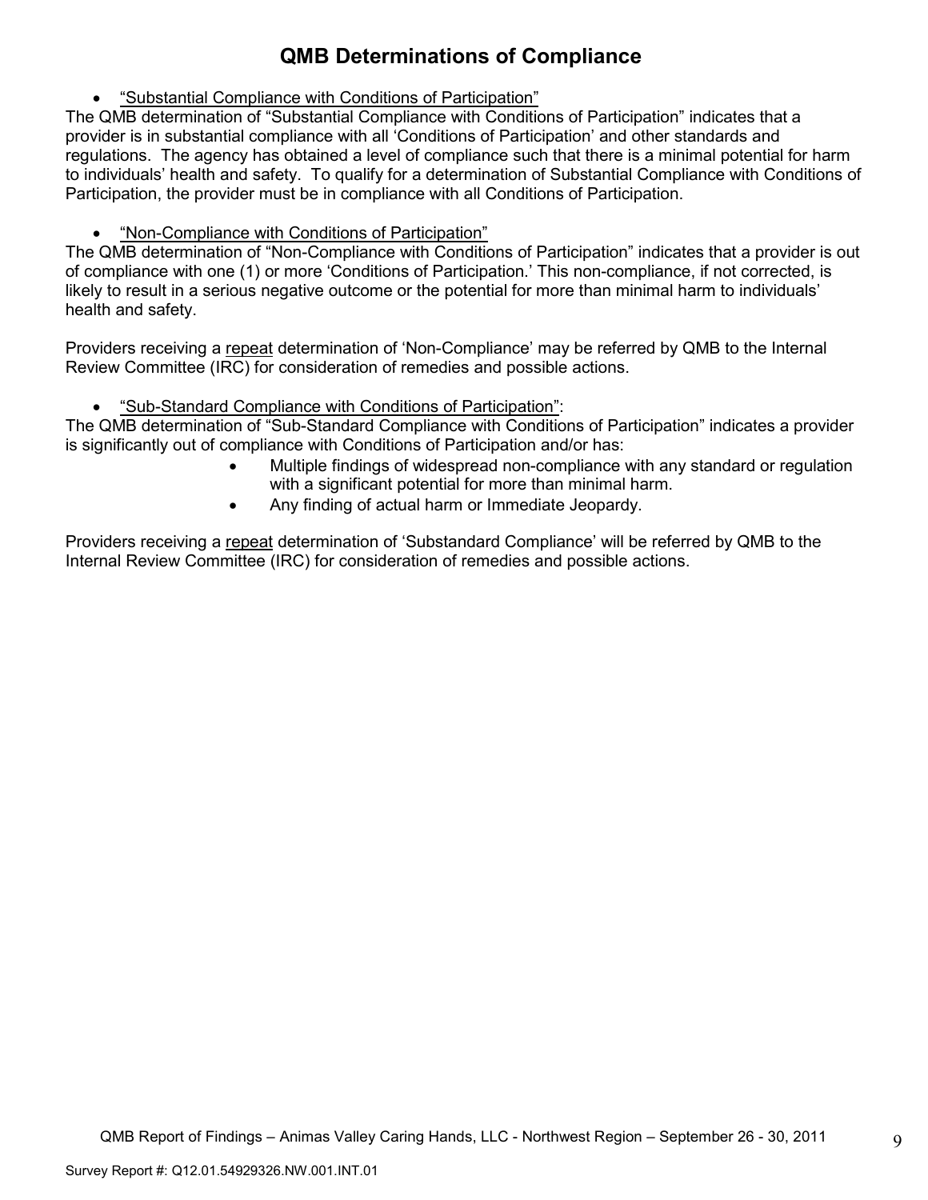# QMB Determinations of Compliance

- "Substantial Compliance with Conditions of Participation"

The QMB determination of "Substantial Compliance with Conditions of Participation" indicates that a provider is in substantial compliance with all 'Conditions of Participation' and other standards and regulations. The agency has obtained a level of compliance such that there is a minimal potential for harm to individuals' health and safety. To qualify for a determination of Substantial Compliance with Conditions of Participation, the provider must be in compliance with all Conditions of Participation.

- "Non-Compliance with Conditions of Participation"

The QMB determination of "Non-Compliance with Conditions of Participation" indicates that a provider is out of compliance with one (1) or more 'Conditions of Participation.' This non-compliance, if not corrected, is likely to result in a serious negative outcome or the potential for more than minimal harm to individuals' health and safety.

Providers receiving a repeat determination of 'Non-Compliance' may be referred by QMB to the Internal Review Committee (IRC) for consideration of remedies and possible actions.

- "Sub-Standard Compliance with Conditions of Participation":

The QMB determination of "Sub-Standard Compliance with Conditions of Participation" indicates a provider is significantly out of compliance with Conditions of Participation and/or has:

- Multiple findings of widespread non-compliance with any standard or regulation with a significant potential for more than minimal harm.
- Any finding of actual harm or Immediate Jeopardy.

Providers receiving a repeat determination of 'Substandard Compliance' will be referred by QMB to the Internal Review Committee (IRC) for consideration of remedies and possible actions.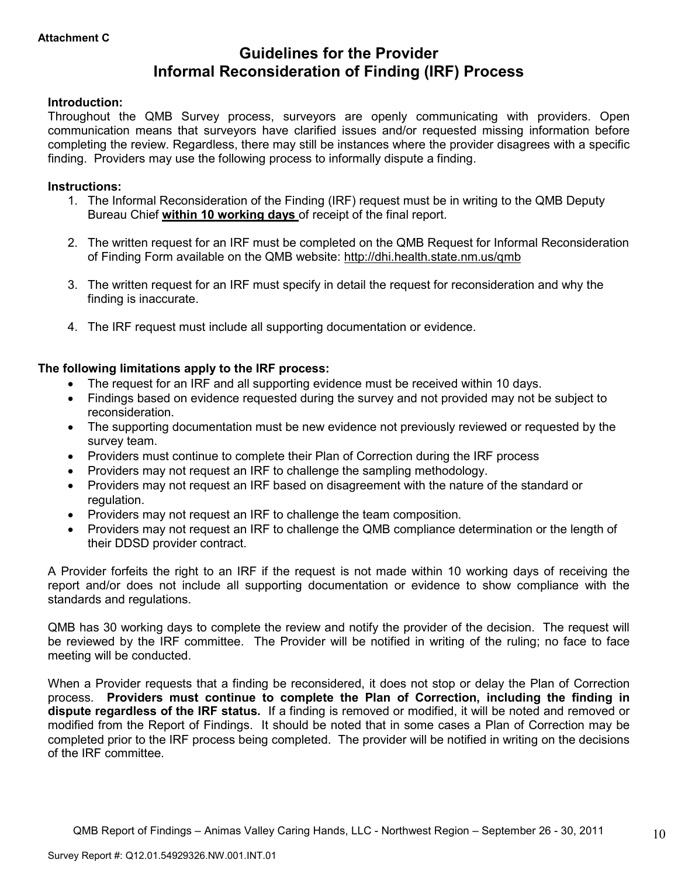**Attachment C**

# Guidelines for the Provider
# Informal Reconsideration of Finding (IRF) Process

**Introduction:**
Throughout the QMB Survey process, surveyors are openly communicating with providers. Open communication means that surveyors have clarified issues and/or requested missing information before completing the review. Regardless, there may still be instances where the provider disagrees with a specific finding. Providers may use the following process to informally dispute a finding.

**Instructions:**

1. The Informal Reconsideration of the Finding (IRF) request must be in writing to the QMB Deputy Bureau Chief **within 10 working days** of receipt of the final report.

2. The written request for an IRF must be completed on the QMB Request for Informal Reconsideration of Finding Form available on the QMB website: http://dhi.health.state.nm.us/qmb

3. The written request for an IRF must specify in detail the request for reconsideration and why the finding is inaccurate.

4. The IRF request must include all supporting documentation or evidence.

**The following limitations apply to the IRF process:**

- The request for an IRF and all supporting evidence must be received within 10 days.
- Findings based on evidence requested during the survey and not provided may not be subject to reconsideration.
- The supporting documentation must be new evidence not previously reviewed or requested by the survey team.
- Providers must continue to complete their Plan of Correction during the IRF process
- Providers may not request an IRF to challenge the sampling methodology.
- Providers may not request an IRF based on disagreement with the nature of the standard or regulation.
- Providers may not request an IRF to challenge the team composition.
- Providers may not request an IRF to challenge the QMB compliance determination or the length of their DDSD provider contract.

A Provider forfeits the right to an IRF if the request is not made within 10 working days of receiving the report and/or does not include all supporting documentation or evidence to show compliance with the standards and regulations.

QMB has 30 working days to complete the review and notify the provider of the decision. The request will be reviewed by the IRF committee. The Provider will be notified in writing of the ruling; no face to face meeting will be conducted.

When a Provider requests that a finding be reconsidered, it does not stop or delay the Plan of Correction process. **Providers must continue to complete the Plan of Correction, including the finding in dispute regardless of the IRF status.** If a finding is removed or modified, it will be noted and removed or modified from the Report of Findings. It should be noted that in some cases a Plan of Correction may be completed prior to the IRF process being completed. The provider will be notified in writing on the decisions of the IRF committee.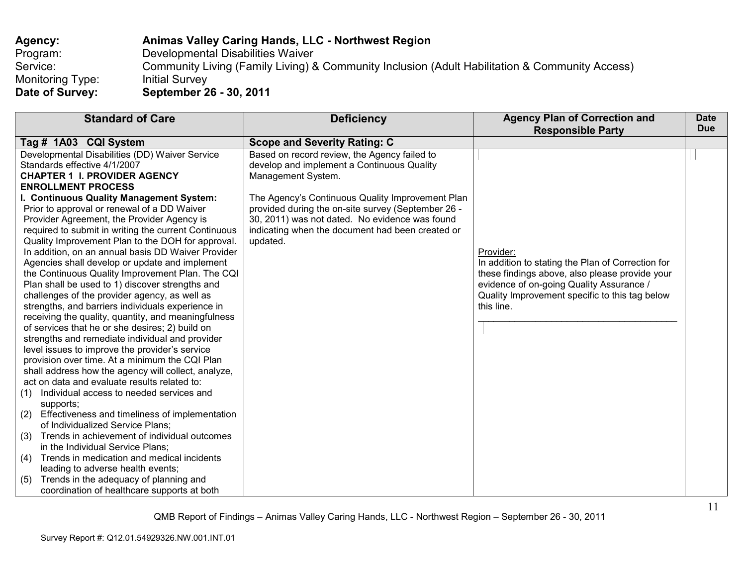**Agency:** **Animas Valley Caring Hands, LLC - Northwest Region**
Program: Developmental Disabilities Waiver
Service: Community Living (Family Living) & Community Inclusion (Adult Habilitation & Community Access)
Monitoring Type: Initial Survey
**Date of Survey:** **September 26 - 30, 2011**

| Standard of Care | Deficiency | Agency Plan of Correction and Responsible Party | Date Due |
|---|---|---|---|
| **Tag # 1A03 CQI System** | **Scope and Severity Rating: C** | | |
| Developmental Disabilities (DD) Waiver Service Standards effective 4/1/2007<br>**CHAPTER 1 I. PROVIDER AGENCY ENROLLMENT PROCESS**<br>**I. Continuous Quality Management System:** Prior to approval or renewal of a DD Waiver Provider Agreement, the Provider Agency is required to submit in writing the current Continuous Quality Improvement Plan to the DOH for approval. In addition, on an annual basis DD Waiver Provider Agencies shall develop or update and implement the Continuous Quality Improvement Plan. The CQI Plan shall be used to 1) discover strengths and challenges of the provider agency, as well as strengths, and barriers individuals experience in receiving the quality, quantity, and meaningfulness of services that he or she desires; 2) build on strengths and remediate individual and provider level issues to improve the provider's service provision over time. At a minimum the CQI Plan shall address how the agency will collect, analyze, act on data and evaluate results related to:<br>(1) Individual access to needed services and supports;<br>(2) Effectiveness and timeliness of implementation of Individualized Service Plans;<br>(3) Trends in achievement of individual outcomes in the Individual Service Plans;<br>(4) Trends in medication and medical incidents leading to adverse health events;<br>(5) Trends in the adequacy of planning and coordination of healthcare supports at both | Based on record review, the Agency failed to develop and implement a Continuous Quality Management System.<br><br>The Agency's Continuous Quality Improvement Plan provided during the on-site survey (September 26 - 30, 2011) was not dated. No evidence was found indicating when the document had been created or updated. | Provider:<br>In addition to stating the Plan of Correction for these findings above, also please provide your evidence of on-going Quality Assurance / Quality Improvement specific to this tag below this line.<br>_______________________________________ | |

QMB Report of Findings – Animas Valley Caring Hands, LLC - Northwest Region – September 26 - 30, 2011

Survey Report #: Q12.01.54929326.NW.001.INT.01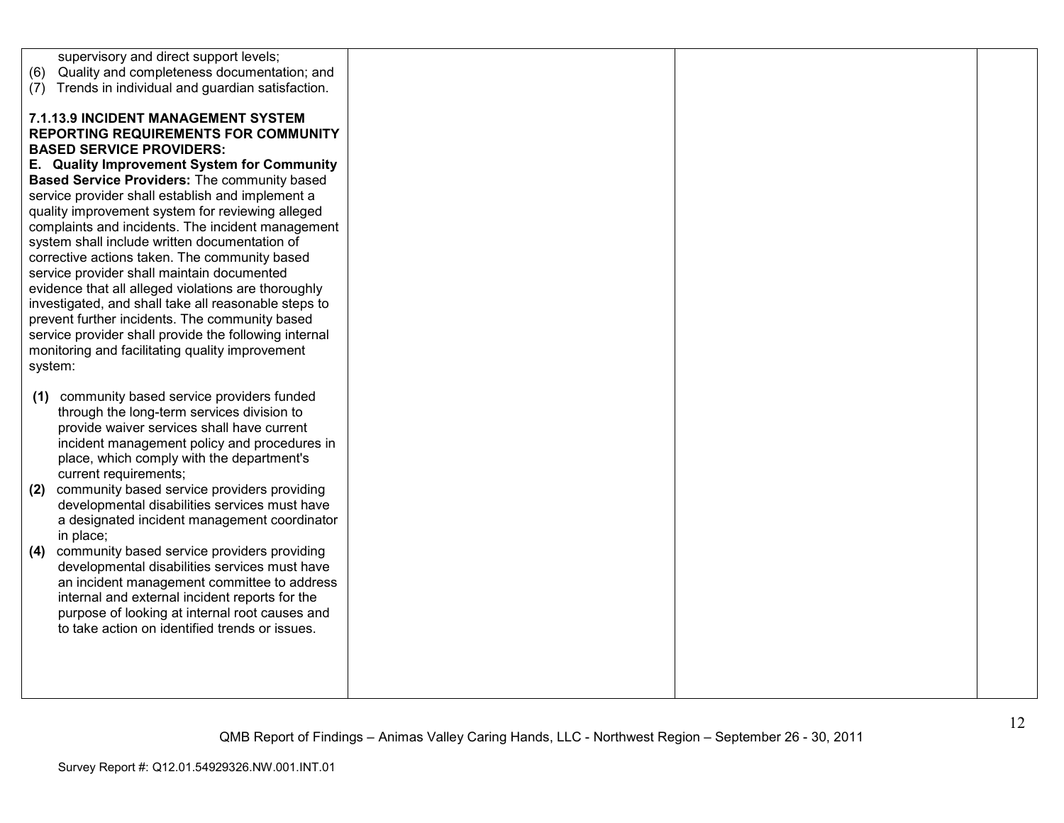| | | | |
|---|---|---|---|
| supervisory and direct support levels;<br>(6) Quality and completeness documentation; and<br>(7) Trends in individual and guardian satisfaction.<br><br>**7.1.13.9 INCIDENT MANAGEMENT SYSTEM REPORTING REQUIREMENTS FOR COMMUNITY BASED SERVICE PROVIDERS:**<br>**E. Quality Improvement System for Community Based Service Providers:** The community based service provider shall establish and implement a quality improvement system for reviewing alleged complaints and incidents. The incident management system shall include written documentation of corrective actions taken. The community based service provider shall maintain documented evidence that all alleged violations are thoroughly investigated, and shall take all reasonable steps to prevent further incidents. The community based service provider shall provide the following internal monitoring and facilitating quality improvement system:<br><br>**(1)** community based service providers funded through the long-term services division to provide waiver services shall have current incident management policy and procedures in place, which comply with the department's current requirements;<br>**(2)** community based service providers providing developmental disabilities services must have a designated incident management coordinator in place;<br>**(4)** community based service providers providing developmental disabilities services must have an incident management committee to address internal and external incident reports for the purpose of looking at internal root causes and to take action on identified trends or issues. | | | |

QMB Report of Findings – Animas Valley Caring Hands, LLC - Northwest Region – September 26 - 30, 2011

Survey Report #: Q12.01.54929326.NW.001.INT.01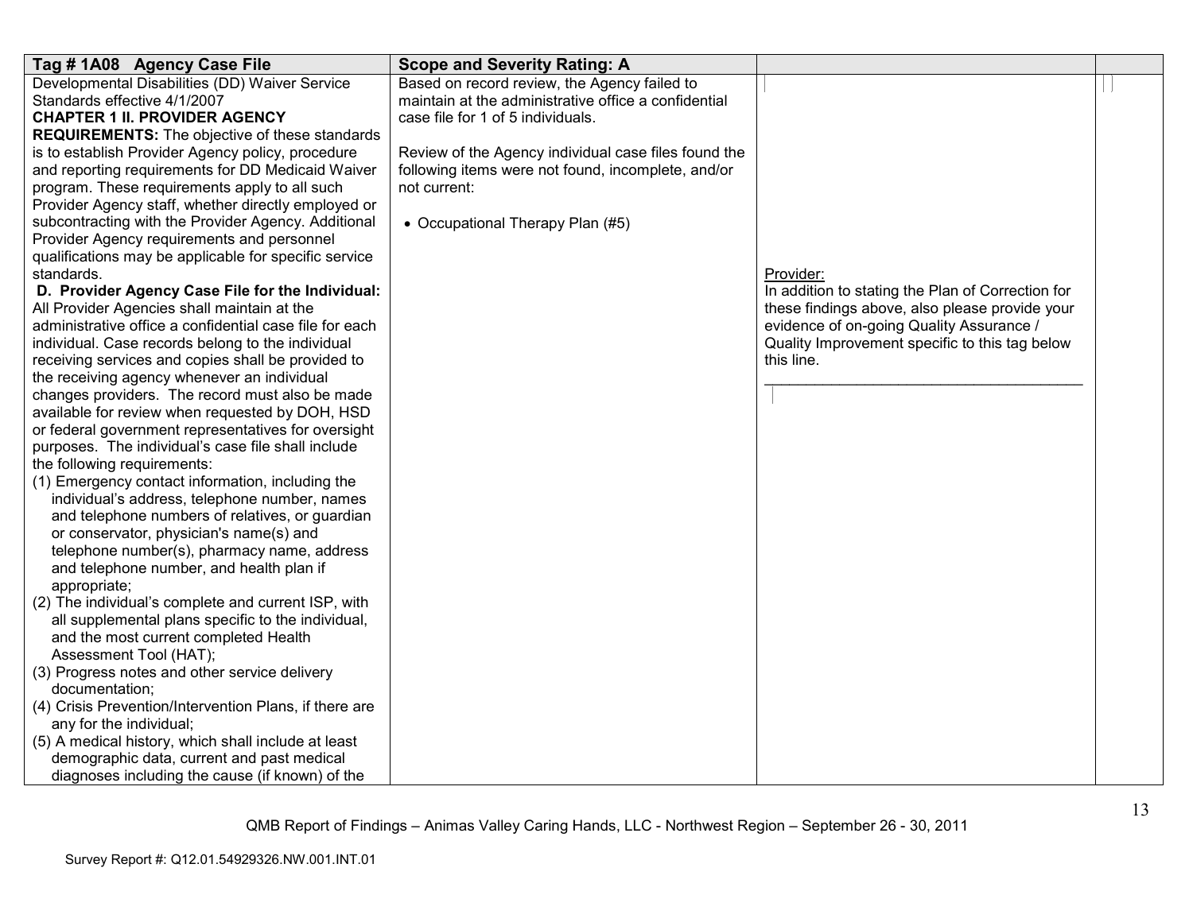| Tag # 1A08 Agency Case File | Scope and Severity Rating: A | | |
|---|---|---|---|
| Developmental Disabilities (DD) Waiver Service Standards effective 4/1/2007<br>**CHAPTER 1 II. PROVIDER AGENCY REQUIREMENTS:** The objective of these standards is to establish Provider Agency policy, procedure and reporting requirements for DD Medicaid Waiver program. These requirements apply to all such Provider Agency staff, whether directly employed or subcontracting with the Provider Agency. Additional Provider Agency requirements and personnel qualifications may be applicable for specific service standards.<br>**D. Provider Agency Case File for the Individual:** All Provider Agencies shall maintain at the administrative office a confidential case file for each individual. Case records belong to the individual receiving services and copies shall be provided to the receiving agency whenever an individual changes providers. The record must also be made available for review when requested by DOH, HSD or federal government representatives for oversight purposes. The individual's case file shall include the following requirements:<br>(1) Emergency contact information, including the individual's address, telephone number, names and telephone numbers of relatives, or guardian or conservator, physician's name(s) and telephone number(s), pharmacy name, address and telephone number, and health plan if appropriate;<br>(2) The individual's complete and current ISP, with all supplemental plans specific to the individual, and the most current completed Health Assessment Tool (HAT);<br>(3) Progress notes and other service delivery documentation;<br>(4) Crisis Prevention/Intervention Plans, if there are any for the individual;<br>(5) A medical history, which shall include at least demographic data, current and past medical diagnoses including the cause (if known) of the | Based on record review, the Agency failed to maintain at the administrative office a confidential case file for 1 of 5 individuals.<br><br>Review of the Agency individual case files found the following items were not found, incomplete, and/or not current:<br><br>• Occupational Therapy Plan (#5) | Provider:<br>In addition to stating the Plan of Correction for these findings above, also please provide your evidence of on-going Quality Assurance / Quality Improvement specific to this tag below this line.<br>\_\_\_\_\_\_\_\_\_\_\_\_\_\_\_\_\_\_\_\_\_\_\_\_\_\_\_\_\_\_\_\_\_\_\_\_\_\_\_\_ | |

QMB Report of Findings – Animas Valley Caring Hands, LLC - Northwest Region – September 26 - 30, 2011

Survey Report #: Q12.01.54929326.NW.001.INT.01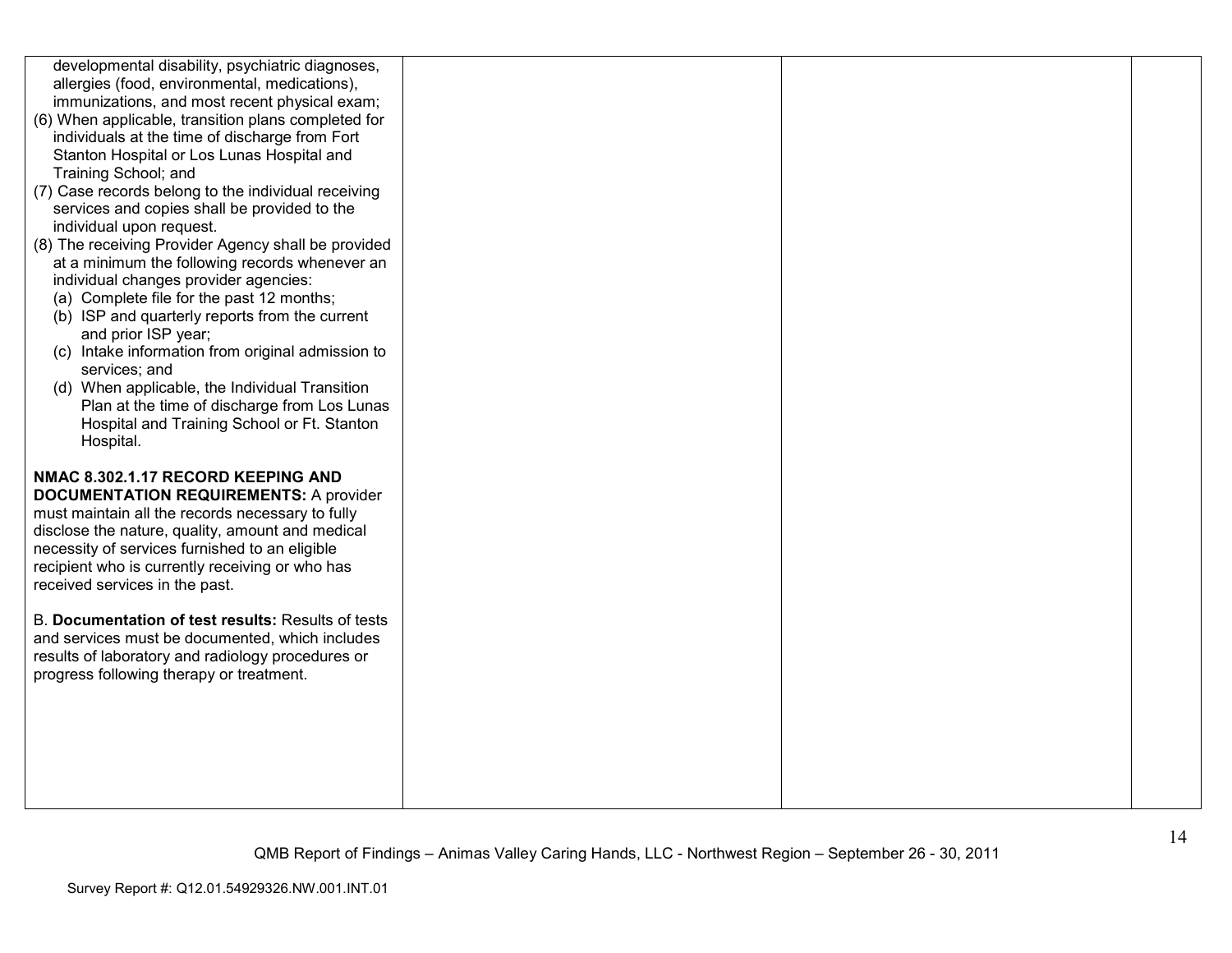| | | | |
|---|---|---|---|
| developmental disability, psychiatric diagnoses, allergies (food, environmental, medications), immunizations, and most recent physical exam;<br>(6) When applicable, transition plans completed for individuals at the time of discharge from Fort Stanton Hospital or Los Lunas Hospital and Training School; and<br>(7) Case records belong to the individual receiving services and copies shall be provided to the individual upon request.<br>(8) The receiving Provider Agency shall be provided at a minimum the following records whenever an individual changes provider agencies:<br>(a) Complete file for the past 12 months;<br>(b) ISP and quarterly reports from the current and prior ISP year;<br>(c) Intake information from original admission to services; and<br>(d) When applicable, the Individual Transition Plan at the time of discharge from Los Lunas Hospital and Training School or Ft. Stanton Hospital.<br><br>**NMAC 8.302.1.17 RECORD KEEPING AND DOCUMENTATION REQUIREMENTS:** A provider must maintain all the records necessary to fully disclose the nature, quality, amount and medical necessity of services furnished to an eligible recipient who is currently receiving or who has received services in the past.<br><br>B. **Documentation of test results:** Results of tests and services must be documented, which includes results of laboratory and radiology procedures or progress following therapy or treatment. | | | |

QMB Report of Findings – Animas Valley Caring Hands, LLC - Northwest Region – September 26 - 30, 2011

Survey Report #: Q12.01.54929326.NW.001.INT.01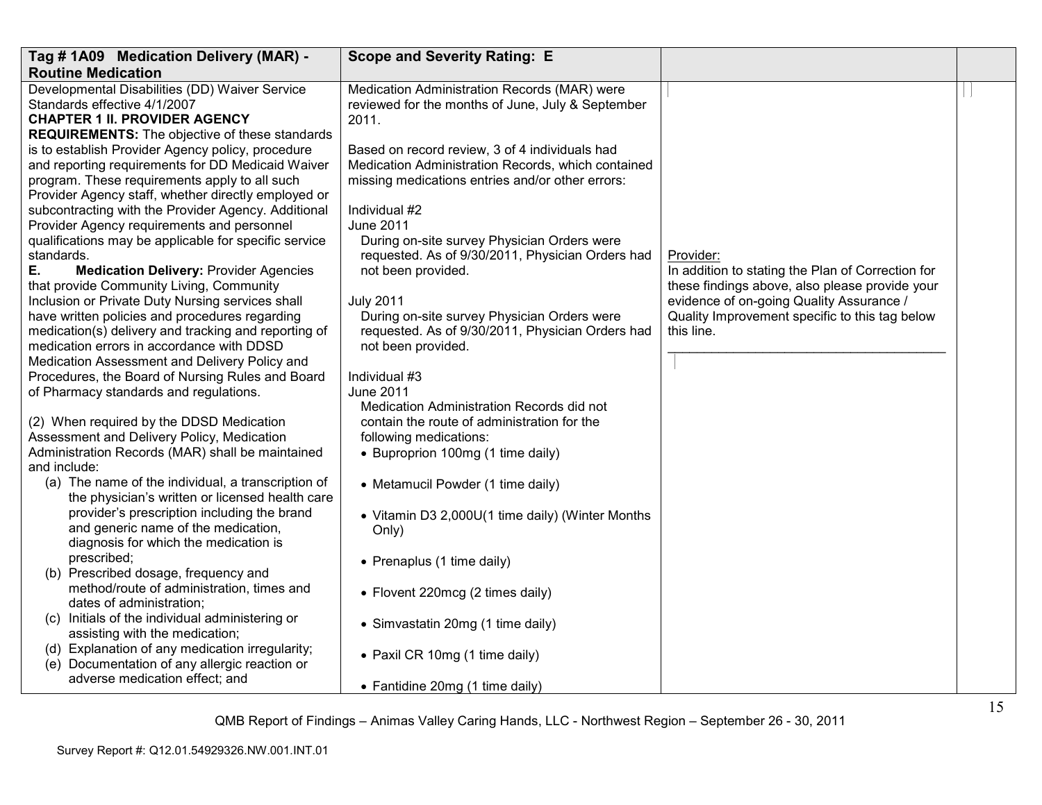| Tag # 1A09 Medication Delivery (MAR) - Routine Medication | Scope and Severity Rating: E | | |
|---|---|---|---|
| Developmental Disabilities (DD) Waiver Service Standards effective 4/1/2007<br>**CHAPTER 1 II. PROVIDER AGENCY REQUIREMENTS:** The objective of these standards is to establish Provider Agency policy, procedure and reporting requirements for DD Medicaid Waiver program. These requirements apply to all such Provider Agency staff, whether directly employed or subcontracting with the Provider Agency. Additional Provider Agency requirements and personnel qualifications may be applicable for specific service standards.<br>**E. Medication Delivery:** Provider Agencies that provide Community Living, Community Inclusion or Private Duty Nursing services shall have written policies and procedures regarding medication(s) delivery and tracking and reporting of medication errors in accordance with DDSD Medication Assessment and Delivery Policy and Procedures, the Board of Nursing Rules and Board of Pharmacy standards and regulations.<br><br>(2) When required by the DDSD Medication Assessment and Delivery Policy, Medication Administration Records (MAR) shall be maintained and include:<br>(a) The name of the individual, a transcription of the physician's written or licensed health care provider's prescription including the brand and generic name of the medication, diagnosis for which the medication is prescribed;<br>(b) Prescribed dosage, frequency and method/route of administration, times and dates of administration;<br>(c) Initials of the individual administering or assisting with the medication;<br>(d) Explanation of any medication irregularity;<br>(e) Documentation of any allergic reaction or adverse medication effect; and | Medication Administration Records (MAR) were reviewed for the months of June, July & September 2011.<br><br>Based on record review, 3 of 4 individuals had Medication Administration Records, which contained missing medications entries and/or other errors:<br><br>Individual #2<br>June 2011<br>During on-site survey Physician Orders were requested. As of 9/30/2011, Physician Orders had not been provided.<br><br>July 2011<br>During on-site survey Physician Orders were requested. As of 9/30/2011, Physician Orders had not been provided.<br><br>Individual #3<br>June 2011<br>Medication Administration Records did not contain the route of administration for the following medications:<br>• Buproprion 100mg (1 time daily)<br>• Metamucil Powder (1 time daily)<br>• Vitamin D3 2,000U(1 time daily) (Winter Months Only)<br>• Prenaplus (1 time daily)<br>• Flovent 220mcg (2 times daily)<br>• Simvastatin 20mg (1 time daily)<br>• Paxil CR 10mg (1 time daily)<br>• Fantidine 20mg (1 time daily) | Provider:<br>In addition to stating the Plan of Correction for these findings above, also please provide your evidence of on-going Quality Assurance / Quality Improvement specific to this tag below this line.<br>________________________________________ | |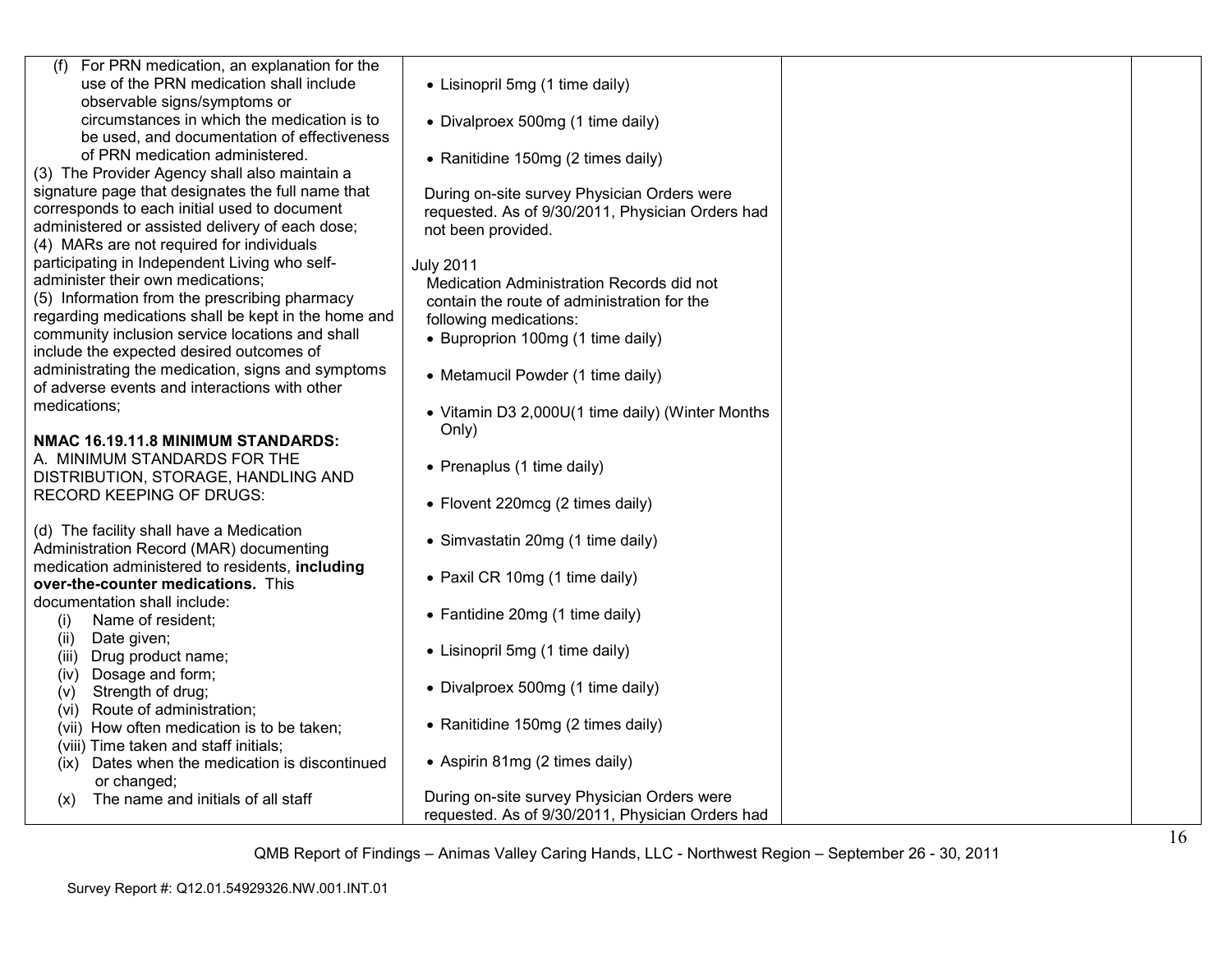| | | | |
|---|---|---|---|
| (f) For PRN medication, an explanation for the use of the PRN medication shall include observable signs/symptoms or circumstances in which the medication is to be used, and documentation of effectiveness of PRN medication administered.<br>(3) The Provider Agency shall also maintain a signature page that designates the full name that corresponds to each initial used to document administered or assisted delivery of each dose;<br>(4) MARs are not required for individuals participating in Independent Living who self-administer their own medications;<br>(5) Information from the prescribing pharmacy regarding medications shall be kept in the home and community inclusion service locations and shall include the expected desired outcomes of administrating the medication, signs and symptoms of adverse events and interactions with other medications;<br><br>**NMAC 16.19.11.8 MINIMUM STANDARDS:**<br>A. MINIMUM STANDARDS FOR THE DISTRIBUTION, STORAGE, HANDLING AND RECORD KEEPING OF DRUGS:<br><br>(d) The facility shall have a Medication Administration Record (MAR) documenting medication administered to residents, **including over-the-counter medications.** This documentation shall include:<br>(i) Name of resident;<br>(ii) Date given;<br>(iii) Drug product name;<br>(iv) Dosage and form;<br>(v) Strength of drug;<br>(vi) Route of administration;<br>(vii) How often medication is to be taken;<br>(viii) Time taken and staff initials;<br>(ix) Dates when the medication is discontinued or changed;<br>(x) The name and initials of all staff | • Lisinopril 5mg (1 time daily)<br>• Divalproex 500mg (1 time daily)<br>• Ranitidine 150mg (2 times daily)<br><br>During on-site survey Physician Orders were requested. As of 9/30/2011, Physician Orders had not been provided.<br><br>July 2011<br>Medication Administration Records did not contain the route of administration for the following medications:<br>• Buproprion 100mg (1 time daily)<br>• Metamucil Powder (1 time daily)<br>• Vitamin D3 2,000U(1 time daily) (Winter Months Only)<br>• Prenaplus (1 time daily)<br>• Flovent 220mcg (2 times daily)<br>• Simvastatin 20mg (1 time daily)<br>• Paxil CR 10mg (1 time daily)<br>• Fantidine 20mg (1 time daily)<br>• Lisinopril 5mg (1 time daily)<br>• Divalproex 500mg (1 time daily)<br>• Ranitidine 150mg (2 times daily)<br>• Aspirin 81mg (2 times daily)<br><br>During on-site survey Physician Orders were requested. As of 9/30/2011, Physician Orders had | | |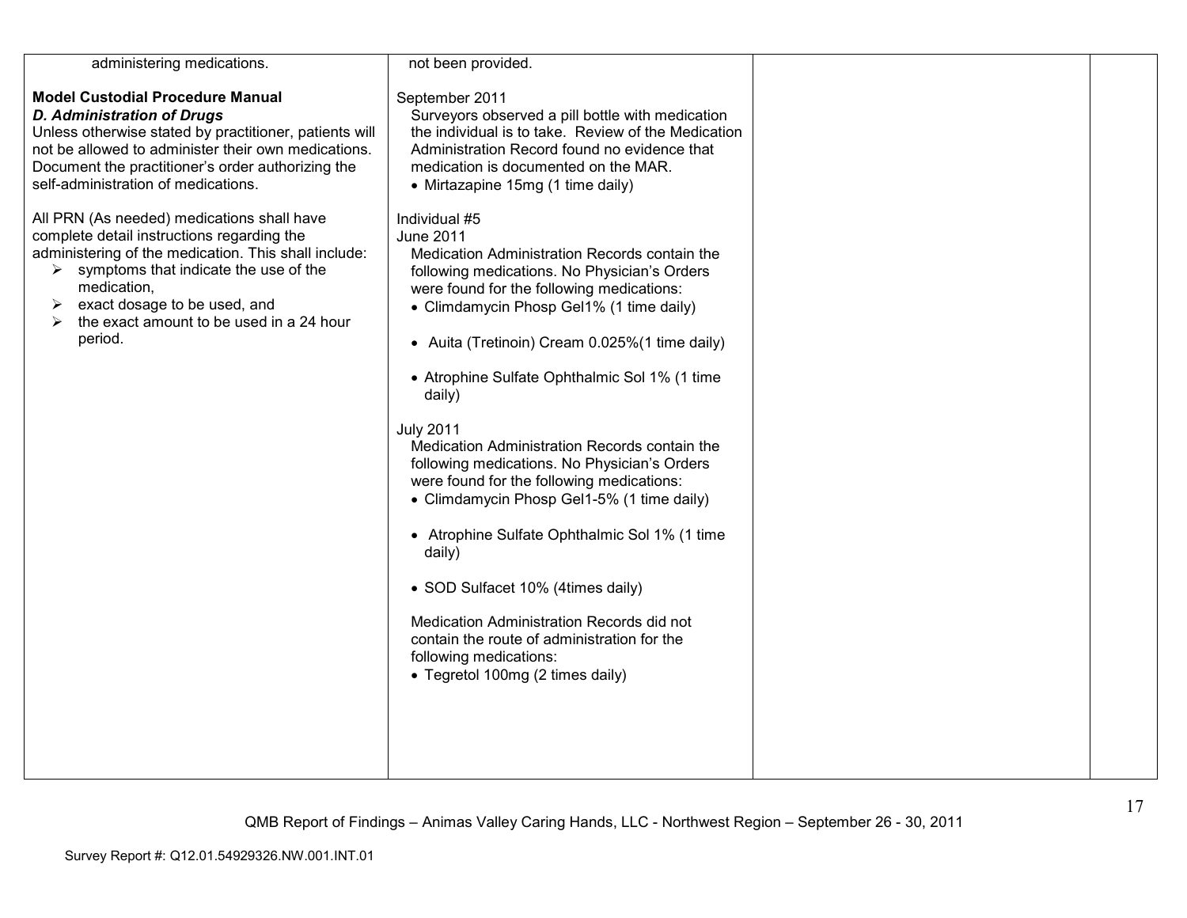| | | | |
|---|---|---|---|
| administering medications.<br><br>**Model Custodial Procedure Manual**<br>***D. Administration of Drugs***<br>Unless otherwise stated by practitioner, patients will not be allowed to administer their own medications. Document the practitioner's order authorizing the self-administration of medications.<br><br>All PRN (As needed) medications shall have complete detail instructions regarding the administering of the medication. This shall include:<br>➢ symptoms that indicate the use of the medication,<br>➢ exact dosage to be used, and<br>➢ the exact amount to be used in a 24 hour period. | not been provided.<br><br>September 2011<br>Surveyors observed a pill bottle with medication the individual is to take. Review of the Medication Administration Record found no evidence that medication is documented on the MAR.<br>• Mirtazapine 15mg (1 time daily)<br><br>Individual #5<br>June 2011<br>Medication Administration Records contain the following medications. No Physician's Orders were found for the following medications:<br>• Climdamycin Phosp Gel1% (1 time daily)<br>• Auita (Tretinoin) Cream 0.025%(1 time daily)<br>• Atrophine Sulfate Ophthalmic Sol 1% (1 time daily)<br><br>July 2011<br>Medication Administration Records contain the following medications. No Physician's Orders were found for the following medications:<br>• Climdamycin Phosp Gel1-5% (1 time daily)<br>• Atrophine Sulfate Ophthalmic Sol 1% (1 time daily)<br>• SOD Sulfacet 10% (4times daily)<br><br>Medication Administration Records did not contain the route of administration for the following medications:<br>• Tegretol 100mg (2 times daily) | | |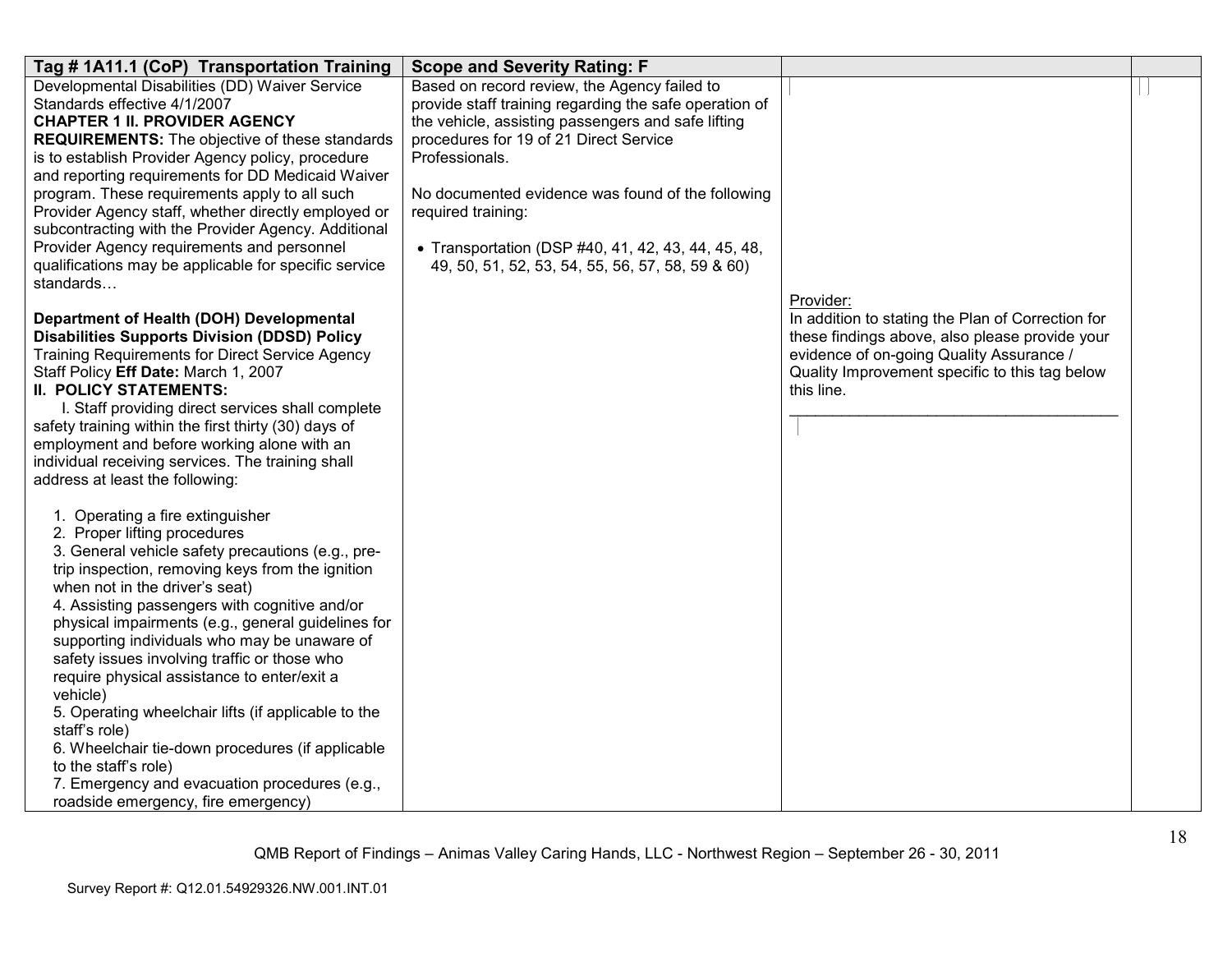| Tag # 1A11.1 (CoP) Transportation Training | Scope and Severity Rating: F | | |
|---|---|---|---|
| Developmental Disabilities (DD) Waiver Service Standards effective 4/1/2007<br>**CHAPTER 1 II. PROVIDER AGENCY REQUIREMENTS:** The objective of these standards is to establish Provider Agency policy, procedure and reporting requirements for DD Medicaid Waiver program. These requirements apply to all such Provider Agency staff, whether directly employed or subcontracting with the Provider Agency. Additional Provider Agency requirements and personnel qualifications may be applicable for specific service standards…<br><br>**Department of Health (DOH) Developmental Disabilities Supports Division (DDSD) Policy** Training Requirements for Direct Service Agency Staff Policy **Eff Date:** March 1, 2007<br>**II. POLICY STATEMENTS:**<br>I. Staff providing direct services shall complete safety training within the first thirty (30) days of employment and before working alone with an individual receiving services. The training shall address at least the following:<br><br>1. Operating a fire extinguisher<br>2. Proper lifting procedures<br>3. General vehicle safety precautions (e.g., pre-trip inspection, removing keys from the ignition when not in the driver's seat)<br>4. Assisting passengers with cognitive and/or physical impairments (e.g., general guidelines for supporting individuals who may be unaware of safety issues involving traffic or those who require physical assistance to enter/exit a vehicle)<br>5. Operating wheelchair lifts (if applicable to the staff's role)<br>6. Wheelchair tie-down procedures (if applicable to the staff's role)<br>7. Emergency and evacuation procedures (e.g., roadside emergency, fire emergency) | Based on record review, the Agency failed to provide staff training regarding the safe operation of the vehicle, assisting passengers and safe lifting procedures for 19 of 21 Direct Service Professionals.<br><br>No documented evidence was found of the following required training:<br><br>• Transportation (DSP #40, 41, 42, 43, 44, 45, 48, 49, 50, 51, 52, 53, 54, 55, 56, 57, 58, 59 & 60) | Provider:<br>In addition to stating the Plan of Correction for these findings above, also please provide your evidence of on-going Quality Assurance / Quality Improvement specific to this tag below this line.<br>\_\_\_\_\_\_\_\_\_\_\_\_\_\_\_\_\_\_\_\_\_\_\_\_\_\_\_\_\_\_\_\_\_\_\_\_\_\_\_\_ | |

QMB Report of Findings – Animas Valley Caring Hands, LLC - Northwest Region – September 26 - 30, 2011

Survey Report #: Q12.01.54929326.NW.001.INT.01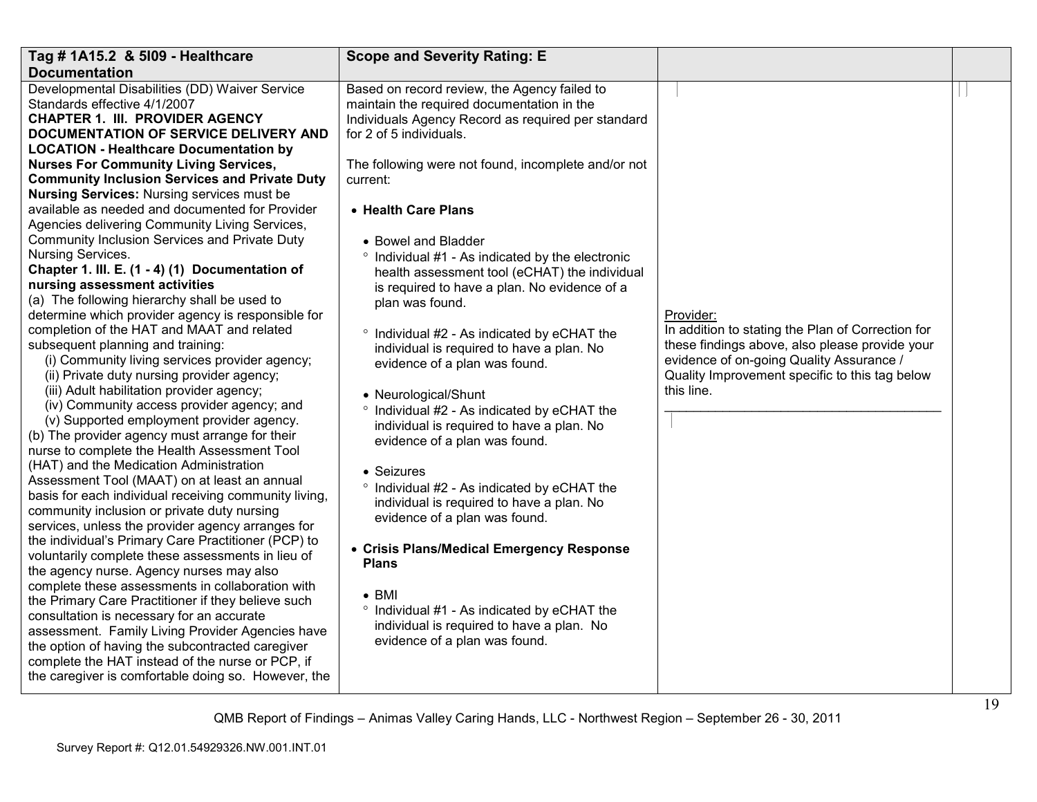| Tag # 1A15.2 & 5I09 - Healthcare Documentation | Scope and Severity Rating: E | | |
|---|---|---|---|
| Developmental Disabilities (DD) Waiver Service Standards effective 4/1/2007<br>**CHAPTER 1. III. PROVIDER AGENCY DOCUMENTATION OF SERVICE DELIVERY AND LOCATION - Healthcare Documentation by Nurses For Community Living Services, Community Inclusion Services and Private Duty Nursing Services:** Nursing services must be available as needed and documented for Provider Agencies delivering Community Living Services, Community Inclusion Services and Private Duty Nursing Services.<br>**Chapter 1. III. E. (1 - 4) (1) Documentation of nursing assessment activities**<br>(a) The following hierarchy shall be used to determine which provider agency is responsible for completion of the HAT and MAAT and related subsequent planning and training:<br>(i) Community living services provider agency;<br>(ii) Private duty nursing provider agency;<br>(iii) Adult habilitation provider agency;<br>(iv) Community access provider agency; and<br>(v) Supported employment provider agency.<br>(b) The provider agency must arrange for their nurse to complete the Health Assessment Tool (HAT) and the Medication Administration Assessment Tool (MAAT) on at least an annual basis for each individual receiving community living, community inclusion or private duty nursing services, unless the provider agency arranges for the individual's Primary Care Practitioner (PCP) to voluntarily complete these assessments in lieu of the agency nurse. Agency nurses may also complete these assessments in collaboration with the Primary Care Practitioner if they believe such consultation is necessary for an accurate assessment. Family Living Provider Agencies have the option of having the subcontracted caregiver complete the HAT instead of the nurse or PCP, if the caregiver is comfortable doing so. However, the | Based on record review, the Agency failed to maintain the required documentation in the Individuals Agency Record as required per standard for 2 of 5 individuals.<br><br>The following were not found, incomplete and/or not current:<br><br>• **Health Care Plans**<br><br>• Bowel and Bladder<br>° Individual #1 - As indicated by the electronic health assessment tool (eCHAT) the individual is required to have a plan. No evidence of a plan was found.<br><br>° Individual #2 - As indicated by eCHAT the individual is required to have a plan. No evidence of a plan was found.<br><br>• Neurological/Shunt<br>° Individual #2 - As indicated by eCHAT the individual is required to have a plan. No evidence of a plan was found.<br><br>• Seizures<br>° Individual #2 - As indicated by eCHAT the individual is required to have a plan. No evidence of a plan was found.<br><br>• **Crisis Plans/Medical Emergency Response Plans**<br><br>• BMI<br>° Individual #1 - As indicated by eCHAT the individual is required to have a plan. No evidence of a plan was found. | Provider:<br>In addition to stating the Plan of Correction for these findings above, also please provide your evidence of on-going Quality Assurance / Quality Improvement specific to this tag below this line.<br>\_\_\_\_\_\_\_\_\_\_\_\_\_\_\_\_\_\_\_\_\_\_\_\_\_\_\_\_\_\_\_\_\_\_\_\_\_\_\_\_ | |

QMB Report of Findings – Animas Valley Caring Hands, LLC - Northwest Region – September 26 - 30, 2011

Survey Report #: Q12.01.54929326.NW.001.INT.01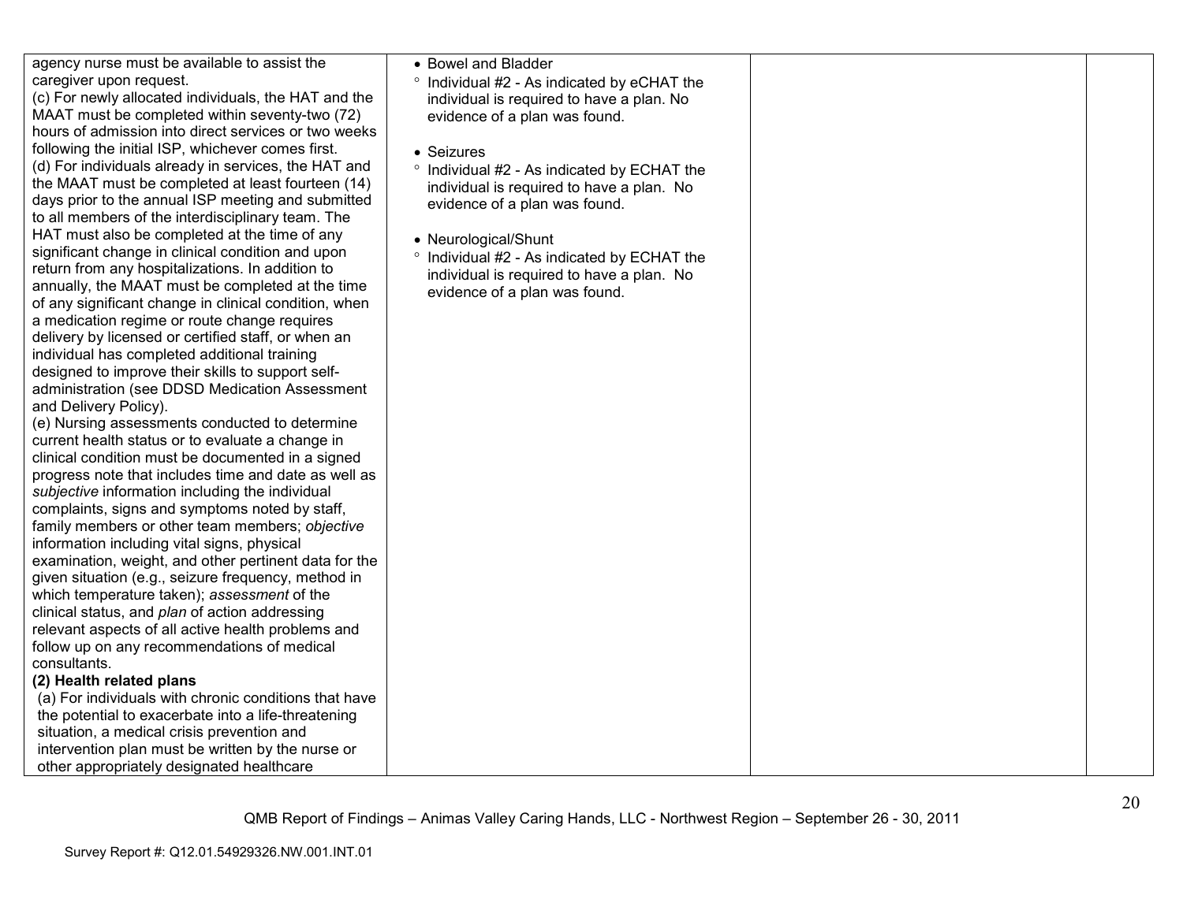| | | | |
|---|---|---|---|
| agency nurse must be available to assist the caregiver upon request.<br>(c) For newly allocated individuals, the HAT and the MAAT must be completed within seventy-two (72) hours of admission into direct services or two weeks following the initial ISP, whichever comes first.<br>(d) For individuals already in services, the HAT and the MAAT must be completed at least fourteen (14) days prior to the annual ISP meeting and submitted to all members of the interdisciplinary team. The HAT must also be completed at the time of any significant change in clinical condition and upon return from any hospitalizations. In addition to annually, the MAAT must be completed at the time of any significant change in clinical condition, when a medication regime or route change requires delivery by licensed or certified staff, or when an individual has completed additional training designed to improve their skills to support self-administration (see DDSD Medication Assessment and Delivery Policy).<br>(e) Nursing assessments conducted to determine current health status or to evaluate a change in clinical condition must be documented in a signed progress note that includes time and date as well as *subjective* information including the individual complaints, signs and symptoms noted by staff, family members or other team members; *objective* information including vital signs, physical examination, weight, and other pertinent data for the given situation (e.g., seizure frequency, method in which temperature taken); *assessment* of the clinical status, and *plan* of action addressing relevant aspects of all active health problems and follow up on any recommendations of medical consultants.<br>**(2) Health related plans**<br>(a) For individuals with chronic conditions that have the potential to exacerbate into a life-threatening situation, a medical crisis prevention and intervention plan must be written by the nurse or other appropriately designated healthcare | • Bowel and Bladder<br>° Individual #2 - As indicated by eCHAT the individual is required to have a plan. No evidence of a plan was found.<br><br>• Seizures<br>° Individual #2 - As indicated by ECHAT the individual is required to have a plan. No evidence of a plan was found.<br><br>• Neurological/Shunt<br>° Individual #2 - As indicated by ECHAT the individual is required to have a plan. No evidence of a plan was found. | | |

QMB Report of Findings – Animas Valley Caring Hands, LLC - Northwest Region – September 26 - 30, 2011

Survey Report #: Q12.01.54929326.NW.001.INT.01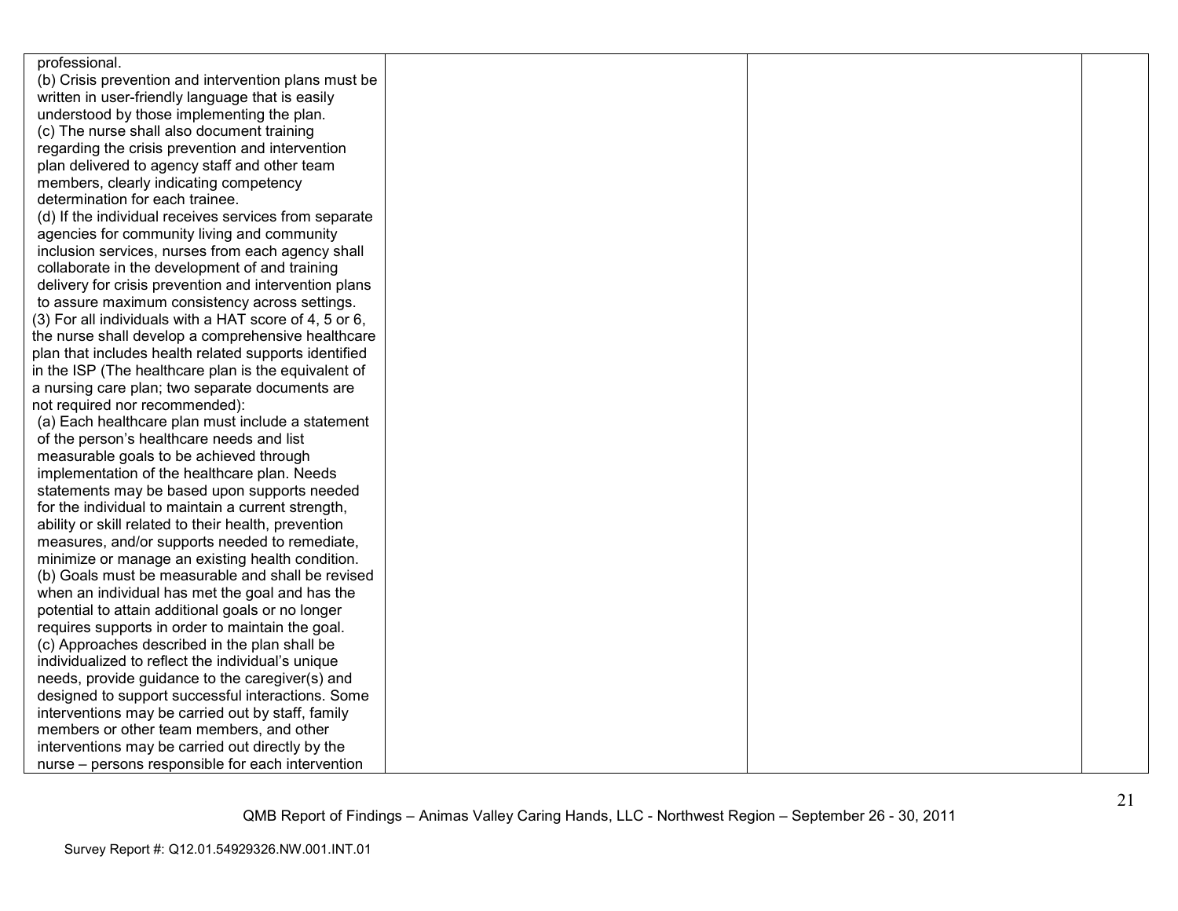| | | | |
|---|---|---|---|
| professional.<br>(b) Crisis prevention and intervention plans must be written in user-friendly language that is easily understood by those implementing the plan.<br>(c) The nurse shall also document training regarding the crisis prevention and intervention plan delivered to agency staff and other team members, clearly indicating competency determination for each trainee.<br>(d) If the individual receives services from separate agencies for community living and community inclusion services, nurses from each agency shall collaborate in the development of and training delivery for crisis prevention and intervention plans to assure maximum consistency across settings.<br>(3) For all individuals with a HAT score of 4, 5 or 6, the nurse shall develop a comprehensive healthcare plan that includes health related supports identified in the ISP (The healthcare plan is the equivalent of a nursing care plan; two separate documents are not required nor recommended):<br>(a) Each healthcare plan must include a statement of the person's healthcare needs and list measurable goals to be achieved through implementation of the healthcare plan. Needs statements may be based upon supports needed for the individual to maintain a current strength, ability or skill related to their health, prevention measures, and/or supports needed to remediate, minimize or manage an existing health condition.<br>(b) Goals must be measurable and shall be revised when an individual has met the goal and has the potential to attain additional goals or no longer requires supports in order to maintain the goal.<br>(c) Approaches described in the plan shall be individualized to reflect the individual's unique needs, provide guidance to the caregiver(s) and designed to support successful interactions. Some interventions may be carried out by staff, family members or other team members, and other interventions may be carried out directly by the nurse – persons responsible for each intervention | | | |

QMB Report of Findings – Animas Valley Caring Hands, LLC - Northwest Region – September 26 - 30, 2011

Survey Report #: Q12.01.54929326.NW.001.INT.01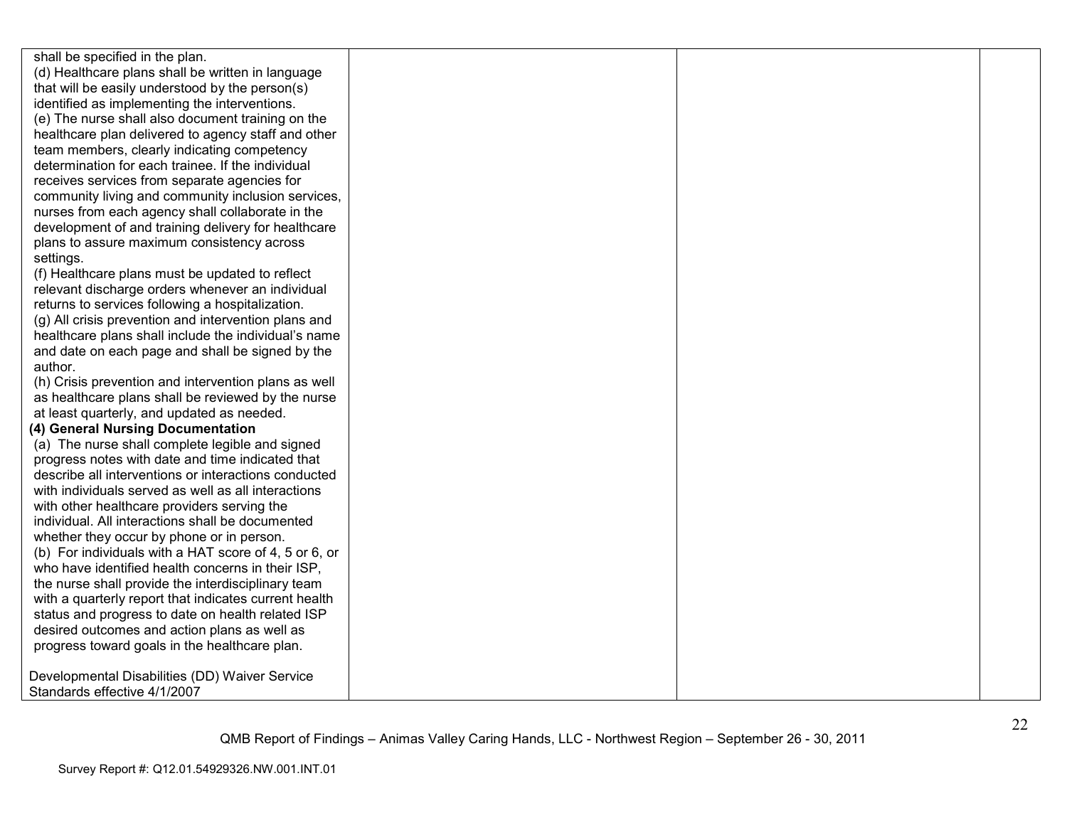| | | | |
|---|---|---|---|
| shall be specified in the plan.<br>(d) Healthcare plans shall be written in language that will be easily understood by the person(s) identified as implementing the interventions.<br>(e) The nurse shall also document training on the healthcare plan delivered to agency staff and other team members, clearly indicating competency determination for each trainee. If the individual receives services from separate agencies for community living and community inclusion services, nurses from each agency shall collaborate in the development of and training delivery for healthcare plans to assure maximum consistency across settings.<br>(f) Healthcare plans must be updated to reflect relevant discharge orders whenever an individual returns to services following a hospitalization.<br>(g) All crisis prevention and intervention plans and healthcare plans shall include the individual's name and date on each page and shall be signed by the author.<br>(h) Crisis prevention and intervention plans as well as healthcare plans shall be reviewed by the nurse at least quarterly, and updated as needed.<br>**(4) General Nursing Documentation**<br>(a) The nurse shall complete legible and signed progress notes with date and time indicated that describe all interventions or interactions conducted with individuals served as well as all interactions with other healthcare providers serving the individual. All interactions shall be documented whether they occur by phone or in person.<br>(b) For individuals with a HAT score of 4, 5 or 6, or who have identified health concerns in their ISP, the nurse shall provide the interdisciplinary team with a quarterly report that indicates current health status and progress to date on health related ISP desired outcomes and action plans as well as progress toward goals in the healthcare plan.<br><br>Developmental Disabilities (DD) Waiver Service Standards effective 4/1/2007 | | | |

QMB Report of Findings – Animas Valley Caring Hands, LLC - Northwest Region – September 26 - 30, 2011

Survey Report #: Q12.01.54929326.NW.001.INT.01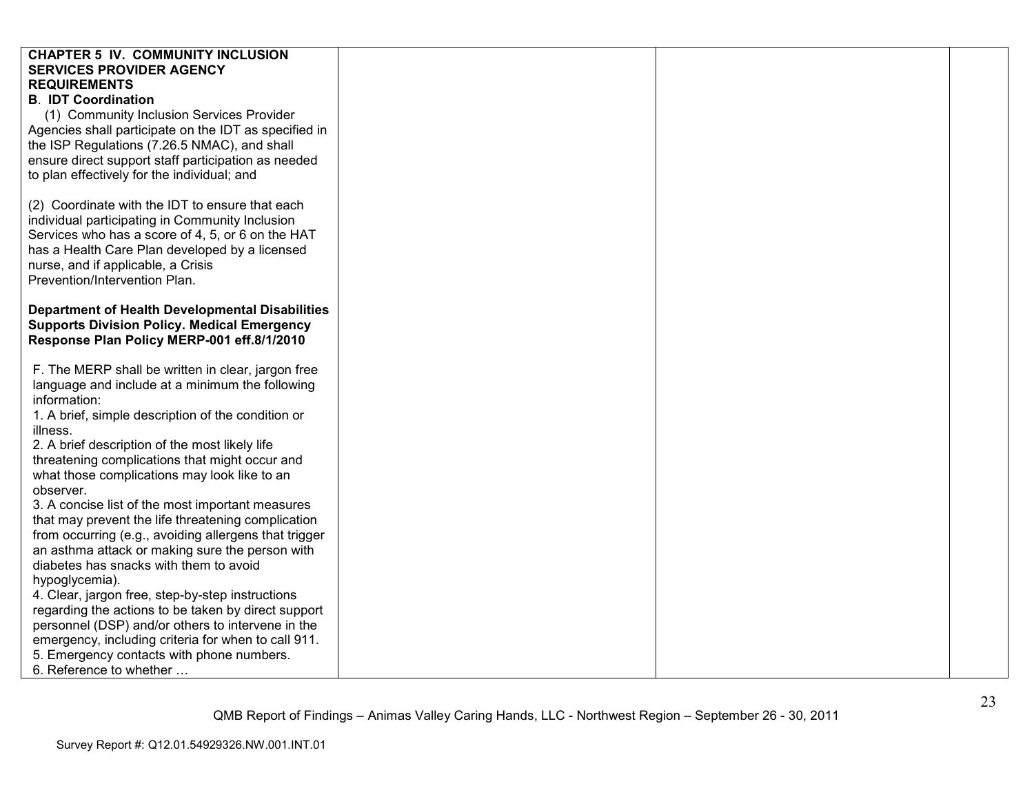| | | | |
|---|---|---|---|
| **CHAPTER 5 IV. COMMUNITY INCLUSION SERVICES PROVIDER AGENCY REQUIREMENTS**<br>**B. IDT Coordination**<br>(1) Community Inclusion Services Provider Agencies shall participate on the IDT as specified in the ISP Regulations (7.26.5 NMAC), and shall ensure direct support staff participation as needed to plan effectively for the individual; and<br><br>(2) Coordinate with the IDT to ensure that each individual participating in Community Inclusion Services who has a score of 4, 5, or 6 on the HAT has a Health Care Plan developed by a licensed nurse, and if applicable, a Crisis Prevention/Intervention Plan.<br><br>**Department of Health Developmental Disabilities Supports Division Policy. Medical Emergency Response Plan Policy MERP-001 eff.8/1/2010**<br><br>F. The MERP shall be written in clear, jargon free language and include at a minimum the following information:<br>1. A brief, simple description of the condition or illness.<br>2. A brief description of the most likely life threatening complications that might occur and what those complications may look like to an observer.<br>3. A concise list of the most important measures that may prevent the life threatening complication from occurring (e.g., avoiding allergens that trigger an asthma attack or making sure the person with diabetes has snacks with them to avoid hypoglycemia).<br>4. Clear, jargon free, step-by-step instructions regarding the actions to be taken by direct support personnel (DSP) and/or others to intervene in the emergency, including criteria for when to call 911.<br>5. Emergency contacts with phone numbers.<br>6. Reference to whether … | | | |

QMB Report of Findings – Animas Valley Caring Hands, LLC - Northwest Region – September 26 - 30, 2011

Survey Report #: Q12.01.54929326.NW.001.INT.01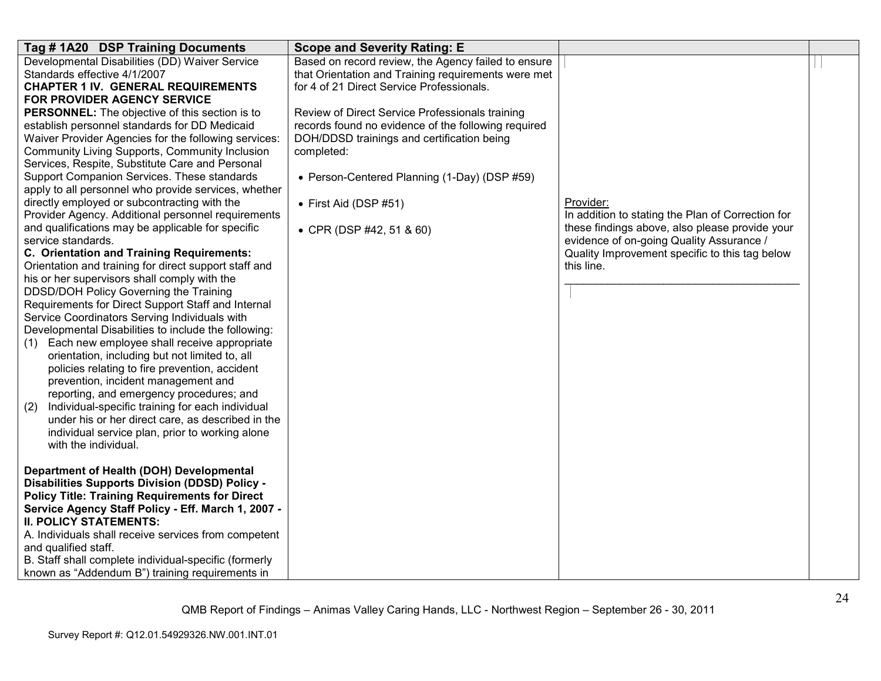| Tag # 1A20 DSP Training Documents | Scope and Severity Rating: E | | |
|---|---|---|---|
| Developmental Disabilities (DD) Waiver Service Standards effective 4/1/2007<br>**CHAPTER 1 IV. GENERAL REQUIREMENTS FOR PROVIDER AGENCY SERVICE PERSONNEL:** The objective of this section is to establish personnel standards for DD Medicaid Waiver Provider Agencies for the following services: Community Living Supports, Community Inclusion Services, Respite, Substitute Care and Personal Support Companion Services. These standards apply to all personnel who provide services, whether directly employed or subcontracting with the Provider Agency. Additional personnel requirements and qualifications may be applicable for specific service standards.<br>**C. Orientation and Training Requirements:** Orientation and training for direct support staff and his or her supervisors shall comply with the DDSD/DOH Policy Governing the Training Requirements for Direct Support Staff and Internal Service Coordinators Serving Individuals with Developmental Disabilities to include the following:<br>(1) Each new employee shall receive appropriate orientation, including but not limited to, all policies relating to fire prevention, accident prevention, incident management and reporting, and emergency procedures; and<br>(2) Individual-specific training for each individual under his or her direct care, as described in the individual service plan, prior to working alone with the individual.<br><br>**Department of Health (DOH) Developmental Disabilities Supports Division (DDSD) Policy - Policy Title: Training Requirements for Direct Service Agency Staff Policy - Eff. March 1, 2007 - II. POLICY STATEMENTS:**<br>A. Individuals shall receive services from competent and qualified staff.<br>B. Staff shall complete individual-specific (formerly known as "Addendum B") training requirements in | Based on record review, the Agency failed to ensure that Orientation and Training requirements were met for 4 of 21 Direct Service Professionals.<br><br>Review of Direct Service Professionals training records found no evidence of the following required DOH/DDSD trainings and certification being completed:<br><br>• Person-Centered Planning (1-Day) (DSP #59)<br><br>• First Aid (DSP #51)<br><br>• CPR (DSP #42, 51 & 60) | Provider:<br>In addition to stating the Plan of Correction for these findings above, also please provide your evidence of on-going Quality Assurance / Quality Improvement specific to this tag below this line.<br>________________________________________ | |

QMB Report of Findings – Animas Valley Caring Hands, LLC - Northwest Region – September 26 - 30, 2011

Survey Report #: Q12.01.54929326.NW.001.INT.01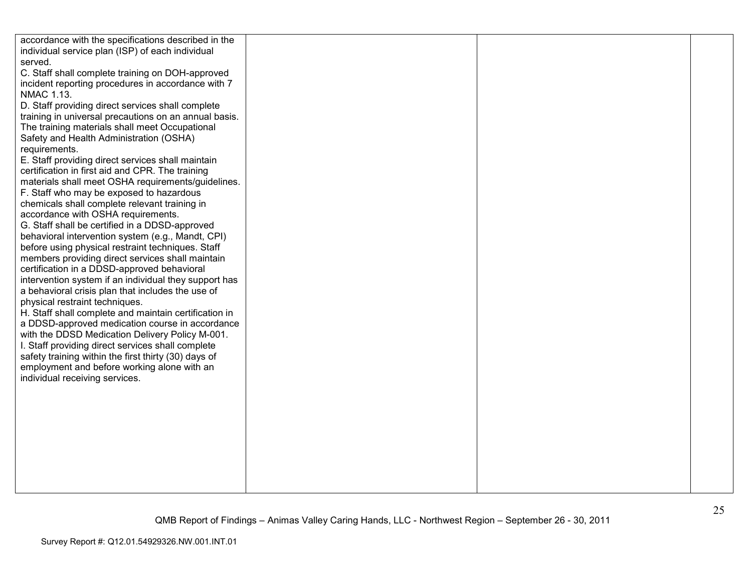| | | | |
|---|---|---|---|
| accordance with the specifications described in the individual service plan (ISP) of each individual served.<br>C. Staff shall complete training on DOH-approved incident reporting procedures in accordance with 7 NMAC 1.13.<br>D. Staff providing direct services shall complete training in universal precautions on an annual basis. The training materials shall meet Occupational Safety and Health Administration (OSHA) requirements.<br>E. Staff providing direct services shall maintain certification in first aid and CPR. The training materials shall meet OSHA requirements/guidelines.<br>F. Staff who may be exposed to hazardous chemicals shall complete relevant training in accordance with OSHA requirements.<br>G. Staff shall be certified in a DDSD-approved behavioral intervention system (e.g., Mandt, CPI) before using physical restraint techniques. Staff members providing direct services shall maintain certification in a DDSD-approved behavioral intervention system if an individual they support has a behavioral crisis plan that includes the use of physical restraint techniques.<br>H. Staff shall complete and maintain certification in a DDSD-approved medication course in accordance with the DDSD Medication Delivery Policy M-001.<br>I. Staff providing direct services shall complete safety training within the first thirty (30) days of employment and before working alone with an individual receiving services. | | | |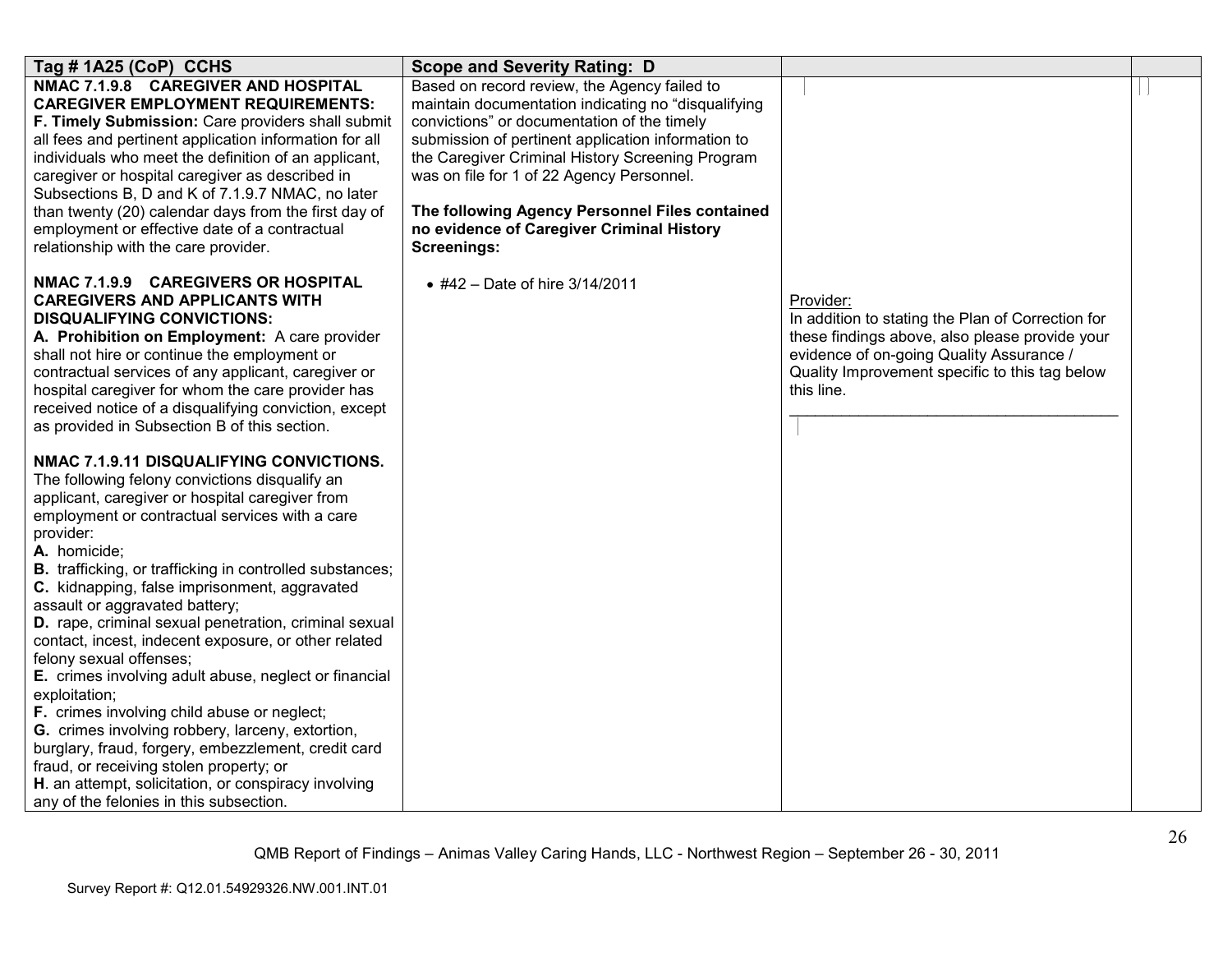| Tag # 1A25 (CoP) CCHS | Scope and Severity Rating: D | | |
|---|---|---|---|
| **NMAC 7.1.9.8 CAREGIVER AND HOSPITAL CAREGIVER EMPLOYMENT REQUIREMENTS:**<br>**F. Timely Submission:** Care providers shall submit all fees and pertinent application information for all individuals who meet the definition of an applicant, caregiver or hospital caregiver as described in Subsections B, D and K of 7.1.9.7 NMAC, no later than twenty (20) calendar days from the first day of employment or effective date of a contractual relationship with the care provider.<br><br>**NMAC 7.1.9.9 CAREGIVERS OR HOSPITAL CAREGIVERS AND APPLICANTS WITH DISQUALIFYING CONVICTIONS:**<br>**A. Prohibition on Employment:** A care provider shall not hire or continue the employment or contractual services of any applicant, caregiver or hospital caregiver for whom the care provider has received notice of a disqualifying conviction, except as provided in Subsection B of this section.<br><br>**NMAC 7.1.9.11 DISQUALIFYING CONVICTIONS.** The following felony convictions disqualify an applicant, caregiver or hospital caregiver from employment or contractual services with a care provider:<br>**A.** homicide;<br>**B.** trafficking, or trafficking in controlled substances;<br>**C.** kidnapping, false imprisonment, aggravated assault or aggravated battery;<br>**D.** rape, criminal sexual penetration, criminal sexual contact, incest, indecent exposure, or other related felony sexual offenses;<br>**E.** crimes involving adult abuse, neglect or financial exploitation;<br>**F.** crimes involving child abuse or neglect;<br>**G.** crimes involving robbery, larceny, extortion, burglary, fraud, forgery, embezzlement, credit card fraud, or receiving stolen property; or<br>**H**. an attempt, solicitation, or conspiracy involving any of the felonies in this subsection. | Based on record review, the Agency failed to maintain documentation indicating no "disqualifying convictions" or documentation of the timely submission of pertinent application information to the Caregiver Criminal History Screening Program was on file for 1 of 22 Agency Personnel.<br><br>**The following Agency Personnel Files contained no evidence of Caregiver Criminal History Screenings:**<br><br>• #42 – Date of hire 3/14/2011 | Provider:<br>In addition to stating the Plan of Correction for these findings above, also please provide your evidence of on-going Quality Assurance / Quality Improvement specific to this tag below this line.<br>\_\_\_\_\_\_\_\_\_\_\_\_\_\_\_\_\_\_\_\_\_\_\_\_\_\_\_\_\_\_\_\_\_\_\_\_\_\_\_\_ | |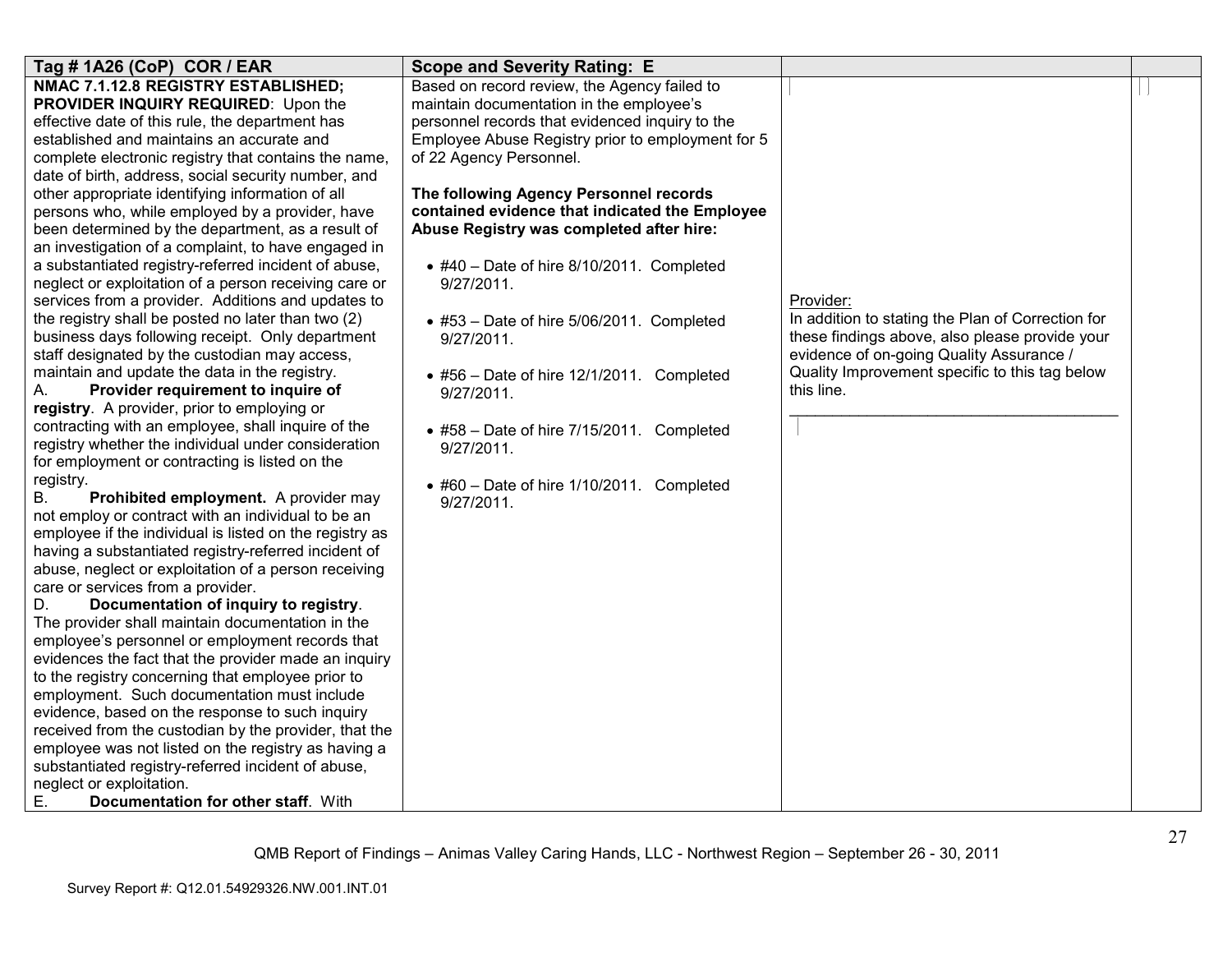| Tag # 1A26 (CoP) COR / EAR | Scope and Severity Rating: E | | |
|---|---|---|---|
| **NMAC 7.1.12.8 REGISTRY ESTABLISHED; PROVIDER INQUIRY REQUIRED**: Upon the effective date of this rule, the department has established and maintains an accurate and complete electronic registry that contains the name, date of birth, address, social security number, and other appropriate identifying information of all persons who, while employed by a provider, have been determined by the department, as a result of an investigation of a complaint, to have engaged in a substantiated registry-referred incident of abuse, neglect or exploitation of a person receiving care or services from a provider. Additions and updates to the registry shall be posted no later than two (2) business days following receipt. Only department staff designated by the custodian may access, maintain and update the data in the registry.<br>A. **Provider requirement to inquire of registry**. A provider, prior to employing or contracting with an employee, shall inquire of the registry whether the individual under consideration for employment or contracting is listed on the registry.<br>B. **Prohibited employment.** A provider may not employ or contract with an individual to be an employee if the individual is listed on the registry as having a substantiated registry-referred incident of abuse, neglect or exploitation of a person receiving care or services from a provider.<br>D. **Documentation of inquiry to registry**. The provider shall maintain documentation in the employee's personnel or employment records that evidences the fact that the provider made an inquiry to the registry concerning that employee prior to employment. Such documentation must include evidence, based on the response to such inquiry received from the custodian by the provider, that the employee was not listed on the registry as having a substantiated registry-referred incident of abuse, neglect or exploitation.<br>E. **Documentation for other staff**. With | Based on record review, the Agency failed to maintain documentation in the employee's personnel records that evidenced inquiry to the Employee Abuse Registry prior to employment for 5 of 22 Agency Personnel.<br><br>**The following Agency Personnel records contained evidence that indicated the Employee Abuse Registry was completed after hire:**<br><br>• #40 – Date of hire 8/10/2011. Completed 9/27/2011.<br><br>• #53 – Date of hire 5/06/2011. Completed 9/27/2011.<br><br>• #56 – Date of hire 12/1/2011. Completed 9/27/2011.<br><br>• #58 – Date of hire 7/15/2011. Completed 9/27/2011.<br><br>• #60 – Date of hire 1/10/2011. Completed 9/27/2011. | Provider:<br>In addition to stating the Plan of Correction for these findings above, also please provide your evidence of on-going Quality Assurance / Quality Improvement specific to this tag below this line.<br>________________________________________ | |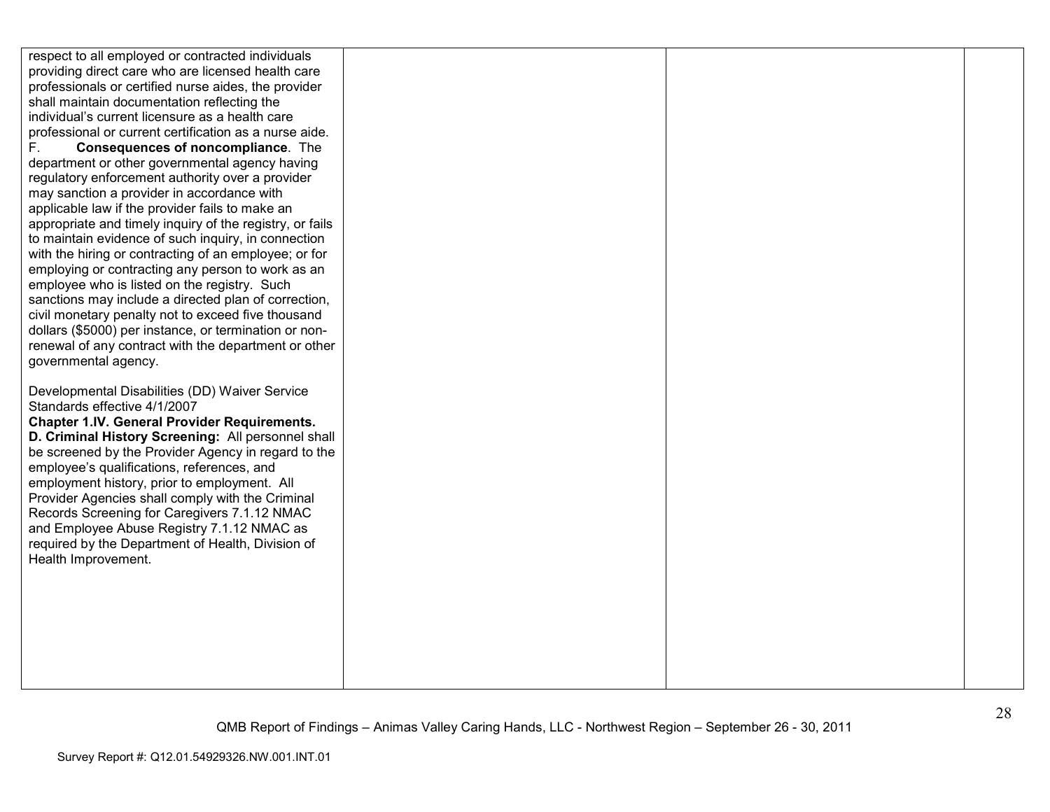| | | | |
|---|---|---|---|
| respect to all employed or contracted individuals providing direct care who are licensed health care professionals or certified nurse aides, the provider shall maintain documentation reflecting the individual's current licensure as a health care professional or current certification as a nurse aide.<br>F. **Consequences of noncompliance**. The department or other governmental agency having regulatory enforcement authority over a provider may sanction a provider in accordance with applicable law if the provider fails to make an appropriate and timely inquiry of the registry, or fails to maintain evidence of such inquiry, in connection with the hiring or contracting of an employee; or for employing or contracting any person to work as an employee who is listed on the registry. Such sanctions may include a directed plan of correction, civil monetary penalty not to exceed five thousand dollars ($5000) per instance, or termination or non-renewal of any contract with the department or other governmental agency.<br><br>Developmental Disabilities (DD) Waiver Service Standards effective 4/1/2007<br>**Chapter 1.IV. General Provider Requirements.**<br>**D. Criminal History Screening:** All personnel shall be screened by the Provider Agency in regard to the employee's qualifications, references, and employment history, prior to employment. All Provider Agencies shall comply with the Criminal Records Screening for Caregivers 7.1.12 NMAC and Employee Abuse Registry 7.1.12 NMAC as required by the Department of Health, Division of Health Improvement. | | | |

QMB Report of Findings – Animas Valley Caring Hands, LLC - Northwest Region – September 26 - 30, 2011

Survey Report #: Q12.01.54929326.NW.001.INT.01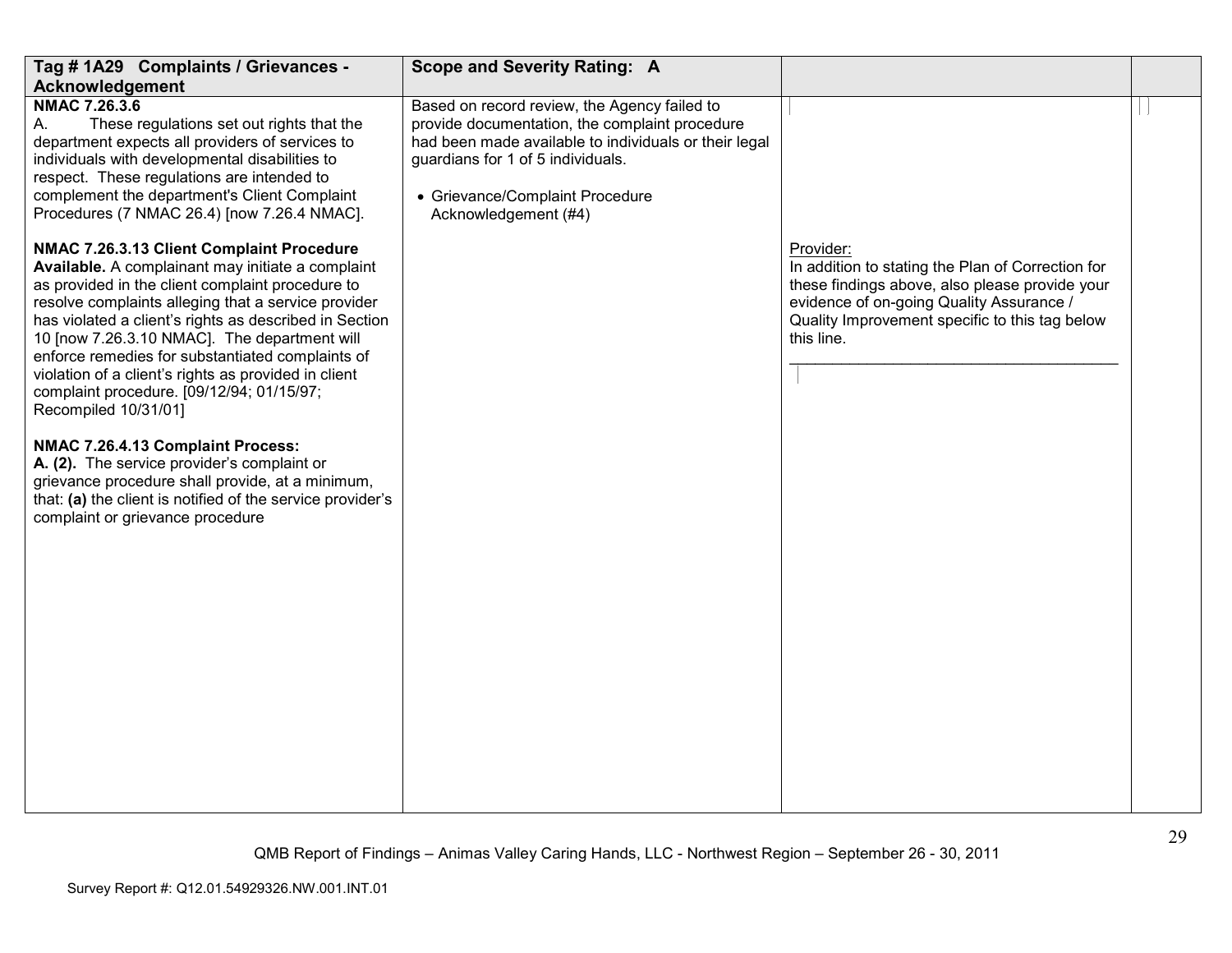| Tag # 1A29 Complaints / Grievances - Acknowledgement | Scope and Severity Rating: A | | |
|---|---|---|---|
| **NMAC 7.26.3.6**<br>A. These regulations set out rights that the department expects all providers of services to individuals with developmental disabilities to respect. These regulations are intended to complement the department's Client Complaint Procedures (7 NMAC 26.4) [now 7.26.4 NMAC].<br><br>**NMAC 7.26.3.13 Client Complaint Procedure Available.** A complainant may initiate a complaint as provided in the client complaint procedure to resolve complaints alleging that a service provider has violated a client's rights as described in Section 10 [now 7.26.3.10 NMAC]. The department will enforce remedies for substantiated complaints of violation of a client's rights as provided in client complaint procedure. [09/12/94; 01/15/97; Recompiled 10/31/01]<br><br>**NMAC 7.26.4.13 Complaint Process:**<br>**A. (2).** The service provider's complaint or grievance procedure shall provide, at a minimum, that: **(a)** the client is notified of the service provider's complaint or grievance procedure | Based on record review, the Agency failed to provide documentation, the complaint procedure had been made available to individuals or their legal guardians for 1 of 5 individuals.<br><br>• Grievance/Complaint Procedure Acknowledgement (#4) | Provider:<br>In addition to stating the Plan of Correction for these findings above, also please provide your evidence of on-going Quality Assurance / Quality Improvement specific to this tag below this line.<br>_______________________________________ | |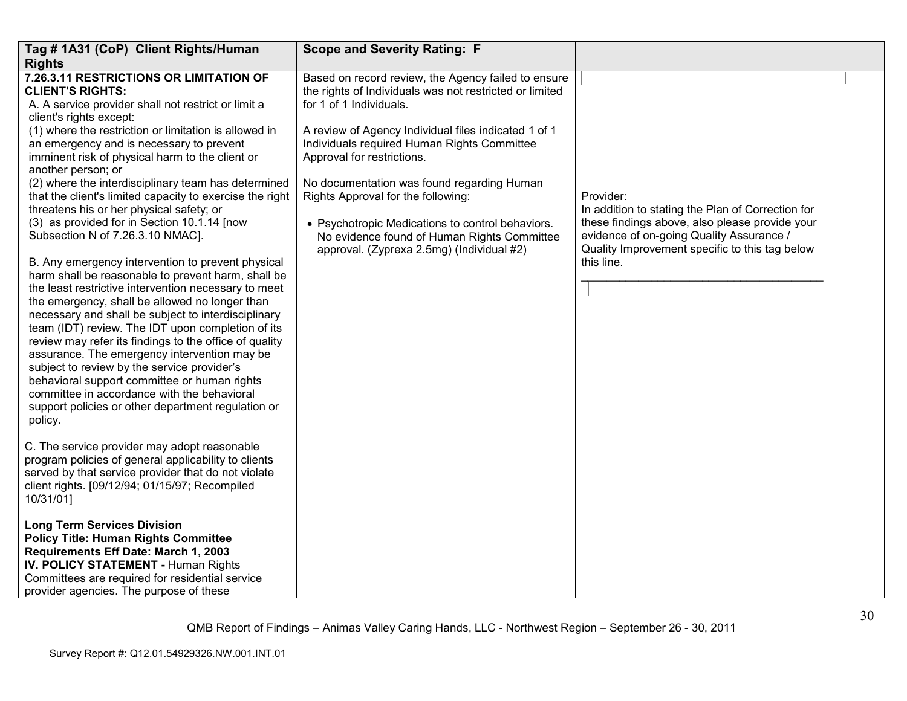| Tag # 1A31 (CoP) Client Rights/Human Rights | Scope and Severity Rating: F | | |
|---|---|---|---|
| **7.26.3.11 RESTRICTIONS OR LIMITATION OF CLIENT'S RIGHTS:**<br>A. A service provider shall not restrict or limit a client's rights except:<br>(1) where the restriction or limitation is allowed in an emergency and is necessary to prevent imminent risk of physical harm to the client or another person; or<br>(2) where the interdisciplinary team has determined that the client's limited capacity to exercise the right threatens his or her physical safety; or<br>(3) as provided for in Section 10.1.14 [now Subsection N of 7.26.3.10 NMAC].<br><br>B. Any emergency intervention to prevent physical harm shall be reasonable to prevent harm, shall be the least restrictive intervention necessary to meet the emergency, shall be allowed no longer than necessary and shall be subject to interdisciplinary team (IDT) review. The IDT upon completion of its review may refer its findings to the office of quality assurance. The emergency intervention may be subject to review by the service provider's behavioral support committee or human rights committee in accordance with the behavioral support policies or other department regulation or policy.<br><br>C. The service provider may adopt reasonable program policies of general applicability to clients served by that service provider that do not violate client rights. [09/12/94; 01/15/97; Recompiled 10/31/01]<br><br>**Long Term Services Division**<br>**Policy Title: Human Rights Committee Requirements Eff Date: March 1, 2003**<br>**IV. POLICY STATEMENT -** Human Rights Committees are required for residential service provider agencies. The purpose of these | Based on record review, the Agency failed to ensure the rights of Individuals was not restricted or limited for 1 of 1 Individuals.<br><br>A review of Agency Individual files indicated 1 of 1 Individuals required Human Rights Committee Approval for restrictions.<br><br>No documentation was found regarding Human Rights Approval for the following:<br><br>• Psychotropic Medications to control behaviors. No evidence found of Human Rights Committee approval. (Zyprexa 2.5mg) (Individual #2) | Provider:<br>In addition to stating the Plan of Correction for these findings above, also please provide your evidence of on-going Quality Assurance / Quality Improvement specific to this tag below this line.<br>_______________________________________ | |

QMB Report of Findings – Animas Valley Caring Hands, LLC - Northwest Region – September 26 - 30, 2011

Survey Report #: Q12.01.54929326.NW.001.INT.01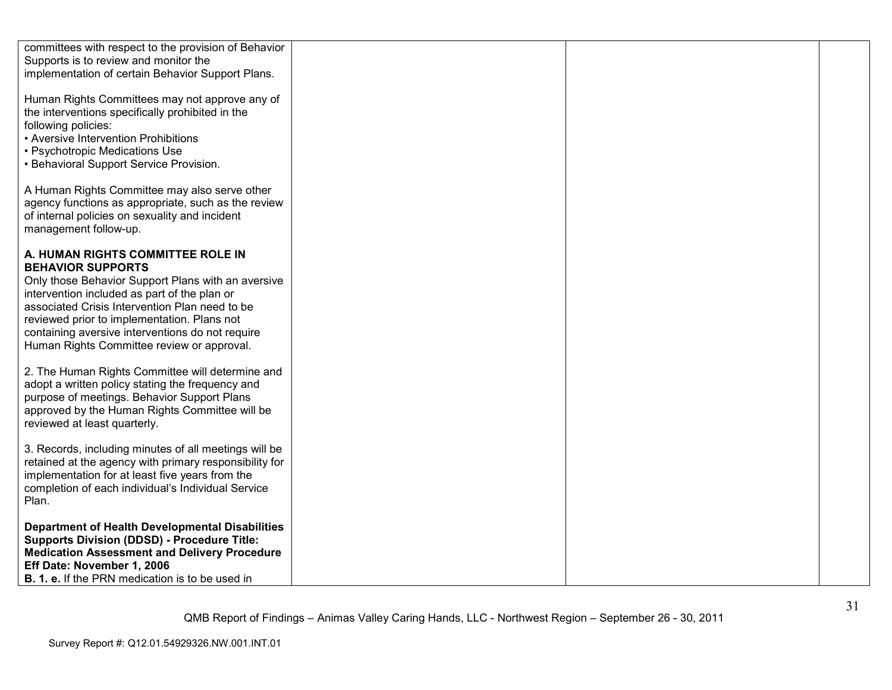| | | | |
|---|---|---|---|
| committees with respect to the provision of Behavior Supports is to review and monitor the implementation of certain Behavior Support Plans.<br><br>Human Rights Committees may not approve any of the interventions specifically prohibited in the following policies:<br>• Aversive Intervention Prohibitions<br>• Psychotropic Medications Use<br>• Behavioral Support Service Provision.<br><br>A Human Rights Committee may also serve other agency functions as appropriate, such as the review of internal policies on sexuality and incident management follow-up.<br><br>**A. HUMAN RIGHTS COMMITTEE ROLE IN BEHAVIOR SUPPORTS**<br>Only those Behavior Support Plans with an aversive intervention included as part of the plan or associated Crisis Intervention Plan need to be reviewed prior to implementation. Plans not containing aversive interventions do not require Human Rights Committee review or approval.<br><br>2. The Human Rights Committee will determine and adopt a written policy stating the frequency and purpose of meetings. Behavior Support Plans approved by the Human Rights Committee will be reviewed at least quarterly.<br><br>3. Records, including minutes of all meetings will be retained at the agency with primary responsibility for implementation for at least five years from the completion of each individual's Individual Service Plan.<br><br>**Department of Health Developmental Disabilities Supports Division (DDSD) - Procedure Title: Medication Assessment and Delivery Procedure Eff Date: November 1, 2006**<br>**B. 1. e.** If the PRN medication is to be used in | | | |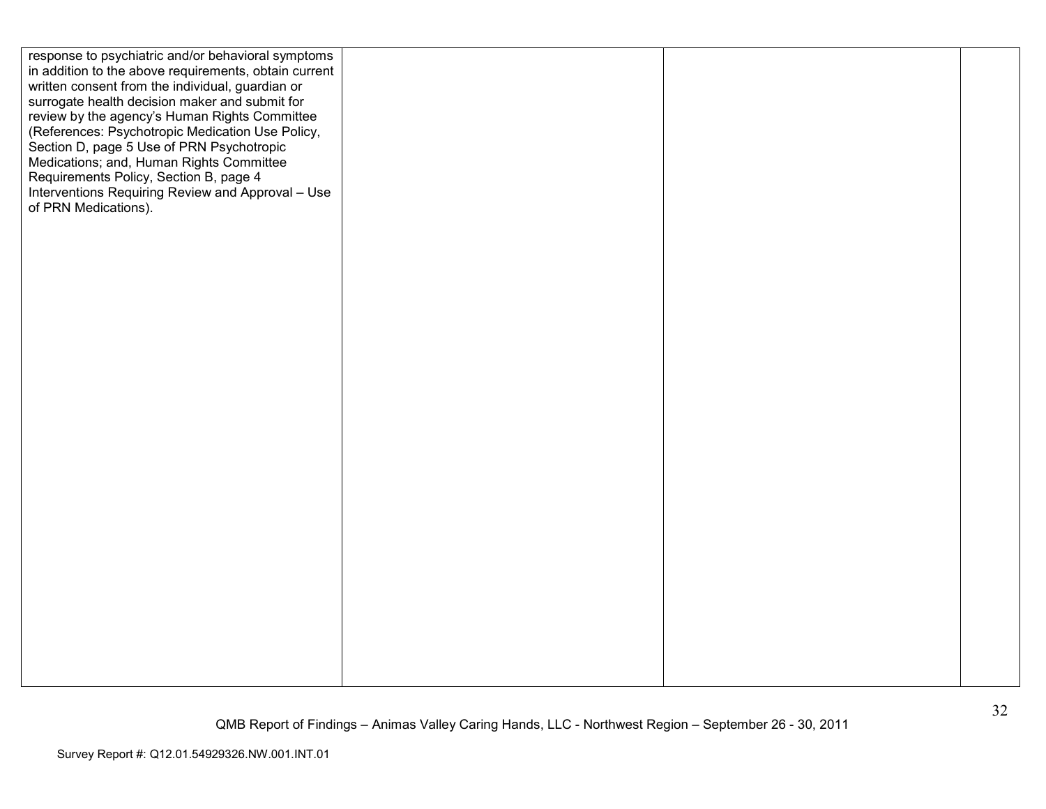| | | | |
|---|---|---|---|
| response to psychiatric and/or behavioral symptoms in addition to the above requirements, obtain current written consent from the individual, guardian or surrogate health decision maker and submit for review by the agency's Human Rights Committee (References: Psychotropic Medication Use Policy, Section D, page 5 Use of PRN Psychotropic Medications; and, Human Rights Committee Requirements Policy, Section B, page 4 Interventions Requiring Review and Approval – Use of PRN Medications). | | | |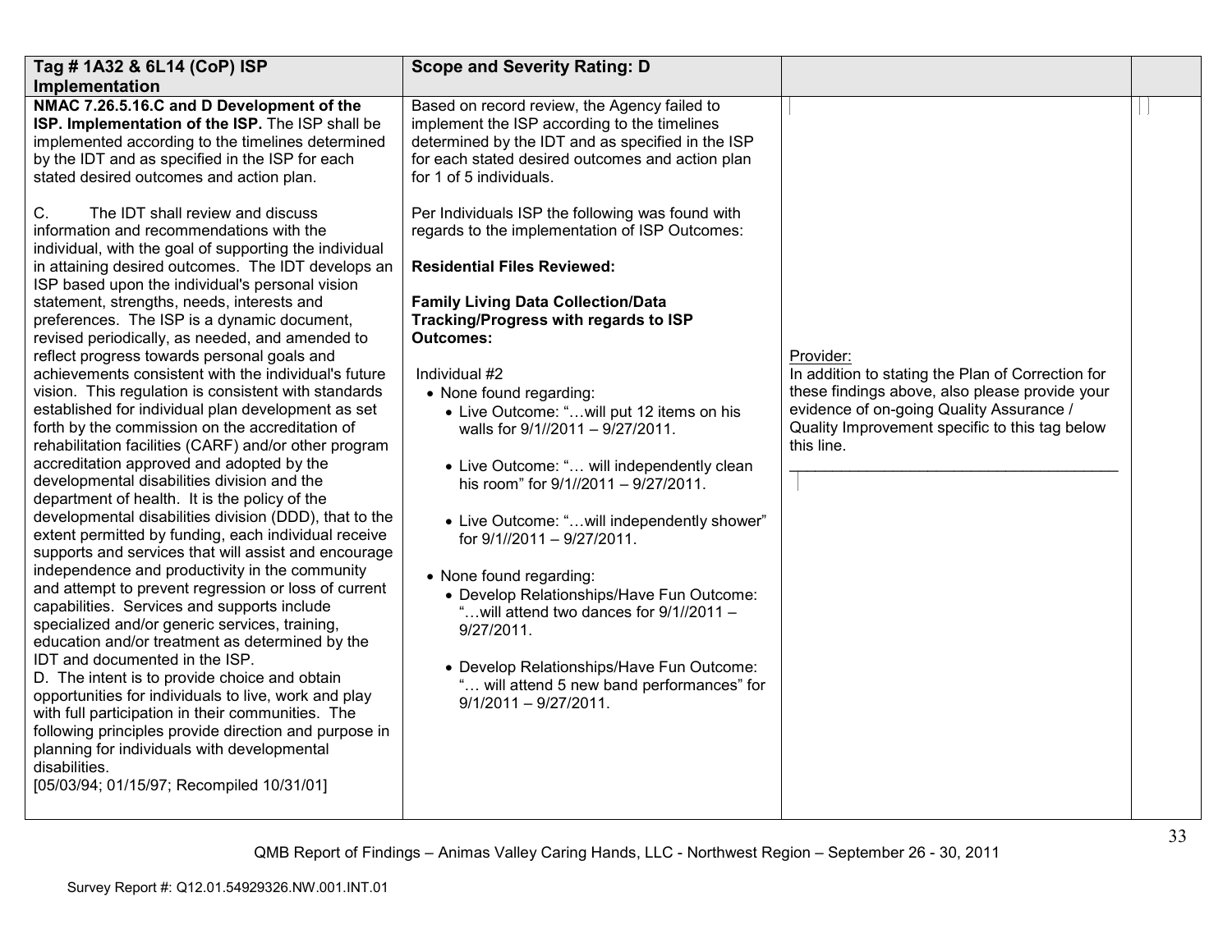| Tag # 1A32 & 6L14 (CoP) ISP Implementation | Scope and Severity Rating: D | | |
|---|---|---|---|
| **NMAC 7.26.5.16.C and D Development of the ISP. Implementation of the ISP.** The ISP shall be implemented according to the timelines determined by the IDT and as specified in the ISP for each stated desired outcomes and action plan.<br><br>C. The IDT shall review and discuss information and recommendations with the individual, with the goal of supporting the individual in attaining desired outcomes. The IDT develops an ISP based upon the individual's personal vision statement, strengths, needs, interests and preferences. The ISP is a dynamic document, revised periodically, as needed, and amended to reflect progress towards personal goals and achievements consistent with the individual's future vision. This regulation is consistent with standards established for individual plan development as set forth by the commission on the accreditation of rehabilitation facilities (CARF) and/or other program accreditation approved and adopted by the developmental disabilities division and the department of health. It is the policy of the developmental disabilities division (DDD), that to the extent permitted by funding, each individual receive supports and services that will assist and encourage independence and productivity in the community and attempt to prevent regression or loss of current capabilities. Services and supports include specialized and/or generic services, training, education and/or treatment as determined by the IDT and documented in the ISP.<br>D. The intent is to provide choice and obtain opportunities for individuals to live, work and play with full participation in their communities. The following principles provide direction and purpose in planning for individuals with developmental disabilities.<br>[05/03/94; 01/15/97; Recompiled 10/31/01] | Based on record review, the Agency failed to implement the ISP according to the timelines determined by the IDT and as specified in the ISP for each stated desired outcomes and action plan for 1 of 5 individuals.<br><br>Per Individuals ISP the following was found with regards to the implementation of ISP Outcomes:<br><br>**Residential Files Reviewed:**<br><br>**Family Living Data Collection/Data Tracking/Progress with regards to ISP Outcomes:**<br><br>Individual #2<br>• None found regarding:<br>• Live Outcome: "…will put 12 items on his walls for 9/1//2011 – 9/27/2011.<br><br>• Live Outcome: "… will independently clean his room" for 9/1//2011 – 9/27/2011.<br><br>• Live Outcome: "…will independently shower" for 9/1//2011 – 9/27/2011.<br><br>• None found regarding:<br>• Develop Relationships/Have Fun Outcome: "…will attend two dances for 9/1//2011 – 9/27/2011.<br><br>• Develop Relationships/Have Fun Outcome: "… will attend 5 new band performances" for 9/1/2011 – 9/27/2011. | Provider:<br>In addition to stating the Plan of Correction for these findings above, also please provide your evidence of on-going Quality Assurance / Quality Improvement specific to this tag below this line.<br>\_\_\_\_\_\_\_\_\_\_\_\_\_\_\_\_\_\_\_\_\_\_\_\_\_\_\_\_\_\_\_\_\_\_\_\_\_\_ | |

QMB Report of Findings – Animas Valley Caring Hands, LLC - Northwest Region – September 26 - 30, 2011

Survey Report #: Q12.01.54929326.NW.001.INT.01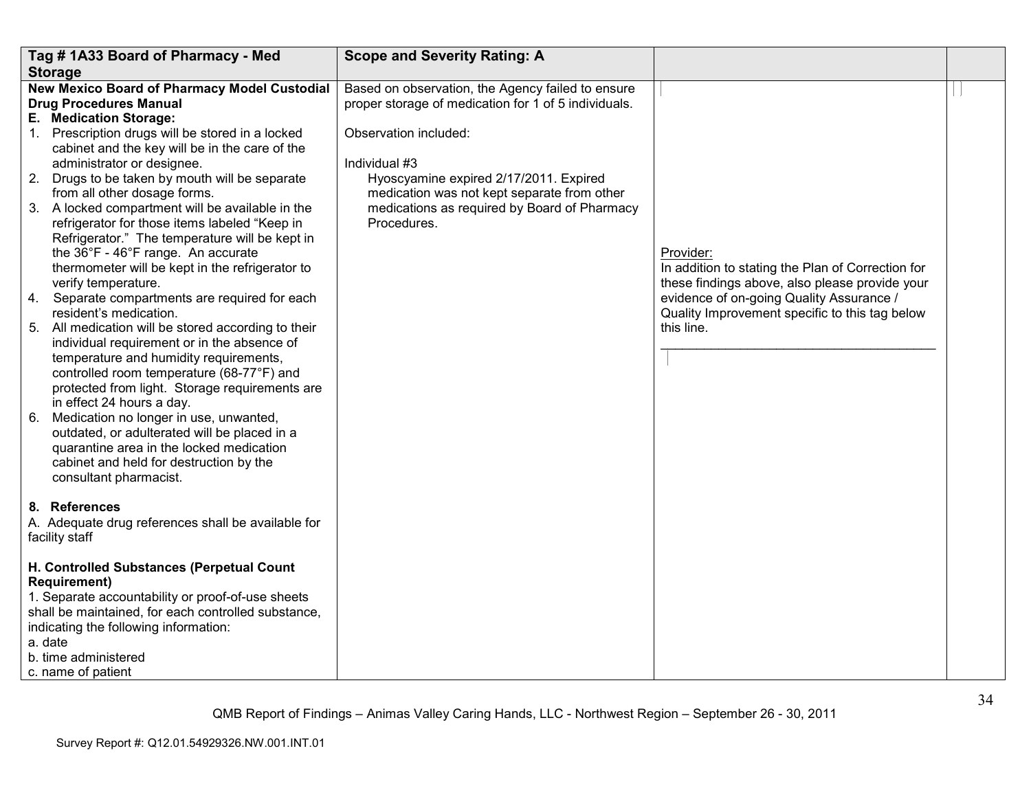| Tag # 1A33 Board of Pharmacy - Med Storage | Scope and Severity Rating: A | | |
|---|---|---|---|
| **New Mexico Board of Pharmacy Model Custodial Drug Procedures Manual**<br>**E. Medication Storage:**<br>1. Prescription drugs will be stored in a locked cabinet and the key will be in the care of the administrator or designee.<br>2. Drugs to be taken by mouth will be separate from all other dosage forms.<br>3. A locked compartment will be available in the refrigerator for those items labeled "Keep in Refrigerator." The temperature will be kept in the 36°F - 46°F range. An accurate thermometer will be kept in the refrigerator to verify temperature.<br>4. Separate compartments are required for each resident's medication.<br>5. All medication will be stored according to their individual requirement or in the absence of temperature and humidity requirements, controlled room temperature (68-77°F) and protected from light. Storage requirements are in effect 24 hours a day.<br>6. Medication no longer in use, unwanted, outdated, or adulterated will be placed in a quarantine area in the locked medication cabinet and held for destruction by the consultant pharmacist.<br><br>**8. References**<br>A. Adequate drug references shall be available for facility staff<br><br>**H. Controlled Substances (Perpetual Count Requirement)**<br>1. Separate accountability or proof-of-use sheets shall be maintained, for each controlled substance, indicating the following information:<br>a. date<br>b. time administered<br>c. name of patient | Based on observation, the Agency failed to ensure proper storage of medication for 1 of 5 individuals.<br><br>Observation included:<br><br>Individual #3<br>Hyoscyamine expired 2/17/2011. Expired medication was not kept separate from other medications as required by Board of Pharmacy Procedures. | Provider:<br>In addition to stating the Plan of Correction for these findings above, also please provide your evidence of on-going Quality Assurance / Quality Improvement specific to this tag below this line.<br>\_\_\_\_\_\_\_\_\_\_\_\_\_\_\_\_\_\_\_\_\_\_\_\_\_\_\_\_\_\_\_\_\_\_\_\_\_\_\_\_ | |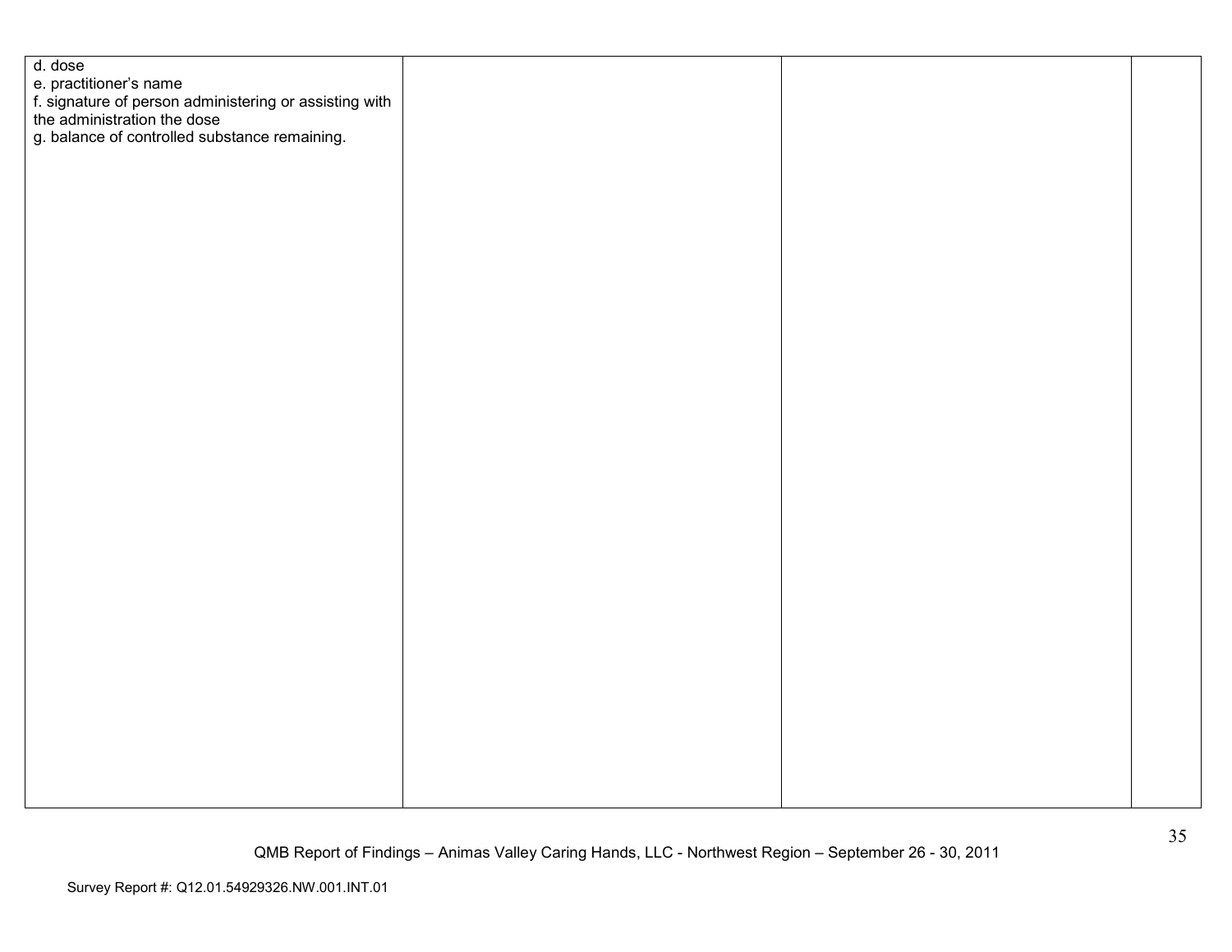| | | | |
|---|---|---|---|
| d. dose<br>e. practitioner's name<br>f. signature of person administering or assisting with the administration the dose<br>g. balance of controlled substance remaining. | | | |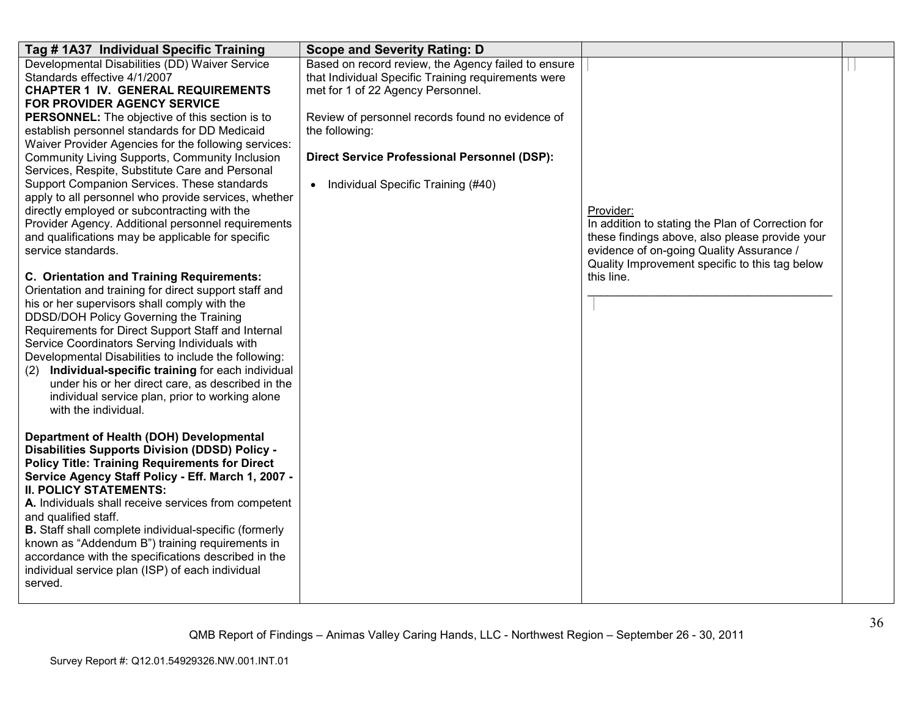| Tag # 1A37 Individual Specific Training | Scope and Severity Rating: D | | |
|---|---|---|---|
| Developmental Disabilities (DD) Waiver Service Standards effective 4/1/2007<br>**CHAPTER 1 IV. GENERAL REQUIREMENTS FOR PROVIDER AGENCY SERVICE PERSONNEL:** The objective of this section is to establish personnel standards for DD Medicaid Waiver Provider Agencies for the following services: Community Living Supports, Community Inclusion Services, Respite, Substitute Care and Personal Support Companion Services. These standards apply to all personnel who provide services, whether directly employed or subcontracting with the Provider Agency. Additional personnel requirements and qualifications may be applicable for specific service standards.<br><br>**C. Orientation and Training Requirements:** Orientation and training for direct support staff and his or her supervisors shall comply with the DDSD/DOH Policy Governing the Training Requirements for Direct Support Staff and Internal Service Coordinators Serving Individuals with Developmental Disabilities to include the following:<br>(2) **Individual-specific training** for each individual under his or her direct care, as described in the individual service plan, prior to working alone with the individual.<br><br>**Department of Health (DOH) Developmental Disabilities Supports Division (DDSD) Policy - Policy Title: Training Requirements for Direct Service Agency Staff Policy - Eff. March 1, 2007 - II. POLICY STATEMENTS:**<br>**A.** Individuals shall receive services from competent and qualified staff.<br>**B.** Staff shall complete individual-specific (formerly known as "Addendum B") training requirements in accordance with the specifications described in the individual service plan (ISP) of each individual served. | Based on record review, the Agency failed to ensure that Individual Specific Training requirements were met for 1 of 22 Agency Personnel.<br><br>Review of personnel records found no evidence of the following:<br><br>**Direct Service Professional Personnel (DSP):**<br><br>• Individual Specific Training (#40) | Provider:<br>In addition to stating the Plan of Correction for these findings above, also please provide your evidence of on-going Quality Assurance / Quality Improvement specific to this tag below this line.<br>\_\_\_\_\_\_\_\_\_\_\_\_\_\_\_\_\_\_\_\_\_\_\_\_\_\_\_\_\_\_\_\_\_\_\_\_\_\_\_\_ | |

QMB Report of Findings – Animas Valley Caring Hands, LLC - Northwest Region – September 26 - 30, 2011

Survey Report #: Q12.01.54929326.NW.001.INT.01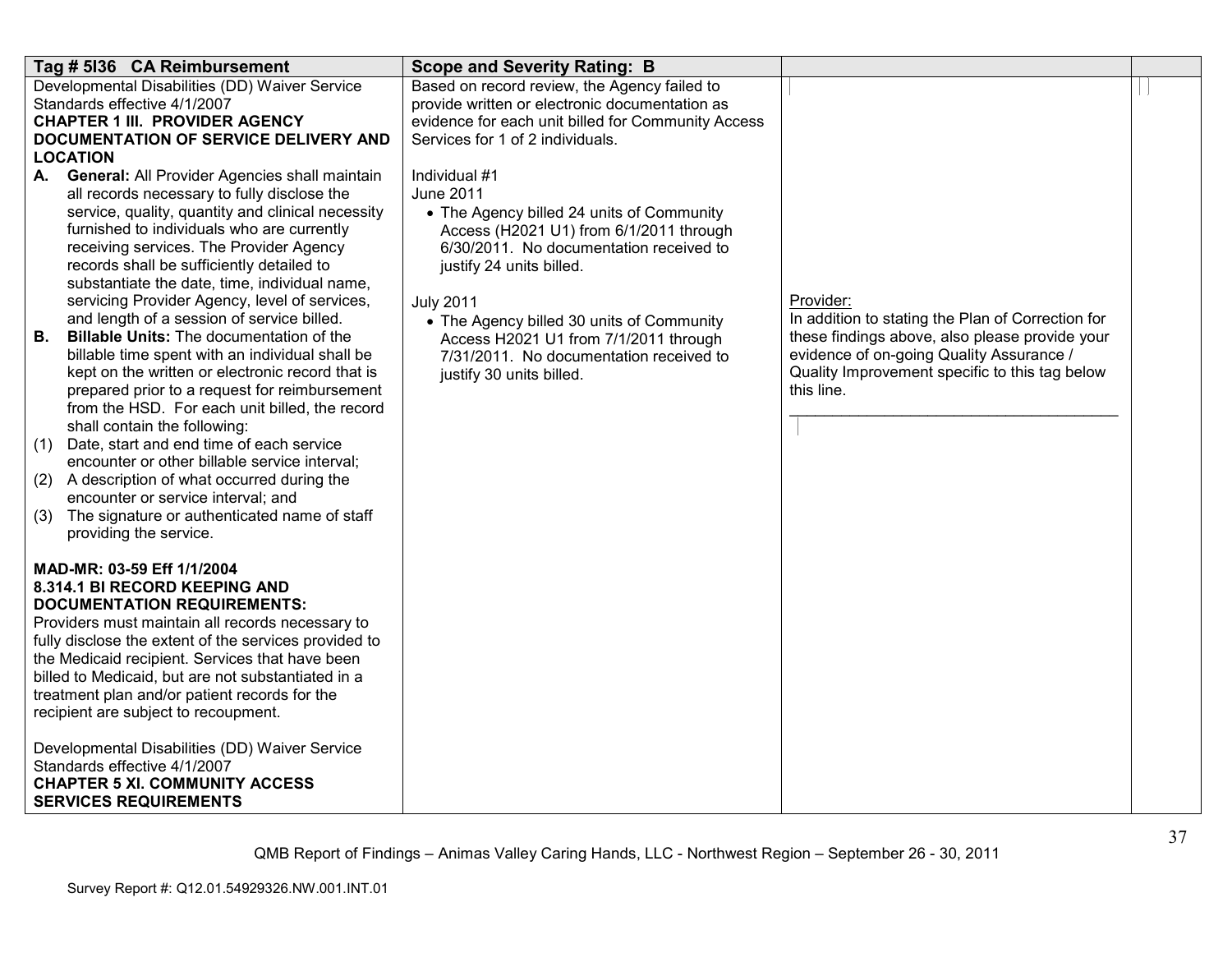| Tag # 5I36 CA Reimbursement | Scope and Severity Rating: B | | |
|---|---|---|---|
| Developmental Disabilities (DD) Waiver Service Standards effective 4/1/2007<br>**CHAPTER 1 III. PROVIDER AGENCY DOCUMENTATION OF SERVICE DELIVERY AND LOCATION**<br>**A. General:** All Provider Agencies shall maintain all records necessary to fully disclose the service, quality, quantity and clinical necessity furnished to individuals who are currently receiving services. The Provider Agency records shall be sufficiently detailed to substantiate the date, time, individual name, servicing Provider Agency, level of services, and length of a session of service billed.<br>**B. Billable Units:** The documentation of the billable time spent with an individual shall be kept on the written or electronic record that is prepared prior to a request for reimbursement from the HSD. For each unit billed, the record shall contain the following:<br>(1) Date, start and end time of each service encounter or other billable service interval;<br>(2) A description of what occurred during the encounter or service interval; and<br>(3) The signature or authenticated name of staff providing the service.<br><br>**MAD-MR: 03-59 Eff 1/1/2004**<br>**8.314.1 BI RECORD KEEPING AND DOCUMENTATION REQUIREMENTS:**<br>Providers must maintain all records necessary to fully disclose the extent of the services provided to the Medicaid recipient. Services that have been billed to Medicaid, but are not substantiated in a treatment plan and/or patient records for the recipient are subject to recoupment.<br><br>Developmental Disabilities (DD) Waiver Service Standards effective 4/1/2007<br>**CHAPTER 5 XI. COMMUNITY ACCESS SERVICES REQUIREMENTS** | Based on record review, the Agency failed to provide written or electronic documentation as evidence for each unit billed for Community Access Services for 1 of 2 individuals.<br><br>Individual #1<br>June 2011<br>• The Agency billed 24 units of Community Access (H2021 U1) from 6/1/2011 through 6/30/2011. No documentation received to justify 24 units billed.<br><br>July 2011<br>• The Agency billed 30 units of Community Access H2021 U1 from 7/1/2011 through 7/31/2011. No documentation received to justify 30 units billed. | Provider:<br>In addition to stating the Plan of Correction for these findings above, also please provide your evidence of on-going Quality Assurance / Quality Improvement specific to this tag below this line.<br>\_\_\_\_\_\_\_\_\_\_\_\_\_\_\_\_\_\_\_\_\_\_\_\_\_\_\_\_\_\_\_\_\_\_\_\_\_\_\_\_ | |

QMB Report of Findings – Animas Valley Caring Hands, LLC - Northwest Region – September 26 - 30, 2011

Survey Report #: Q12.01.54929326.NW.001.INT.01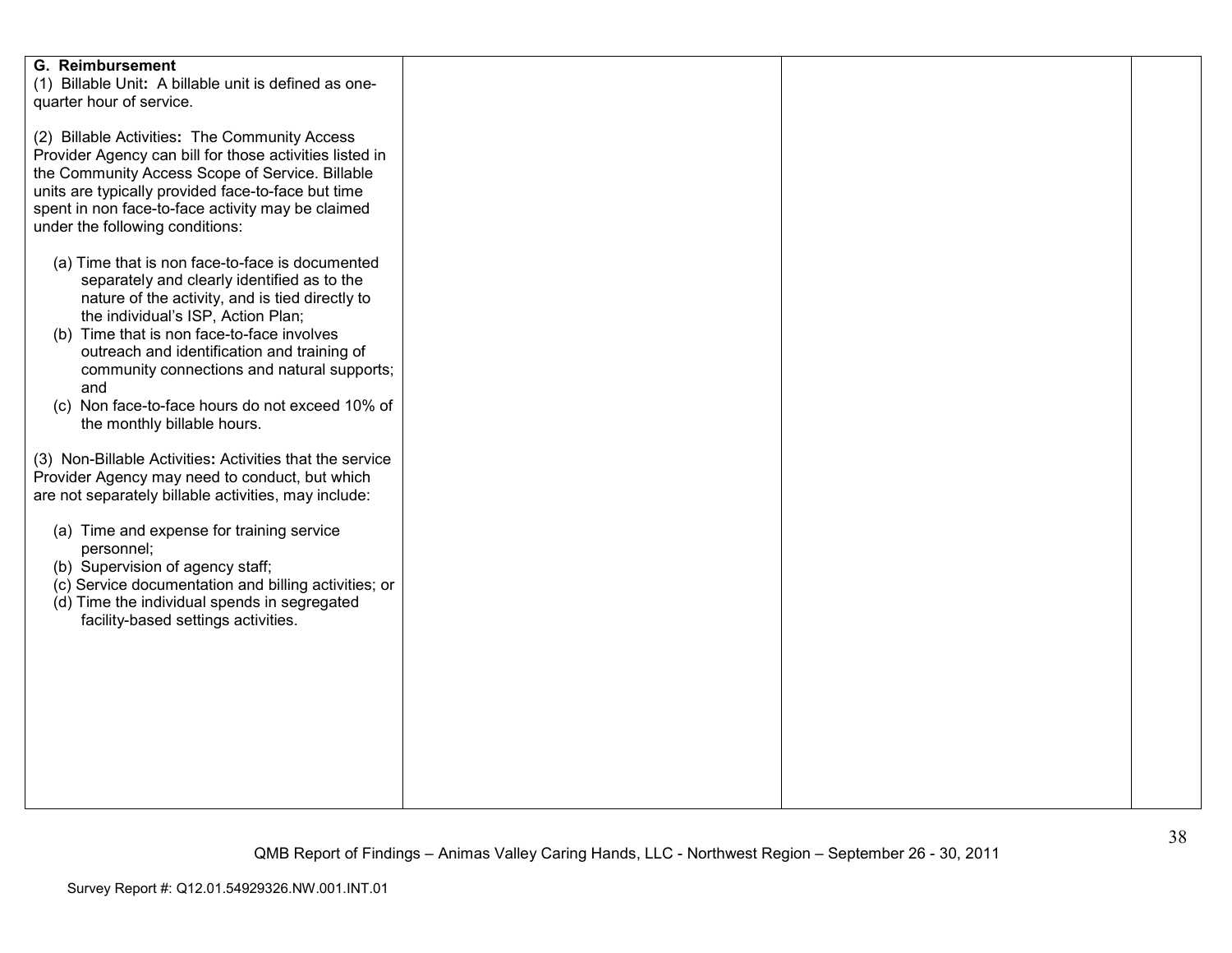| G. Reimbursement<br>(1) Billable Unit**:** A billable unit is defined as one-quarter hour of service.<br><br>(2) Billable Activities**:** The Community Access Provider Agency can bill for those activities listed in the Community Access Scope of Service. Billable units are typically provided face-to-face but time spent in non face-to-face activity may be claimed under the following conditions:<br><br>(a) Time that is non face-to-face is documented separately and clearly identified as to the nature of the activity, and is tied directly to the individual's ISP, Action Plan;<br>(b) Time that is non face-to-face involves outreach and identification and training of community connections and natural supports; and<br>(c) Non face-to-face hours do not exceed 10% of the monthly billable hours.<br><br>(3) Non-Billable Activities**:** Activities that the service Provider Agency may need to conduct, but which are not separately billable activities, may include:<br><br>(a) Time and expense for training service personnel;<br>(b) Supervision of agency staff;<br>(c) Service documentation and billing activities; or<br>(d) Time the individual spends in segregated facility-based settings activities. | | | |
|---|---|---|---|

QMB Report of Findings – Animas Valley Caring Hands, LLC - Northwest Region – September 26 - 30, 2011

Survey Report #: Q12.01.54929326.NW.001.INT.01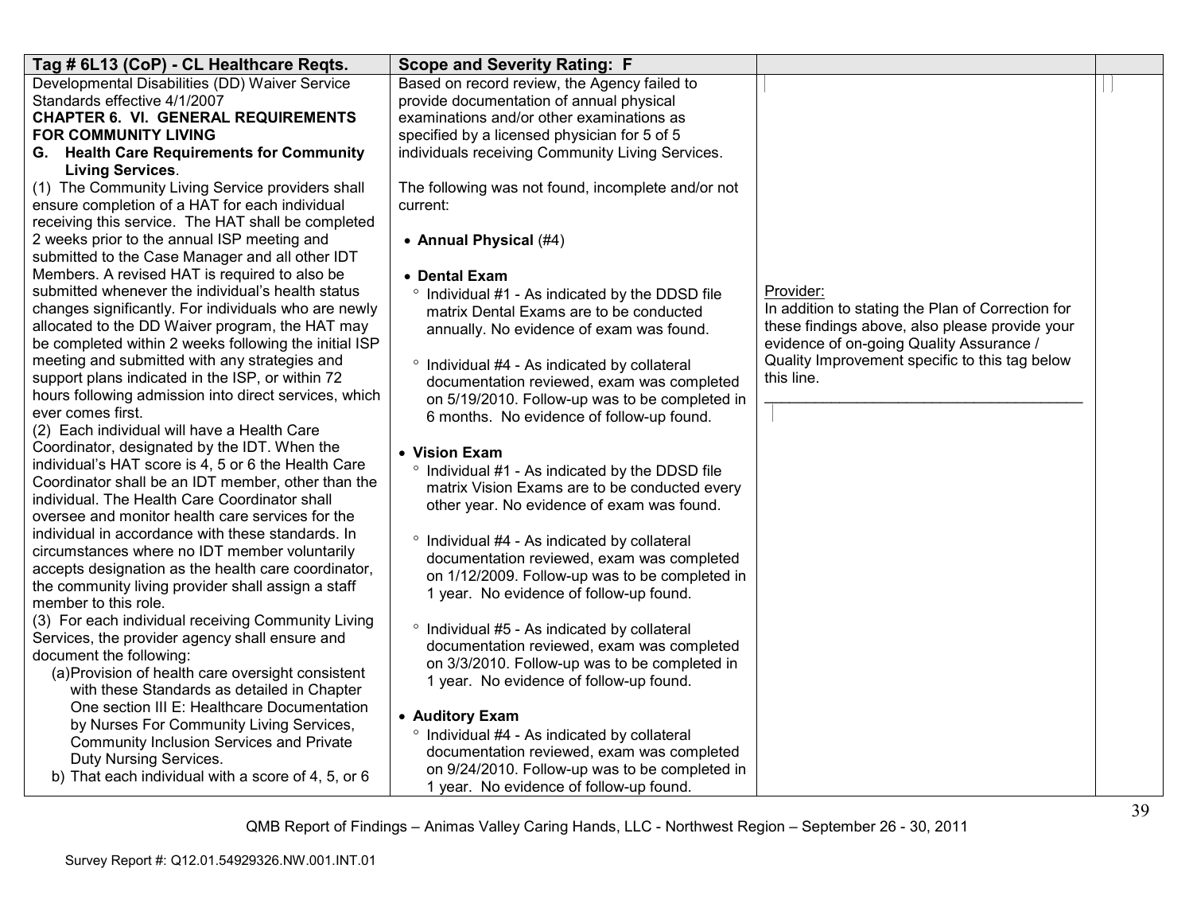| Tag # 6L13 (CoP) - CL Healthcare Reqts. | Scope and Severity Rating: F | | |
|---|---|---|---|
| Developmental Disabilities (DD) Waiver Service Standards effective 4/1/2007<br>**CHAPTER 6. VI. GENERAL REQUIREMENTS FOR COMMUNITY LIVING**<br>**G. Health Care Requirements for Community Living Services**.<br>(1) The Community Living Service providers shall ensure completion of a HAT for each individual receiving this service. The HAT shall be completed 2 weeks prior to the annual ISP meeting and submitted to the Case Manager and all other IDT Members. A revised HAT is required to also be submitted whenever the individual's health status changes significantly. For individuals who are newly allocated to the DD Waiver program, the HAT may be completed within 2 weeks following the initial ISP meeting and submitted with any strategies and support plans indicated in the ISP, or within 72 hours following admission into direct services, which ever comes first.<br>(2) Each individual will have a Health Care Coordinator, designated by the IDT. When the individual's HAT score is 4, 5 or 6 the Health Care Coordinator shall be an IDT member, other than the individual. The Health Care Coordinator shall oversee and monitor health care services for the individual in accordance with these standards. In circumstances where no IDT member voluntarily accepts designation as the health care coordinator, the community living provider shall assign a staff member to this role.<br>(3) For each individual receiving Community Living Services, the provider agency shall ensure and document the following:<br>(a)Provision of health care oversight consistent with these Standards as detailed in Chapter One section III E: Healthcare Documentation by Nurses For Community Living Services, Community Inclusion Services and Private Duty Nursing Services.<br>b) That each individual with a score of 4, 5, or 6 | Based on record review, the Agency failed to provide documentation of annual physical examinations and/or other examinations as specified by a licensed physician for 5 of 5 individuals receiving Community Living Services.<br><br>The following was not found, incomplete and/or not current:<br><br>• **Annual Physical** (#4)<br><br>• **Dental Exam**<br>° Individual #1 - As indicated by the DDSD file matrix Dental Exams are to be conducted annually. No evidence of exam was found.<br><br>° Individual #4 - As indicated by collateral documentation reviewed, exam was completed on 5/19/2010. Follow-up was to be completed in 6 months. No evidence of follow-up found.<br><br>• **Vision Exam**<br>° Individual #1 - As indicated by the DDSD file matrix Vision Exams are to be conducted every other year. No evidence of exam was found.<br><br>° Individual #4 - As indicated by collateral documentation reviewed, exam was completed on 1/12/2009. Follow-up was to be completed in 1 year. No evidence of follow-up found.<br><br>° Individual #5 - As indicated by collateral documentation reviewed, exam was completed on 3/3/2010. Follow-up was to be completed in 1 year. No evidence of follow-up found.<br><br>• **Auditory Exam**<br>° Individual #4 - As indicated by collateral documentation reviewed, exam was completed on 9/24/2010. Follow-up was to be completed in 1 year. No evidence of follow-up found. | Provider:<br>In addition to stating the Plan of Correction for these findings above, also please provide your evidence of on-going Quality Assurance / Quality Improvement specific to this tag below this line.<br>________________________________________ | |

QMB Report of Findings – Animas Valley Caring Hands, LLC - Northwest Region – September 26 - 30, 2011

Survey Report #: Q12.01.54929326.NW.001.INT.01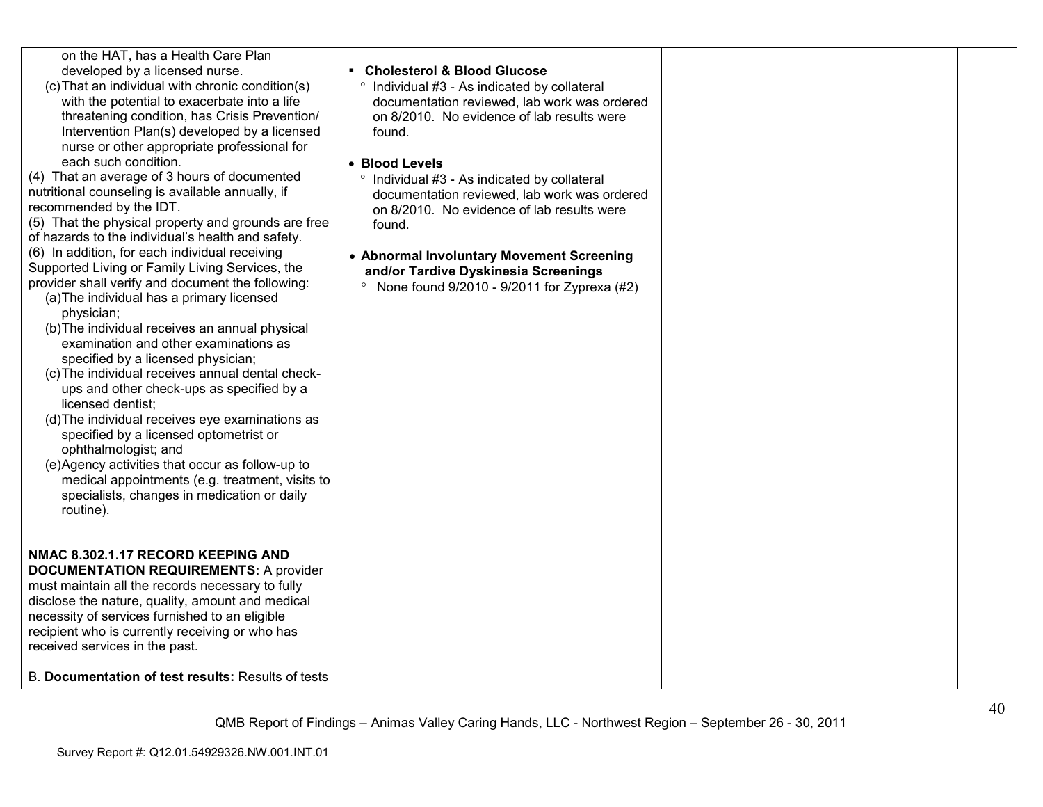| | | | |
|---|---|---|---|
| on the HAT, has a Health Care Plan developed by a licensed nurse.<br>(c) That an individual with chronic condition(s) with the potential to exacerbate into a life threatening condition, has Crisis Prevention/ Intervention Plan(s) developed by a licensed nurse or other appropriate professional for each such condition.<br>(4) That an average of 3 hours of documented nutritional counseling is available annually, if recommended by the IDT.<br>(5) That the physical property and grounds are free of hazards to the individual's health and safety.<br>(6) In addition, for each individual receiving Supported Living or Family Living Services, the provider shall verify and document the following:<br>(a) The individual has a primary licensed physician;<br>(b) The individual receives an annual physical examination and other examinations as specified by a licensed physician;<br>(c) The individual receives annual dental check-ups and other check-ups as specified by a licensed dentist;<br>(d) The individual receives eye examinations as specified by a licensed optometrist or ophthalmologist; and<br>(e) Agency activities that occur as follow-up to medical appointments (e.g. treatment, visits to specialists, changes in medication or daily routine).<br><br>**NMAC 8.302.1.17 RECORD KEEPING AND DOCUMENTATION REQUIREMENTS:** A provider must maintain all the records necessary to fully disclose the nature, quality, amount and medical necessity of services furnished to an eligible recipient who is currently receiving or who has received services in the past.<br><br>B. **Documentation of test results:** Results of tests | ▪ **Cholesterol & Blood Glucose**<br>° Individual #3 - As indicated by collateral documentation reviewed, lab work was ordered on 8/2010. No evidence of lab results were found.<br><br>• **Blood Levels**<br>° Individual #3 - As indicated by collateral documentation reviewed, lab work was ordered on 8/2010. No evidence of lab results were found.<br><br>• **Abnormal Involuntary Movement Screening and/or Tardive Dyskinesia Screenings**<br>° None found 9/2010 - 9/2011 for Zyprexa (#2) | | |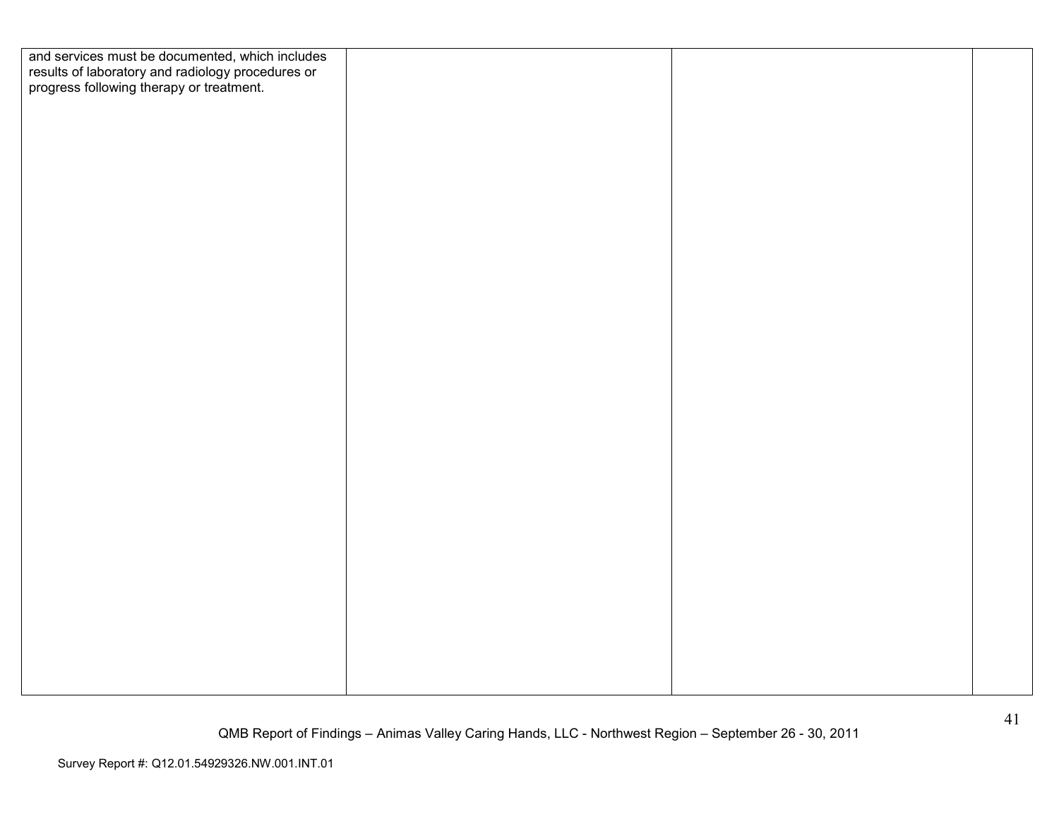| | | | |
|---|---|---|---|
| and services must be documented, which includes results of laboratory and radiology procedures or progress following therapy or treatment. | | | |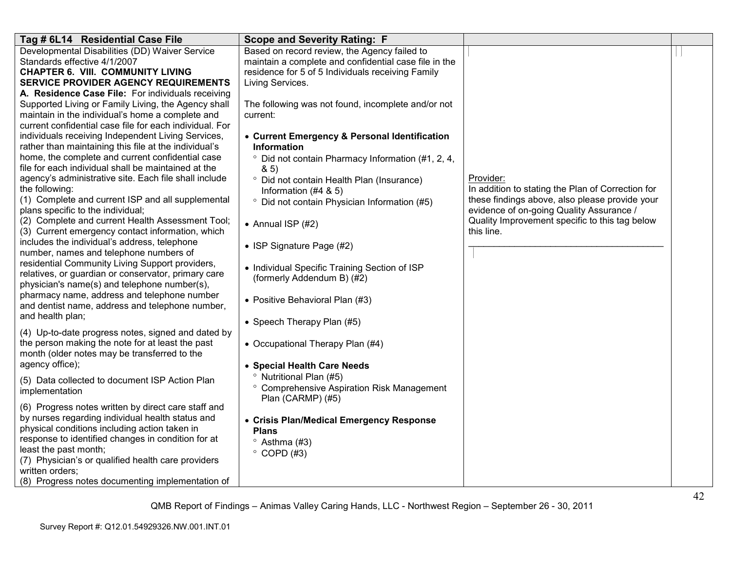| Tag # 6L14 Residential Case File | Scope and Severity Rating: F | | |
|---|---|---|---|
| Developmental Disabilities (DD) Waiver Service Standards effective 4/1/2007<br>**CHAPTER 6. VIII. COMMUNITY LIVING SERVICE PROVIDER AGENCY REQUIREMENTS**<br>**A. Residence Case File:** For individuals receiving Supported Living or Family Living, the Agency shall maintain in the individual's home a complete and current confidential case file for each individual. For individuals receiving Independent Living Services, rather than maintaining this file at the individual's home, the complete and current confidential case file for each individual shall be maintained at the agency's administrative site. Each file shall include the following:<br>(1) Complete and current ISP and all supplemental plans specific to the individual;<br>(2) Complete and current Health Assessment Tool;<br>(3) Current emergency contact information, which includes the individual's address, telephone number, names and telephone numbers of residential Community Living Support providers, relatives, or guardian or conservator, primary care physician's name(s) and telephone number(s), pharmacy name, address and telephone number and dentist name, address and telephone number, and health plan;<br>(4) Up-to-date progress notes, signed and dated by the person making the note for at least the past month (older notes may be transferred to the agency office);<br>(5) Data collected to document ISP Action Plan implementation<br>(6) Progress notes written by direct care staff and by nurses regarding individual health status and physical conditions including action taken in response to identified changes in condition for at least the past month;<br>(7) Physician's or qualified health care providers written orders;<br>(8) Progress notes documenting implementation of | Based on record review, the Agency failed to maintain a complete and confidential case file in the residence for 5 of 5 Individuals receiving Family Living Services.<br><br>The following was not found, incomplete and/or not current:<br><br>• **Current Emergency & Personal Identification Information**<br>° Did not contain Pharmacy Information (#1, 2, 4, & 5)<br>° Did not contain Health Plan (Insurance) Information (#4 & 5)<br>° Did not contain Physician Information (#5)<br><br>• Annual ISP (#2)<br><br>• ISP Signature Page (#2)<br><br>• Individual Specific Training Section of ISP (formerly Addendum B) (#2)<br><br>• Positive Behavioral Plan (#3)<br><br>• Speech Therapy Plan (#5)<br><br>• Occupational Therapy Plan (#4)<br><br>• **Special Health Care Needs**<br>° Nutritional Plan (#5)<br>° Comprehensive Aspiration Risk Management Plan (CARMP) (#5)<br><br>• **Crisis Plan/Medical Emergency Response Plans**<br>° Asthma (#3)<br>° COPD (#3) | Provider:<br>In addition to stating the Plan of Correction for these findings above, also please provide your evidence of on-going Quality Assurance / Quality Improvement specific to this tag below this line.<br>\_\_\_\_\_\_\_\_\_\_\_\_\_\_\_\_\_\_\_\_\_\_\_\_\_\_\_\_\_\_\_\_\_\_\_\_\_\_\_\_ | |

QMB Report of Findings – Animas Valley Caring Hands, LLC - Northwest Region – September 26 - 30, 2011

Survey Report #: Q12.01.54929326.NW.001.INT.01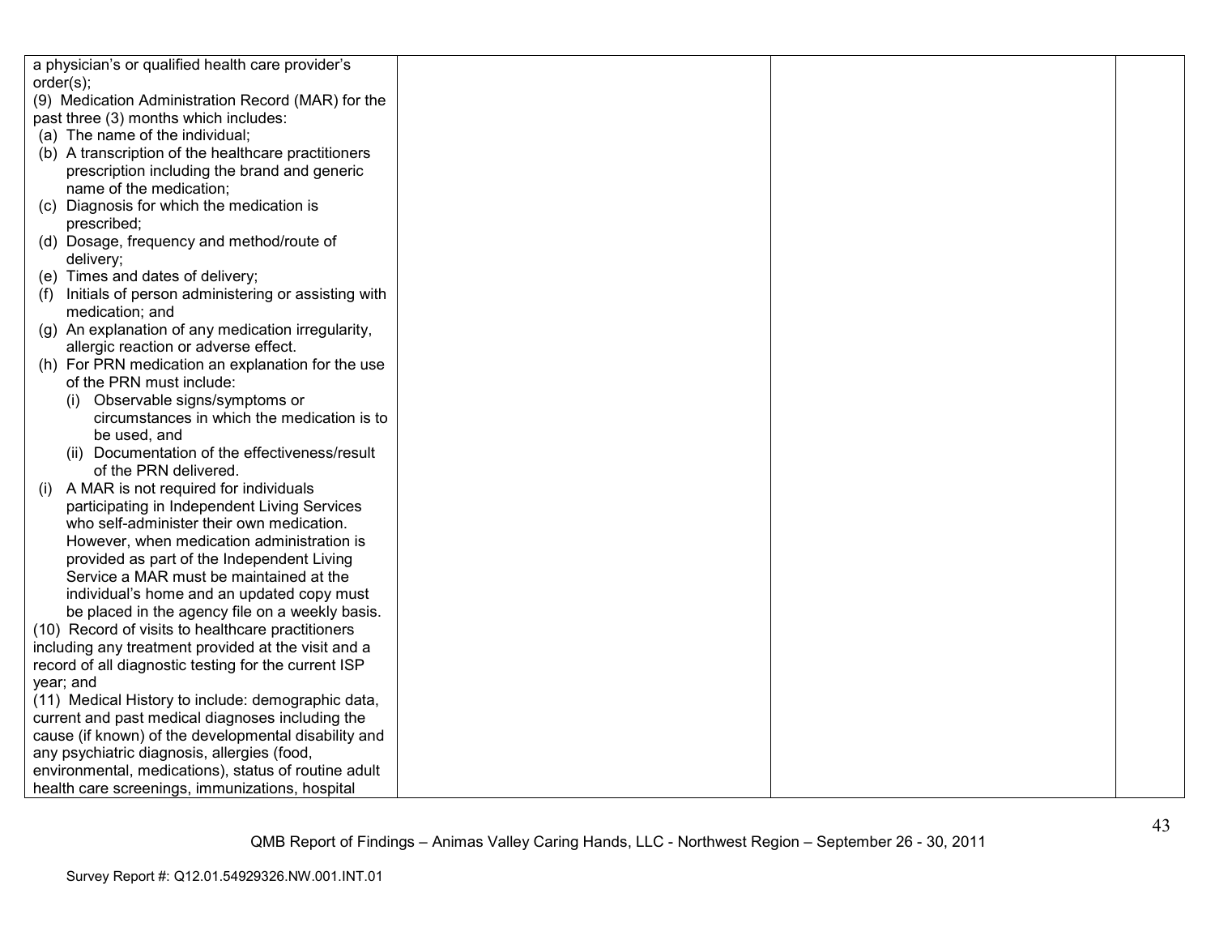| | | | |
|---|---|---|---|
| a physician's or qualified health care provider's order(s);<br>(9) Medication Administration Record (MAR) for the past three (3) months which includes:<br>(a) The name of the individual;<br>(b) A transcription of the healthcare practitioners prescription including the brand and generic name of the medication;<br>(c) Diagnosis for which the medication is prescribed;<br>(d) Dosage, frequency and method/route of delivery;<br>(e) Times and dates of delivery;<br>(f) Initials of person administering or assisting with medication; and<br>(g) An explanation of any medication irregularity, allergic reaction or adverse effect.<br>(h) For PRN medication an explanation for the use of the PRN must include:<br>(i) Observable signs/symptoms or circumstances in which the medication is to be used, and<br>(ii) Documentation of the effectiveness/result of the PRN delivered.<br>(i) A MAR is not required for individuals participating in Independent Living Services who self-administer their own medication. However, when medication administration is provided as part of the Independent Living Service a MAR must be maintained at the individual's home and an updated copy must be placed in the agency file on a weekly basis.<br>(10) Record of visits to healthcare practitioners including any treatment provided at the visit and a record of all diagnostic testing for the current ISP year; and<br>(11) Medical History to include: demographic data, current and past medical diagnoses including the cause (if known) of the developmental disability and any psychiatric diagnosis, allergies (food, environmental, medications), status of routine adult health care screenings, immunizations, hospital | | | |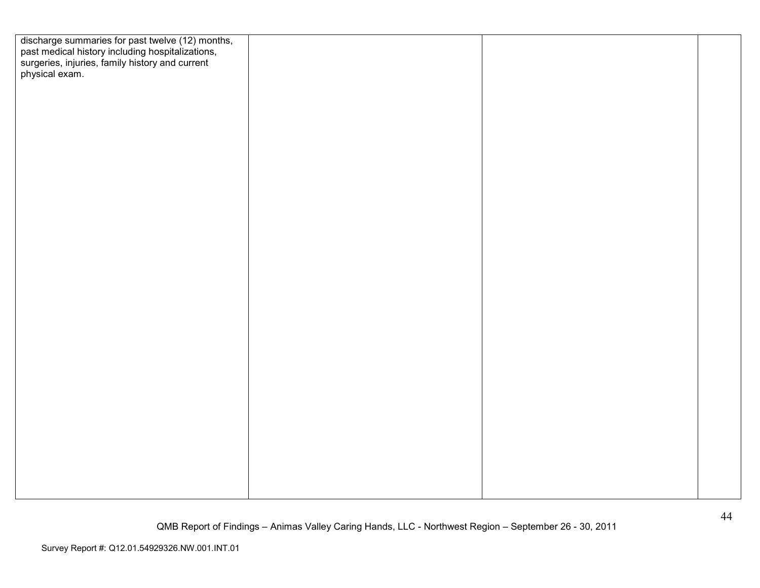| | | | |
|---|---|---|---|
| discharge summaries for past twelve (12) months, past medical history including hospitalizations, surgeries, injuries, family history and current physical exam. | | | |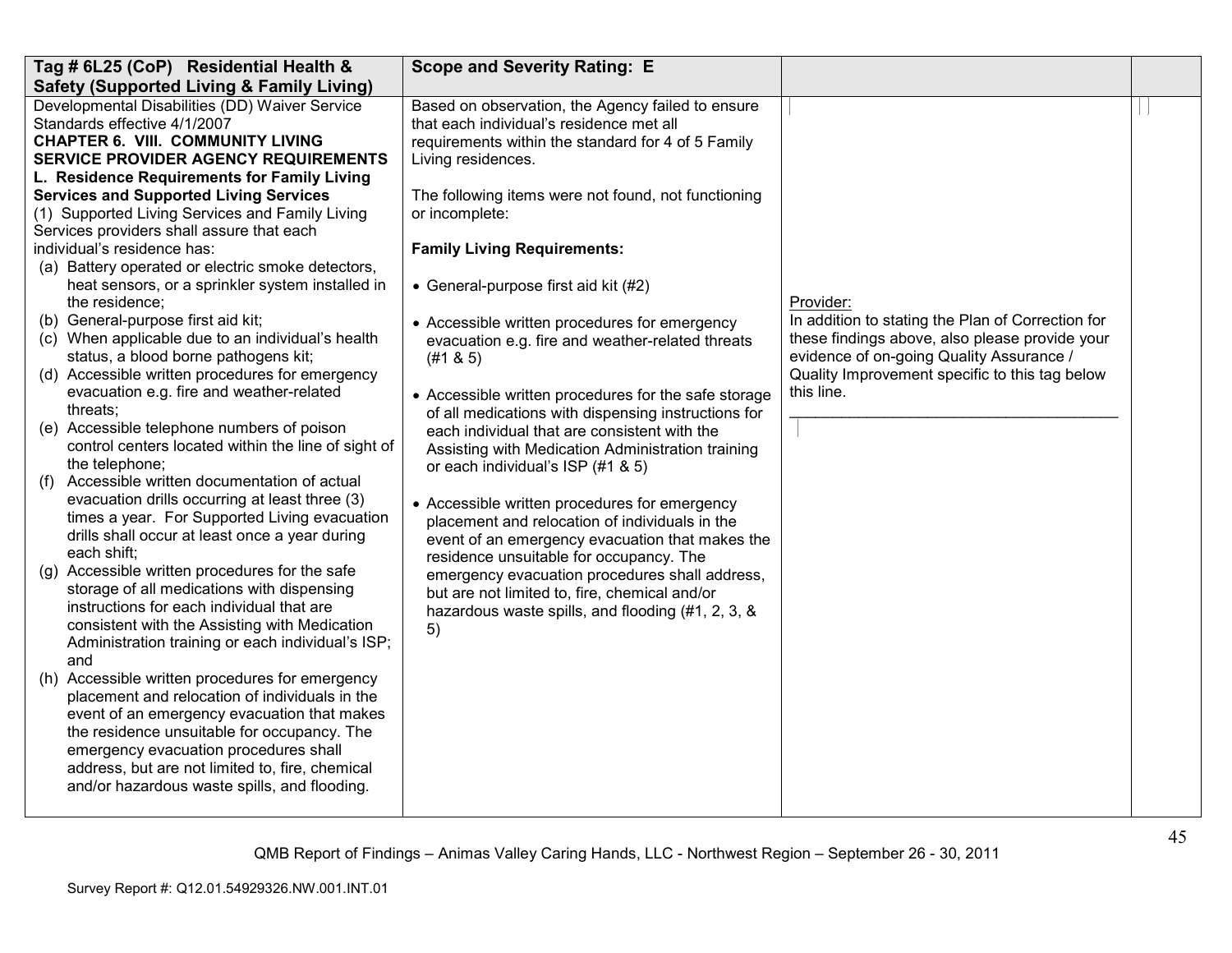| Tag # 6L25 (CoP) Residential Health & Safety (Supported Living & Family Living) | Scope and Severity Rating: E | | |
|---|---|---|---|
| Developmental Disabilities (DD) Waiver Service Standards effective 4/1/2007<br>**CHAPTER 6. VIII. COMMUNITY LIVING SERVICE PROVIDER AGENCY REQUIREMENTS**<br>**L. Residence Requirements for Family Living Services and Supported Living Services**<br>(1) Supported Living Services and Family Living Services providers shall assure that each individual's residence has:<br>(a) Battery operated or electric smoke detectors, heat sensors, or a sprinkler system installed in the residence;<br>(b) General-purpose first aid kit;<br>(c) When applicable due to an individual's health status, a blood borne pathogens kit;<br>(d) Accessible written procedures for emergency evacuation e.g. fire and weather-related threats;<br>(e) Accessible telephone numbers of poison control centers located within the line of sight of the telephone;<br>(f) Accessible written documentation of actual evacuation drills occurring at least three (3) times a year. For Supported Living evacuation drills shall occur at least once a year during each shift;<br>(g) Accessible written procedures for the safe storage of all medications with dispensing instructions for each individual that are consistent with the Assisting with Medication Administration training or each individual's ISP; and<br>(h) Accessible written procedures for emergency placement and relocation of individuals in the event of an emergency evacuation that makes the residence unsuitable for occupancy. The emergency evacuation procedures shall address, but are not limited to, fire, chemical and/or hazardous waste spills, and flooding. | Based on observation, the Agency failed to ensure that each individual's residence met all requirements within the standard for 4 of 5 Family Living residences.<br><br>The following items were not found, not functioning or incomplete:<br><br>**Family Living Requirements:**<br><br>• General-purpose first aid kit (#2)<br><br>• Accessible written procedures for emergency evacuation e.g. fire and weather-related threats (#1 & 5)<br><br>• Accessible written procedures for the safe storage of all medications with dispensing instructions for each individual that are consistent with the Assisting with Medication Administration training or each individual's ISP (#1 & 5)<br><br>• Accessible written procedures for emergency placement and relocation of individuals in the event of an emergency evacuation that makes the residence unsuitable for occupancy. The emergency evacuation procedures shall address, but are not limited to, fire, chemical and/or hazardous waste spills, and flooding (#1, 2, 3, & 5) | Provider:<br>In addition to stating the Plan of Correction for these findings above, also please provide your evidence of on-going Quality Assurance / Quality Improvement specific to this tag below this line.<br>______________________________________ | |

QMB Report of Findings – Animas Valley Caring Hands, LLC - Northwest Region – September 26 - 30, 2011

Survey Report #: Q12.01.54929326.NW.001.INT.01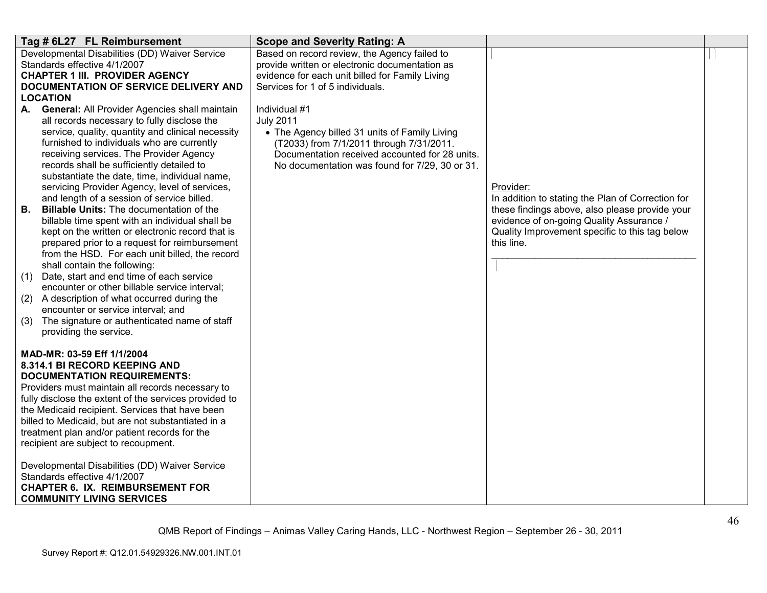| Tag # 6L27 FL Reimbursement | Scope and Severity Rating: A | | |
|---|---|---|---|
| Developmental Disabilities (DD) Waiver Service Standards effective 4/1/2007<br>**CHAPTER 1 III. PROVIDER AGENCY DOCUMENTATION OF SERVICE DELIVERY AND LOCATION**<br>**A. General:** All Provider Agencies shall maintain all records necessary to fully disclose the service, quality, quantity and clinical necessity furnished to individuals who are currently receiving services. The Provider Agency records shall be sufficiently detailed to substantiate the date, time, individual name, servicing Provider Agency, level of services, and length of a session of service billed.<br>**B. Billable Units:** The documentation of the billable time spent with an individual shall be kept on the written or electronic record that is prepared prior to a request for reimbursement from the HSD. For each unit billed, the record shall contain the following:<br>(1) Date, start and end time of each service encounter or other billable service interval;<br>(2) A description of what occurred during the encounter or service interval; and<br>(3) The signature or authenticated name of staff providing the service.<br><br>**MAD-MR: 03-59 Eff 1/1/2004**<br>**8.314.1 BI RECORD KEEPING AND DOCUMENTATION REQUIREMENTS:**<br>Providers must maintain all records necessary to fully disclose the extent of the services provided to the Medicaid recipient. Services that have been billed to Medicaid, but are not substantiated in a treatment plan and/or patient records for the recipient are subject to recoupment.<br><br>Developmental Disabilities (DD) Waiver Service Standards effective 4/1/2007<br>**CHAPTER 6. IX. REIMBURSEMENT FOR COMMUNITY LIVING SERVICES** | Based on record review, the Agency failed to provide written or electronic documentation as evidence for each unit billed for Family Living Services for 1 of 5 individuals.<br><br>Individual #1<br>July 2011<br>• The Agency billed 31 units of Family Living (T2033) from 7/1/2011 through 7/31/2011. Documentation received accounted for 28 units. No documentation was found for 7/29, 30 or 31. | Provider:<br>In addition to stating the Plan of Correction for these findings above, also please provide your evidence of on-going Quality Assurance / Quality Improvement specific to this tag below this line.<br>________________________________________ | |

QMB Report of Findings – Animas Valley Caring Hands, LLC - Northwest Region – September 26 - 30, 2011

Survey Report #: Q12.01.54929326.NW.001.INT.01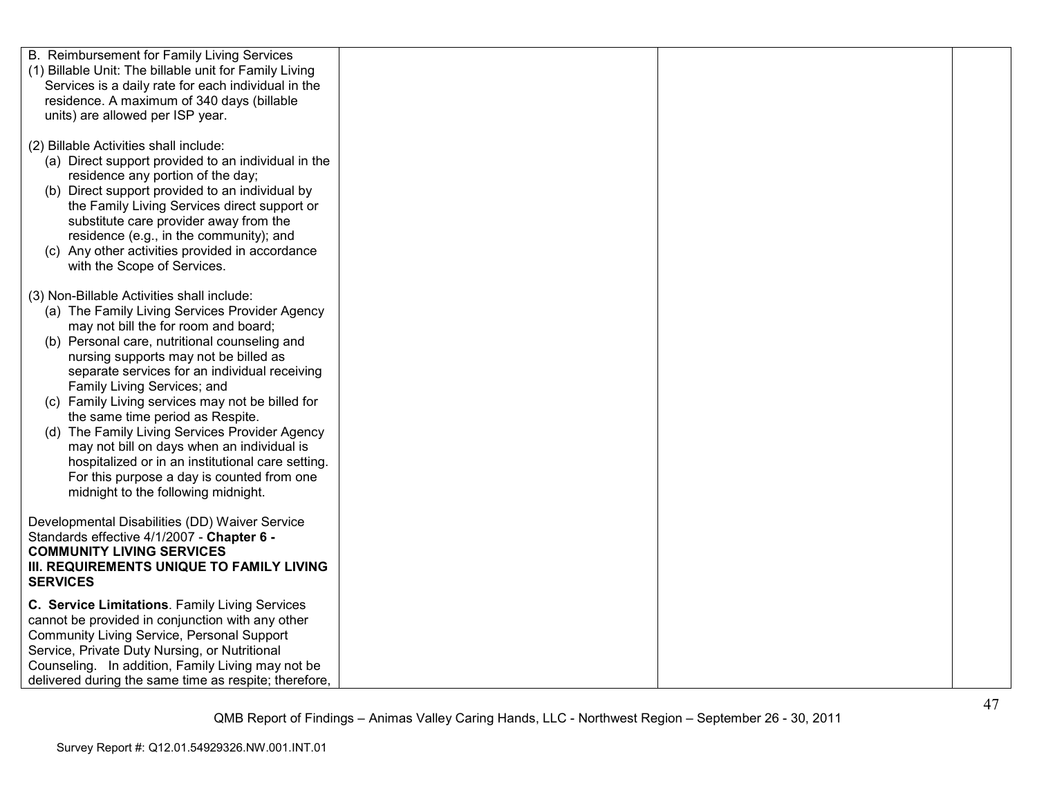| | | | |
|---|---|---|---|
| B. Reimbursement for Family Living Services<br>(1) Billable Unit: The billable unit for Family Living Services is a daily rate for each individual in the residence. A maximum of 340 days (billable units) are allowed per ISP year.<br><br>(2) Billable Activities shall include:<br>(a) Direct support provided to an individual in the residence any portion of the day;<br>(b) Direct support provided to an individual by the Family Living Services direct support or substitute care provider away from the residence (e.g., in the community); and<br>(c) Any other activities provided in accordance with the Scope of Services.<br><br>(3) Non-Billable Activities shall include:<br>(a) The Family Living Services Provider Agency may not bill the for room and board;<br>(b) Personal care, nutritional counseling and nursing supports may not be billed as separate services for an individual receiving Family Living Services; and<br>(c) Family Living services may not be billed for the same time period as Respite.<br>(d) The Family Living Services Provider Agency may not bill on days when an individual is hospitalized or in an institutional care setting. For this purpose a day is counted from one midnight to the following midnight.<br><br>Developmental Disabilities (DD) Waiver Service Standards effective 4/1/2007 - **Chapter 6 - COMMUNITY LIVING SERVICES III. REQUIREMENTS UNIQUE TO FAMILY LIVING SERVICES**<br><br>**C. Service Limitations**. Family Living Services cannot be provided in conjunction with any other Community Living Service, Personal Support Service, Private Duty Nursing, or Nutritional Counseling. In addition, Family Living may not be delivered during the same time as respite; therefore, | | | |

QMB Report of Findings – Animas Valley Caring Hands, LLC - Northwest Region – September 26 - 30, 2011

Survey Report #: Q12.01.54929326.NW.001.INT.01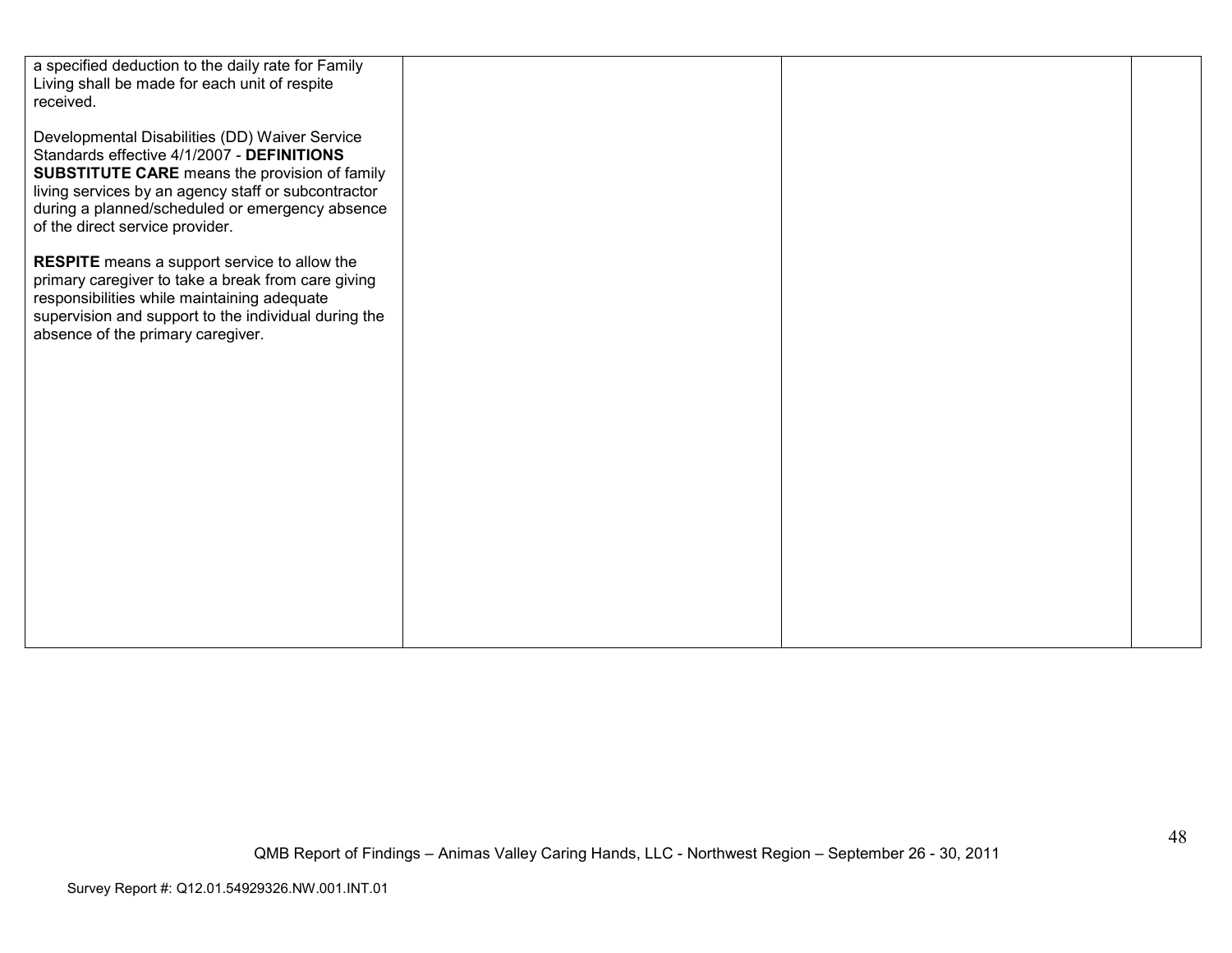| | | | |
|---|---|---|---|
| a specified deduction to the daily rate for Family Living shall be made for each unit of respite received.<br><br>Developmental Disabilities (DD) Waiver Service Standards effective 4/1/2007 - **DEFINITIONS SUBSTITUTE CARE** means the provision of family living services by an agency staff or subcontractor during a planned/scheduled or emergency absence of the direct service provider.<br><br>**RESPITE** means a support service to allow the primary caregiver to take a break from care giving responsibilities while maintaining adequate supervision and support to the individual during the absence of the primary caregiver. | | | |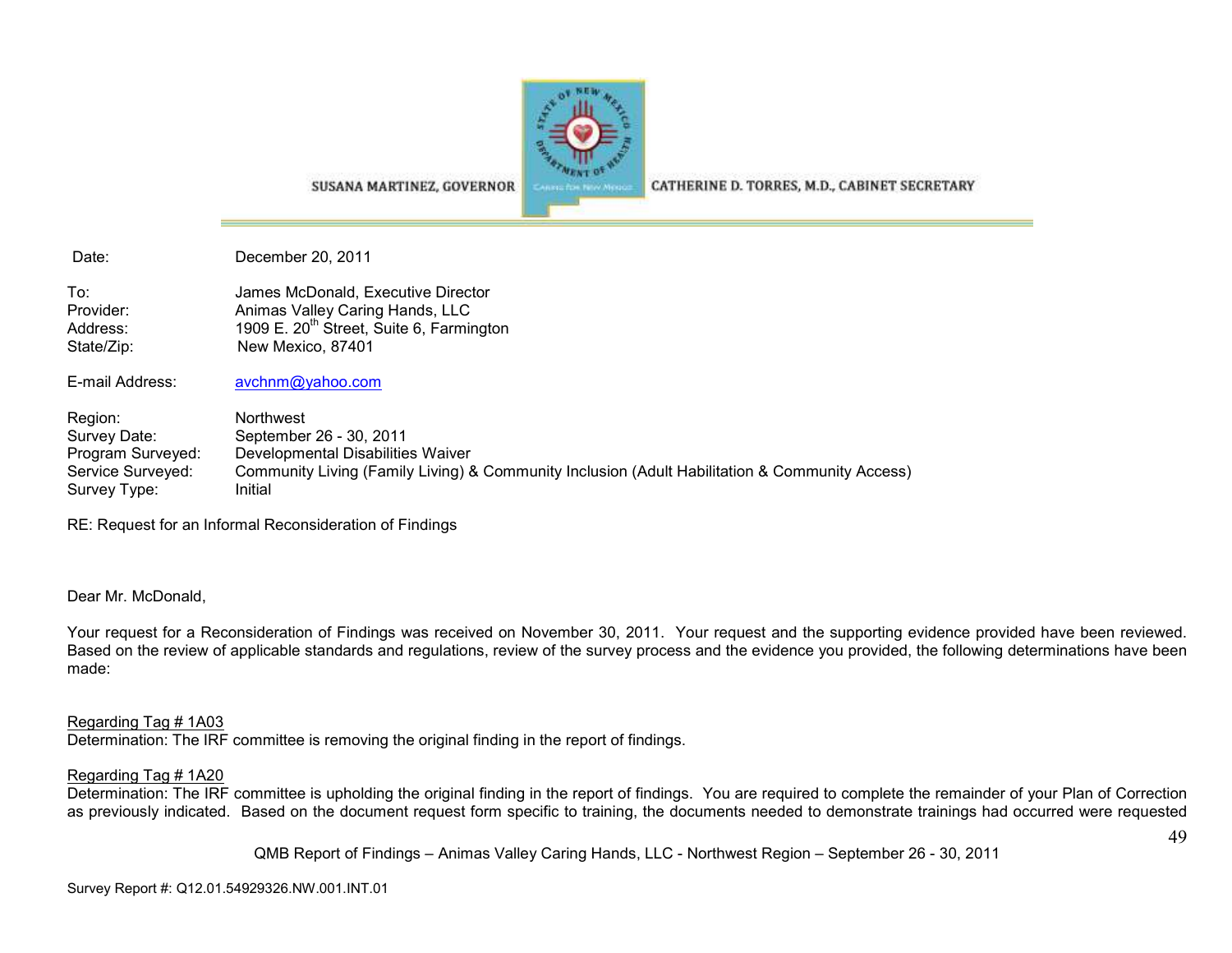SUSANA MARTINEZ, GOVERNOR CATHERINE D. TORRES, M.D., CABINET SECRETARY

| | |
|---|---|
| Date: | December 20, 2011 |
| To: | James McDonald, Executive Director |
| Provider: | Animas Valley Caring Hands, LLC |
| Address: | 1909 E. 20th Street, Suite 6, Farmington |
| State/Zip: | New Mexico, 87401 |
| E-mail Address: | avchnm@yahoo.com |
| Region: | Northwest |
| Survey Date: | September 26 - 30, 2011 |
| Program Surveyed: | Developmental Disabilities Waiver |
| Service Surveyed: | Community Living (Family Living) & Community Inclusion (Adult Habilitation & Community Access) |
| Survey Type: | Initial |

RE: Request for an Informal Reconsideration of Findings

Dear Mr. McDonald,

Your request for a Reconsideration of Findings was received on November 30, 2011. Your request and the supporting evidence provided have been reviewed. Based on the review of applicable standards and regulations, review of the survey process and the evidence you provided, the following determinations have been made:

Regarding Tag # 1A03
Determination: The IRF committee is removing the original finding in the report of findings.

Regarding Tag # 1A20
Determination: The IRF committee is upholding the original finding in the report of findings. You are required to complete the remainder of your Plan of Correction as previously indicated. Based on the document request form specific to training, the documents needed to demonstrate trainings had occurred were requested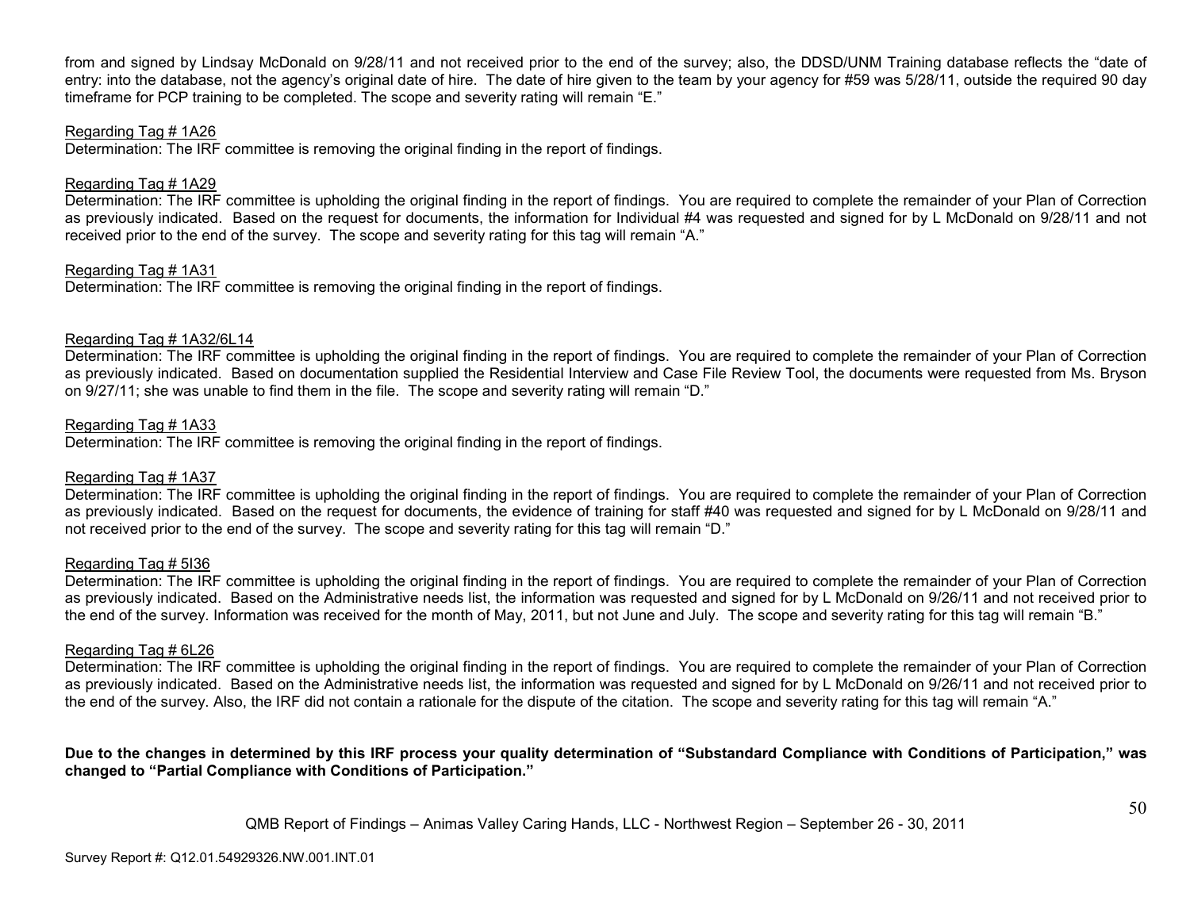from and signed by Lindsay McDonald on 9/28/11 and not received prior to the end of the survey; also, the DDSD/UNM Training database reflects the "date of entry: into the database, not the agency's original date of hire. The date of hire given to the team by your agency for #59 was 5/28/11, outside the required 90 day timeframe for PCP training to be completed. The scope and severity rating will remain "E."

Regarding Tag # 1A26

Determination: The IRF committee is removing the original finding in the report of findings.

Regarding Tag # 1A29

Determination: The IRF committee is upholding the original finding in the report of findings. You are required to complete the remainder of your Plan of Correction as previously indicated. Based on the request for documents, the information for Individual #4 was requested and signed for by L McDonald on 9/28/11 and not received prior to the end of the survey. The scope and severity rating for this tag will remain "A."

Regarding Tag # 1A31

Determination: The IRF committee is removing the original finding in the report of findings.

Regarding Tag # 1A32/6L14

Determination: The IRF committee is upholding the original finding in the report of findings. You are required to complete the remainder of your Plan of Correction as previously indicated. Based on documentation supplied the Residential Interview and Case File Review Tool, the documents were requested from Ms. Bryson on 9/27/11; she was unable to find them in the file. The scope and severity rating will remain "D."

Regarding Tag # 1A33

Determination: The IRF committee is removing the original finding in the report of findings.

Regarding Tag # 1A37

Determination: The IRF committee is upholding the original finding in the report of findings. You are required to complete the remainder of your Plan of Correction as previously indicated. Based on the request for documents, the evidence of training for staff #40 was requested and signed for by L McDonald on 9/28/11 and not received prior to the end of the survey. The scope and severity rating for this tag will remain "D."

Regarding Tag # 5I36

Determination: The IRF committee is upholding the original finding in the report of findings. You are required to complete the remainder of your Plan of Correction as previously indicated. Based on the Administrative needs list, the information was requested and signed for by L McDonald on 9/26/11 and not received prior to the end of the survey. Information was received for the month of May, 2011, but not June and July. The scope and severity rating for this tag will remain "B."

Regarding Tag # 6L26

Determination: The IRF committee is upholding the original finding in the report of findings. You are required to complete the remainder of your Plan of Correction as previously indicated. Based on the Administrative needs list, the information was requested and signed for by L McDonald on 9/26/11 and not received prior to the end of the survey. Also, the IRF did not contain a rationale for the dispute of the citation. The scope and severity rating for this tag will remain "A."

**Due to the changes in determined by this IRF process your quality determination of "Substandard Compliance with Conditions of Participation," was changed to "Partial Compliance with Conditions of Participation."**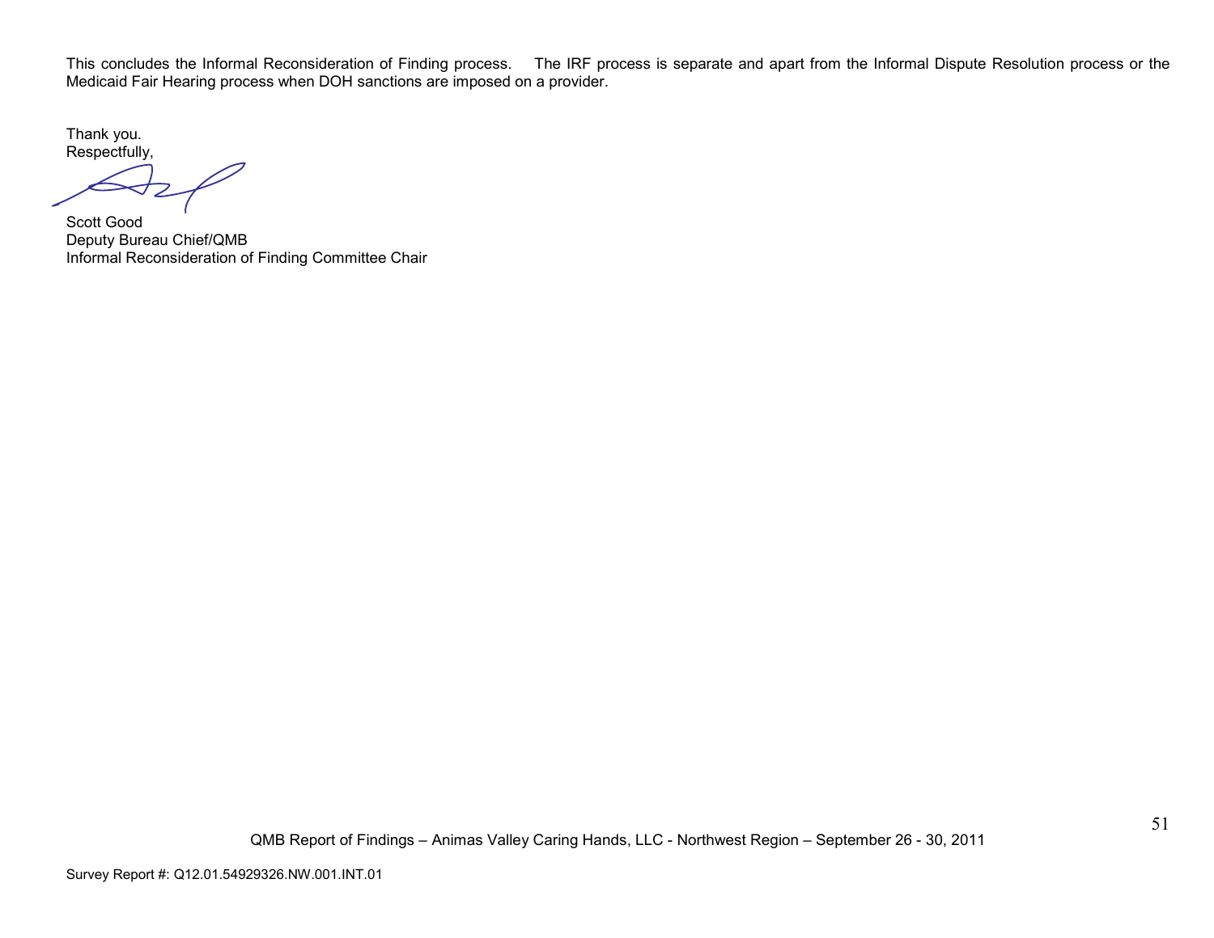This concludes the Informal Reconsideration of Finding process. The IRF process is separate and apart from the Informal Dispute Resolution process or the Medicaid Fair Hearing process when DOH sanctions are imposed on a provider.

Thank you.
Respectfully,

Scott Good
Deputy Bureau Chief/QMB
Informal Reconsideration of Finding Committee Chair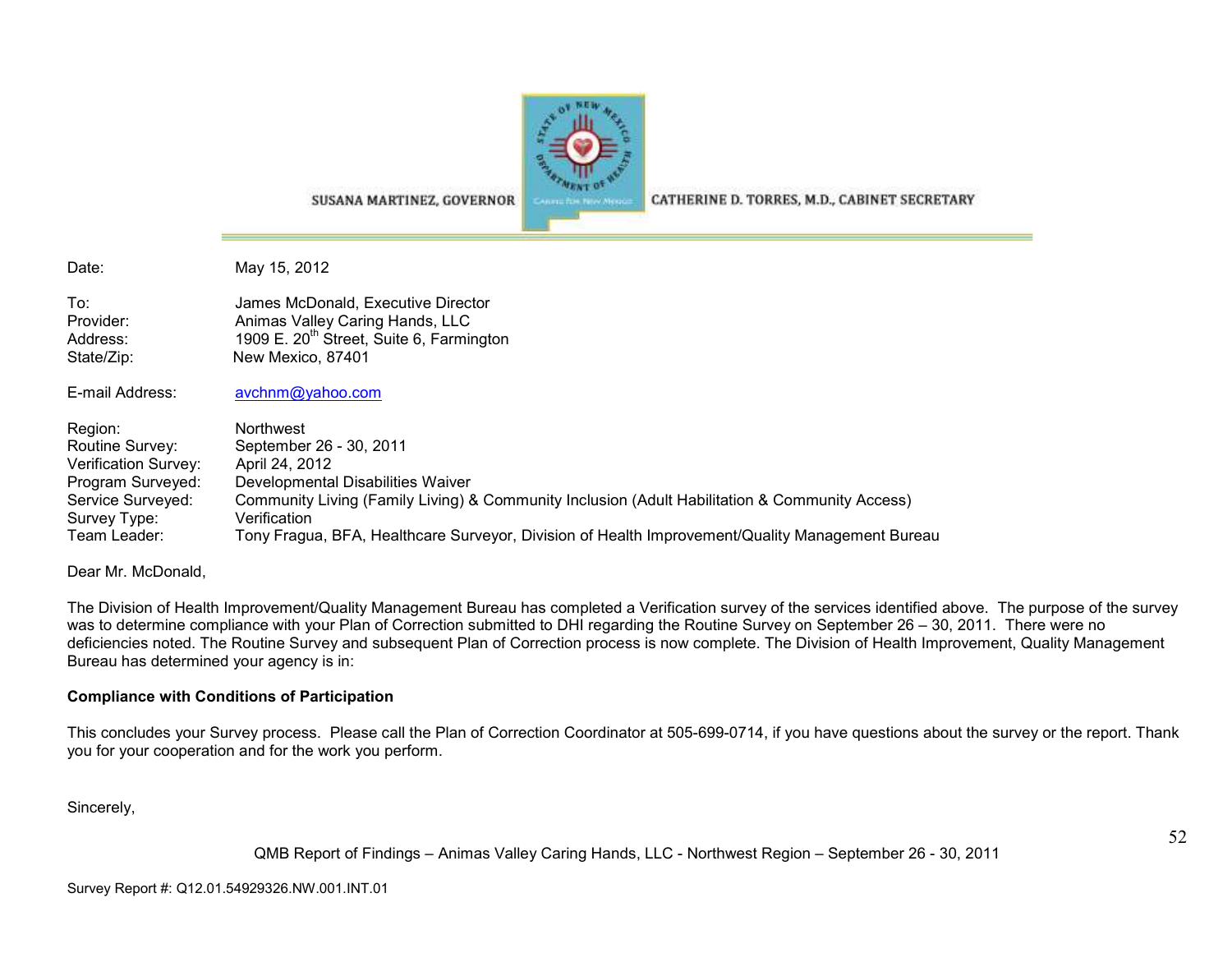SUSANA MARTINEZ, GOVERNOR

CATHERINE D. TORRES, M.D., CABINET SECRETARY

Date: May 15, 2012

To: James McDonald, Executive Director
Provider: Animas Valley Caring Hands, LLC
Address: 1909 E. 20th Street, Suite 6, Farmington
State/Zip: New Mexico, 87401

E-mail Address: avchnm@yahoo.com

Region: Northwest
Routine Survey: September 26 - 30, 2011
Verification Survey: April 24, 2012
Program Surveyed: Developmental Disabilities Waiver
Service Surveyed: Community Living (Family Living) & Community Inclusion (Adult Habilitation & Community Access)
Survey Type: Verification
Team Leader: Tony Fragua, BFA, Healthcare Surveyor, Division of Health Improvement/Quality Management Bureau

Dear Mr. McDonald,

The Division of Health Improvement/Quality Management Bureau has completed a Verification survey of the services identified above. The purpose of the survey was to determine compliance with your Plan of Correction submitted to DHI regarding the Routine Survey on September 26 – 30, 2011. There were no deficiencies noted. The Routine Survey and subsequent Plan of Correction process is now complete. The Division of Health Improvement, Quality Management Bureau has determined your agency is in:

**Compliance with Conditions of Participation**

This concludes your Survey process. Please call the Plan of Correction Coordinator at 505-699-0714, if you have questions about the survey or the report. Thank you for your cooperation and for the work you perform.

Sincerely,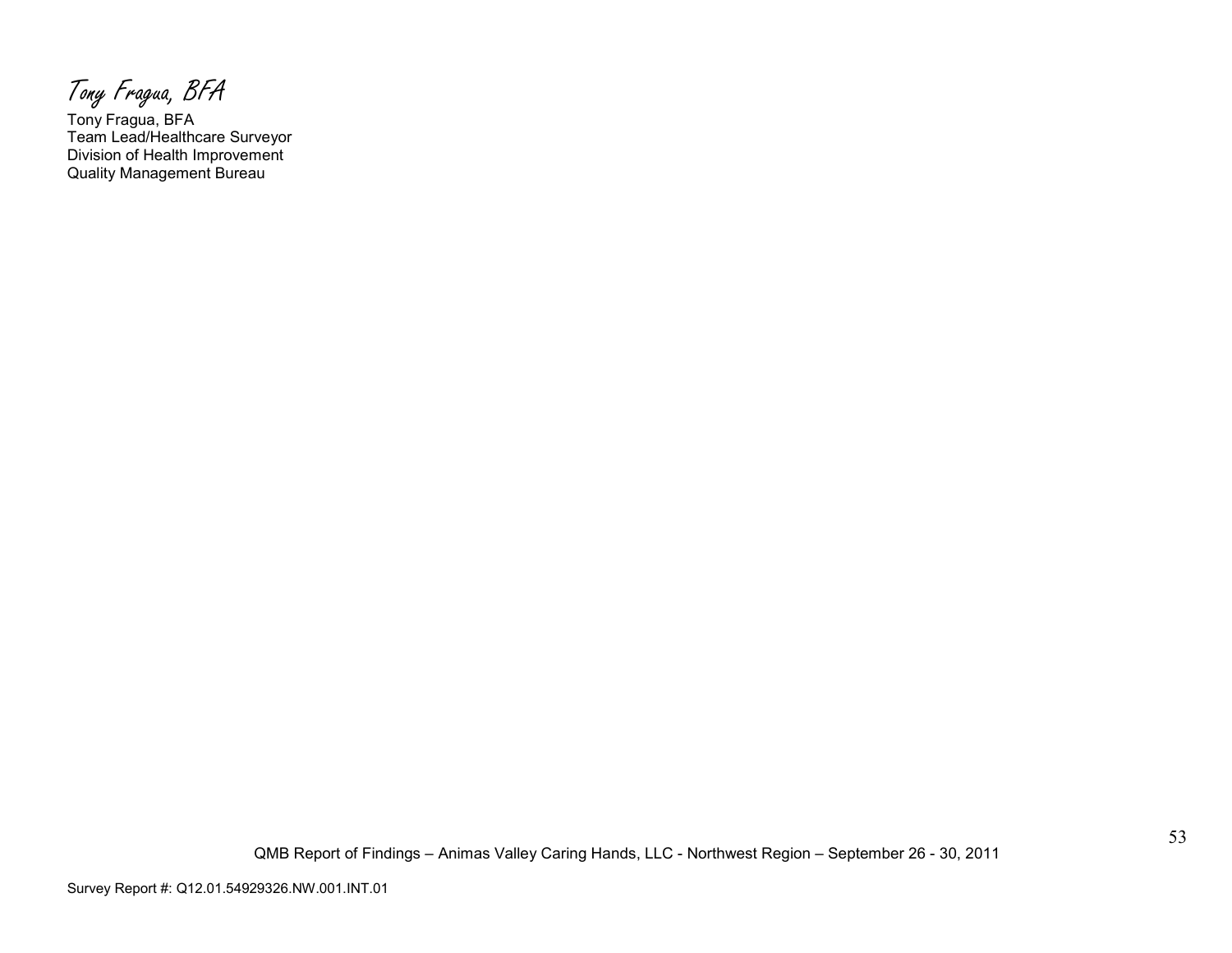*Tony Fragua, BFA*

Tony Fragua, BFA
Team Lead/Healthcare Surveyor
Division of Health Improvement
Quality Management Bureau